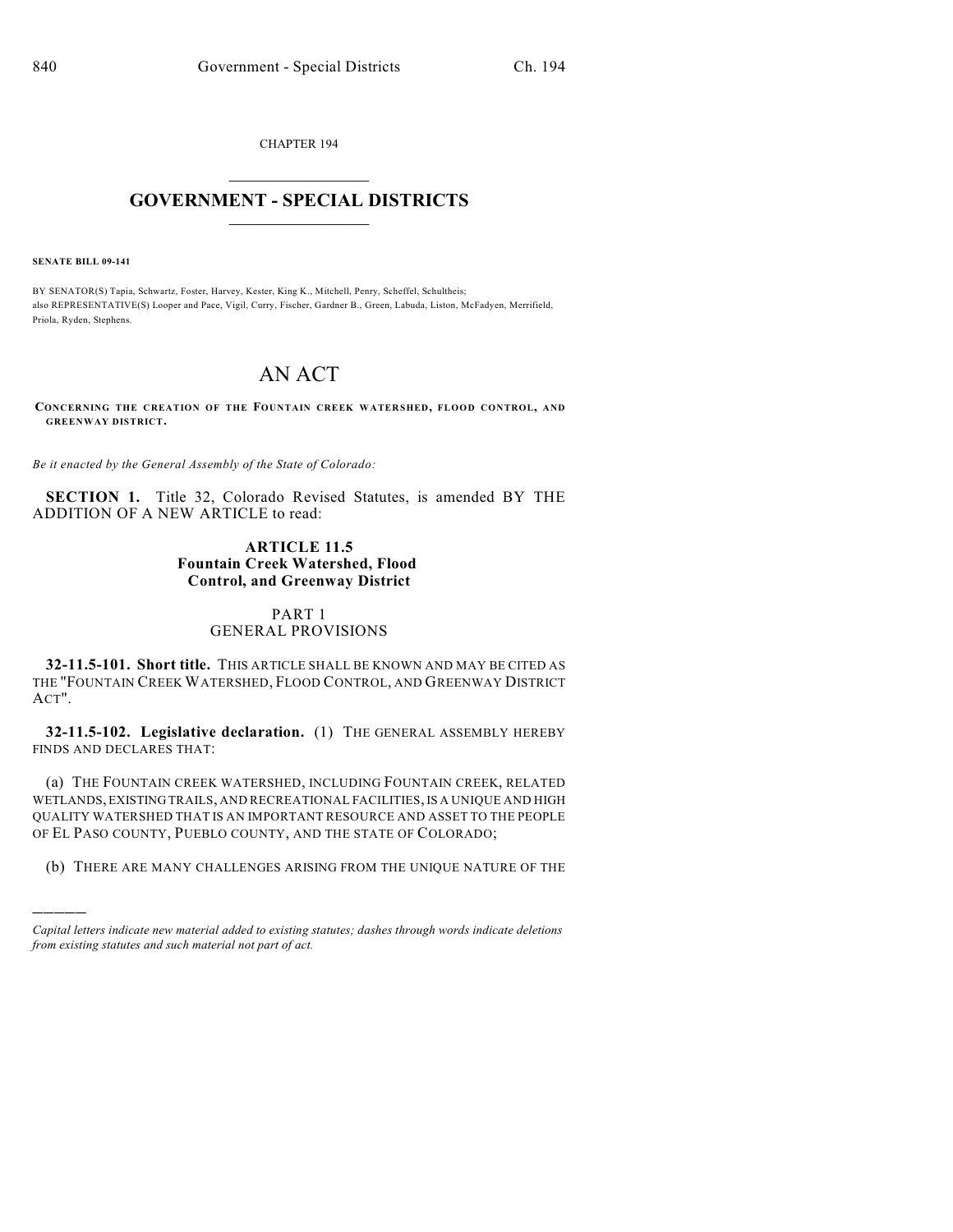CHAPTER 194

# GOVERNMENT - SPECIAL DISTRICTS

**SENATE BILL 09-141**

BY SENATOR(S) Tapia, Schwartz, Foster, Harvey, Kester, King K., Mitchell, Penry, Scheffel, Schultheis;
also REPRESENTATIVE(S) Looper and Pace, Vigil, Curry, Fischer, Gardner B., Green, Labuda, Liston, McFadyen, Merrifield, Priola, Ryden, Stephens.

# AN ACT

**CONCERNING THE CREATION OF THE FOUNTAIN CREEK WATERSHED, FLOOD CONTROL, AND GREENWAY DISTRICT.**

*Be it enacted by the General Assembly of the State of Colorado:*

**SECTION 1.** Title 32, Colorado Revised Statutes, is amended BY THE ADDITION OF A NEW ARTICLE to read:

## ARTICLE 11.5
## Fountain Creek Watershed, Flood Control, and Greenway District

### PART 1
### GENERAL PROVISIONS

**32-11.5-101. Short title.** THIS ARTICLE SHALL BE KNOWN AND MAY BE CITED AS THE "FOUNTAIN CREEK WATERSHED, FLOOD CONTROL, AND GREENWAY DISTRICT ACT".

**32-11.5-102. Legislative declaration.** (1) THE GENERAL ASSEMBLY HEREBY FINDS AND DECLARES THAT:

(a) THE FOUNTAIN CREEK WATERSHED, INCLUDING FOUNTAIN CREEK, RELATED WETLANDS, EXISTING TRAILS, AND RECREATIONAL FACILITIES, IS A UNIQUE AND HIGH QUALITY WATERSHED THAT IS AN IMPORTANT RESOURCE AND ASSET TO THE PEOPLE OF EL PASO COUNTY, PUEBLO COUNTY, AND THE STATE OF COLORADO;

(b) THERE ARE MANY CHALLENGES ARISING FROM THE UNIQUE NATURE OF THE

*Capital letters indicate new material added to existing statutes; dashes through words indicate deletions from existing statutes and such material not part of act.*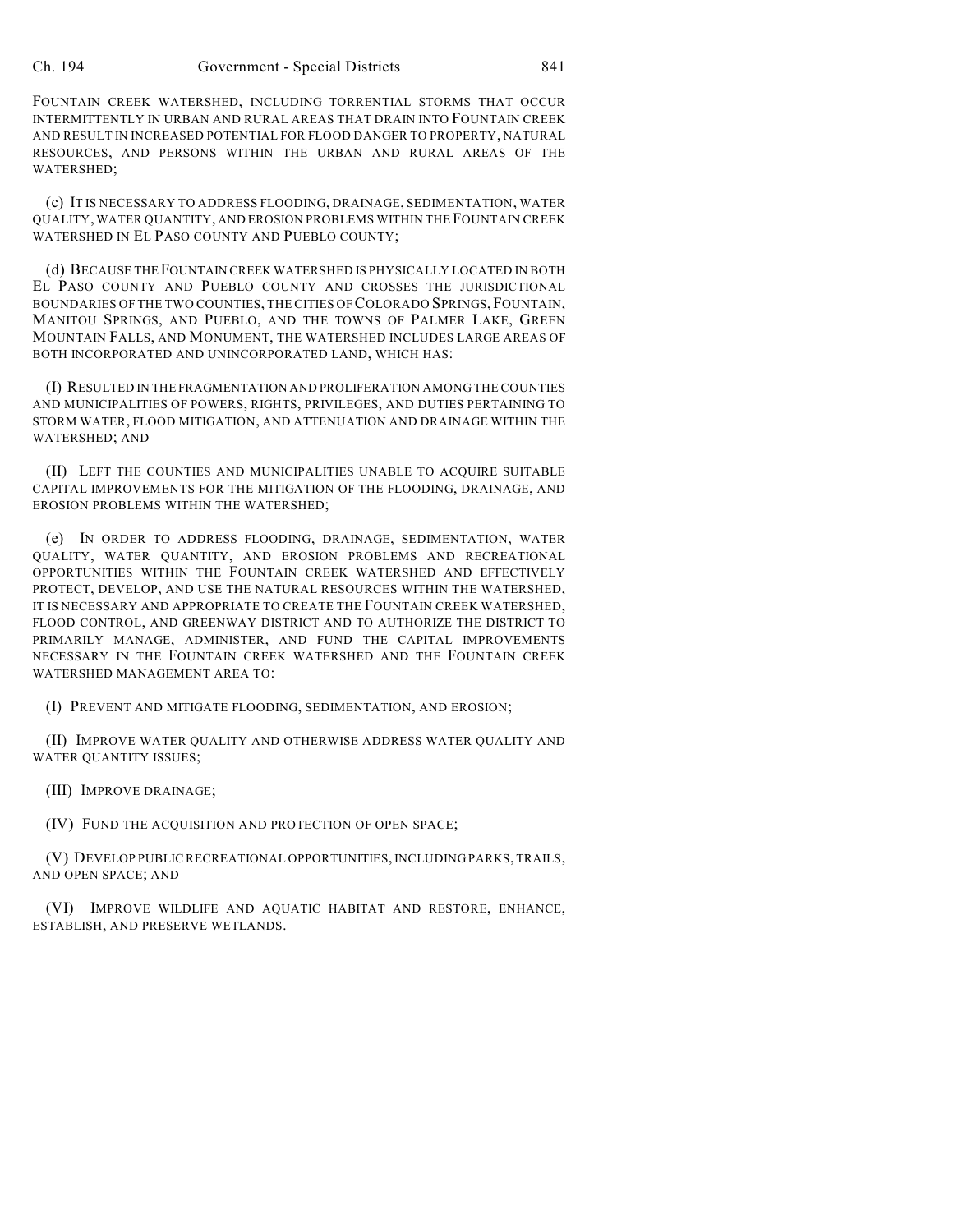FOUNTAIN CREEK WATERSHED, INCLUDING TORRENTIAL STORMS THAT OCCUR INTERMITTENTLY IN URBAN AND RURAL AREAS THAT DRAIN INTO FOUNTAIN CREEK AND RESULT IN INCREASED POTENTIAL FOR FLOOD DANGER TO PROPERTY, NATURAL RESOURCES, AND PERSONS WITHIN THE URBAN AND RURAL AREAS OF THE WATERSHED;

(c) IT IS NECESSARY TO ADDRESS FLOODING, DRAINAGE, SEDIMENTATION, WATER QUALITY, WATER QUANTITY, AND EROSION PROBLEMS WITHIN THE FOUNTAIN CREEK WATERSHED IN EL PASO COUNTY AND PUEBLO COUNTY;

(d) BECAUSE THE FOUNTAIN CREEK WATERSHED IS PHYSICALLY LOCATED IN BOTH EL PASO COUNTY AND PUEBLO COUNTY AND CROSSES THE JURISDICTIONAL BOUNDARIES OF THE TWO COUNTIES, THE CITIES OF COLORADO SPRINGS, FOUNTAIN, MANITOU SPRINGS, AND PUEBLO, AND THE TOWNS OF PALMER LAKE, GREEN MOUNTAIN FALLS, AND MONUMENT, THE WATERSHED INCLUDES LARGE AREAS OF BOTH INCORPORATED AND UNINCORPORATED LAND, WHICH HAS:

(I) RESULTED IN THE FRAGMENTATION AND PROLIFERATION AMONG THE COUNTIES AND MUNICIPALITIES OF POWERS, RIGHTS, PRIVILEGES, AND DUTIES PERTAINING TO STORM WATER, FLOOD MITIGATION, AND ATTENUATION AND DRAINAGE WITHIN THE WATERSHED; AND

(II) LEFT THE COUNTIES AND MUNICIPALITIES UNABLE TO ACQUIRE SUITABLE CAPITAL IMPROVEMENTS FOR THE MITIGATION OF THE FLOODING, DRAINAGE, AND EROSION PROBLEMS WITHIN THE WATERSHED;

(e) IN ORDER TO ADDRESS FLOODING, DRAINAGE, SEDIMENTATION, WATER QUALITY, WATER QUANTITY, AND EROSION PROBLEMS AND RECREATIONAL OPPORTUNITIES WITHIN THE FOUNTAIN CREEK WATERSHED AND EFFECTIVELY PROTECT, DEVELOP, AND USE THE NATURAL RESOURCES WITHIN THE WATERSHED, IT IS NECESSARY AND APPROPRIATE TO CREATE THE FOUNTAIN CREEK WATERSHED, FLOOD CONTROL, AND GREENWAY DISTRICT AND TO AUTHORIZE THE DISTRICT TO PRIMARILY MANAGE, ADMINISTER, AND FUND THE CAPITAL IMPROVEMENTS NECESSARY IN THE FOUNTAIN CREEK WATERSHED AND THE FOUNTAIN CREEK WATERSHED MANAGEMENT AREA TO:

(I) PREVENT AND MITIGATE FLOODING, SEDIMENTATION, AND EROSION;

(II) IMPROVE WATER QUALITY AND OTHERWISE ADDRESS WATER QUALITY AND WATER QUANTITY ISSUES;

(III) IMPROVE DRAINAGE;

(IV) FUND THE ACQUISITION AND PROTECTION OF OPEN SPACE;

(V) DEVELOP PUBLIC RECREATIONAL OPPORTUNITIES, INCLUDING PARKS, TRAILS, AND OPEN SPACE; AND

(VI) IMPROVE WILDLIFE AND AQUATIC HABITAT AND RESTORE, ENHANCE, ESTABLISH, AND PRESERVE WETLANDS.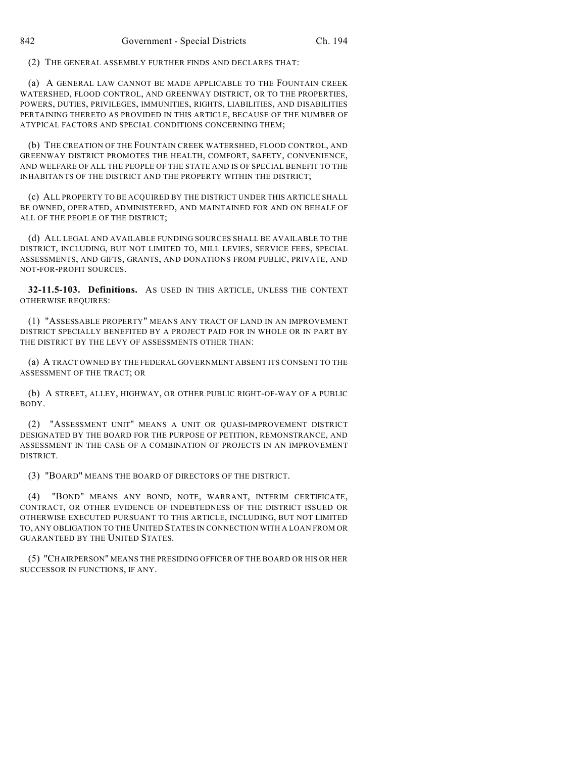(2) THE GENERAL ASSEMBLY FURTHER FINDS AND DECLARES THAT:

(a) A GENERAL LAW CANNOT BE MADE APPLICABLE TO THE FOUNTAIN CREEK WATERSHED, FLOOD CONTROL, AND GREENWAY DISTRICT, OR TO THE PROPERTIES, POWERS, DUTIES, PRIVILEGES, IMMUNITIES, RIGHTS, LIABILITIES, AND DISABILITIES PERTAINING THERETO AS PROVIDED IN THIS ARTICLE, BECAUSE OF THE NUMBER OF ATYPICAL FACTORS AND SPECIAL CONDITIONS CONCERNING THEM;

(b) THE CREATION OF THE FOUNTAIN CREEK WATERSHED, FLOOD CONTROL, AND GREENWAY DISTRICT PROMOTES THE HEALTH, COMFORT, SAFETY, CONVENIENCE, AND WELFARE OF ALL THE PEOPLE OF THE STATE AND IS OF SPECIAL BENEFIT TO THE INHABITANTS OF THE DISTRICT AND THE PROPERTY WITHIN THE DISTRICT;

(c) ALL PROPERTY TO BE ACQUIRED BY THE DISTRICT UNDER THIS ARTICLE SHALL BE OWNED, OPERATED, ADMINISTERED, AND MAINTAINED FOR AND ON BEHALF OF ALL OF THE PEOPLE OF THE DISTRICT;

(d) ALL LEGAL AND AVAILABLE FUNDING SOURCES SHALL BE AVAILABLE TO THE DISTRICT, INCLUDING, BUT NOT LIMITED TO, MILL LEVIES, SERVICE FEES, SPECIAL ASSESSMENTS, AND GIFTS, GRANTS, AND DONATIONS FROM PUBLIC, PRIVATE, AND NOT-FOR-PROFIT SOURCES.

**32-11.5-103. Definitions.** AS USED IN THIS ARTICLE, UNLESS THE CONTEXT OTHERWISE REQUIRES:

(1) "ASSESSABLE PROPERTY" MEANS ANY TRACT OF LAND IN AN IMPROVEMENT DISTRICT SPECIALLY BENEFITED BY A PROJECT PAID FOR IN WHOLE OR IN PART BY THE DISTRICT BY THE LEVY OF ASSESSMENTS OTHER THAN:

(a) A TRACT OWNED BY THE FEDERAL GOVERNMENT ABSENT ITS CONSENT TO THE ASSESSMENT OF THE TRACT; OR

(b) A STREET, ALLEY, HIGHWAY, OR OTHER PUBLIC RIGHT-OF-WAY OF A PUBLIC BODY.

(2) "ASSESSMENT UNIT" MEANS A UNIT OR QUASI-IMPROVEMENT DISTRICT DESIGNATED BY THE BOARD FOR THE PURPOSE OF PETITION, REMONSTRANCE, AND ASSESSMENT IN THE CASE OF A COMBINATION OF PROJECTS IN AN IMPROVEMENT DISTRICT.

(3) "BOARD" MEANS THE BOARD OF DIRECTORS OF THE DISTRICT.

(4) "BOND" MEANS ANY BOND, NOTE, WARRANT, INTERIM CERTIFICATE, CONTRACT, OR OTHER EVIDENCE OF INDEBTEDNESS OF THE DISTRICT ISSUED OR OTHERWISE EXECUTED PURSUANT TO THIS ARTICLE, INCLUDING, BUT NOT LIMITED TO, ANY OBLIGATION TO THE UNITED STATES IN CONNECTION WITH A LOAN FROM OR GUARANTEED BY THE UNITED STATES.

(5) "CHAIRPERSON" MEANS THE PRESIDING OFFICER OF THE BOARD OR HIS OR HER SUCCESSOR IN FUNCTIONS, IF ANY.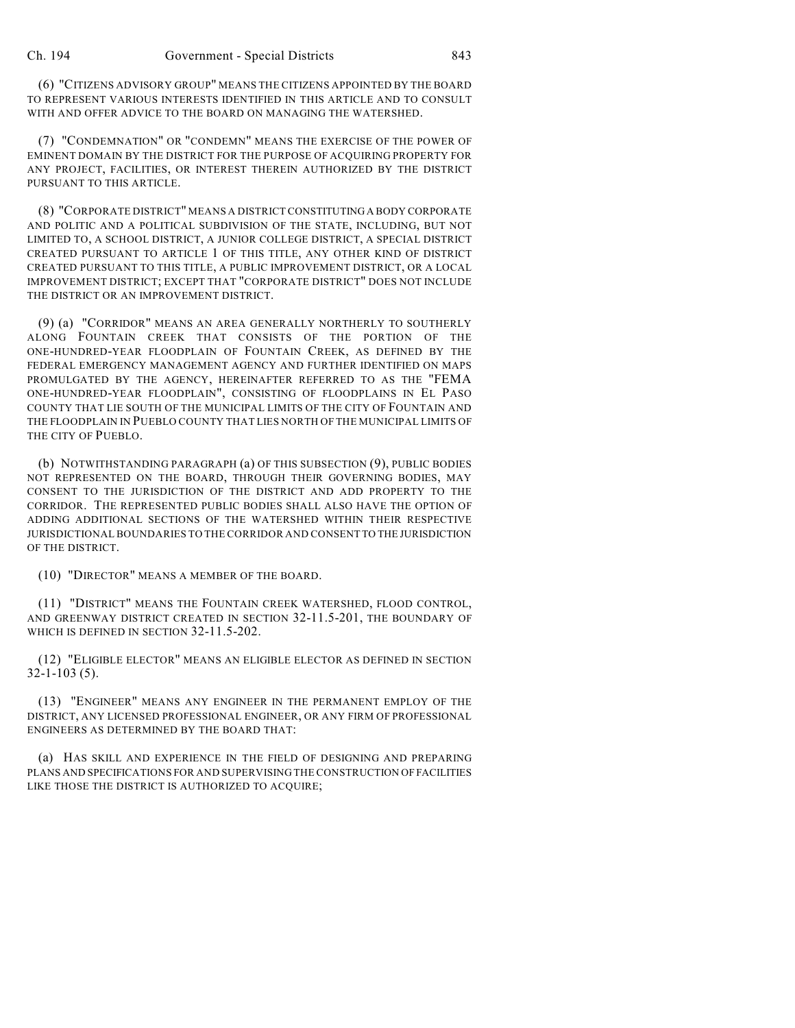(6) "CITIZENS ADVISORY GROUP" MEANS THE CITIZENS APPOINTED BY THE BOARD TO REPRESENT VARIOUS INTERESTS IDENTIFIED IN THIS ARTICLE AND TO CONSULT WITH AND OFFER ADVICE TO THE BOARD ON MANAGING THE WATERSHED.

(7) "CONDEMNATION" OR "CONDEMN" MEANS THE EXERCISE OF THE POWER OF EMINENT DOMAIN BY THE DISTRICT FOR THE PURPOSE OF ACQUIRING PROPERTY FOR ANY PROJECT, FACILITIES, OR INTEREST THEREIN AUTHORIZED BY THE DISTRICT PURSUANT TO THIS ARTICLE.

(8) "CORPORATE DISTRICT" MEANS A DISTRICT CONSTITUTING A BODY CORPORATE AND POLITIC AND A POLITICAL SUBDIVISION OF THE STATE, INCLUDING, BUT NOT LIMITED TO, A SCHOOL DISTRICT, A JUNIOR COLLEGE DISTRICT, A SPECIAL DISTRICT CREATED PURSUANT TO ARTICLE 1 OF THIS TITLE, ANY OTHER KIND OF DISTRICT CREATED PURSUANT TO THIS TITLE, A PUBLIC IMPROVEMENT DISTRICT, OR A LOCAL IMPROVEMENT DISTRICT; EXCEPT THAT "CORPORATE DISTRICT" DOES NOT INCLUDE THE DISTRICT OR AN IMPROVEMENT DISTRICT.

(9) (a) "CORRIDOR" MEANS AN AREA GENERALLY NORTHERLY TO SOUTHERLY ALONG FOUNTAIN CREEK THAT CONSISTS OF THE PORTION OF THE ONE-HUNDRED-YEAR FLOODPLAIN OF FOUNTAIN CREEK, AS DEFINED BY THE FEDERAL EMERGENCY MANAGEMENT AGENCY AND FURTHER IDENTIFIED ON MAPS PROMULGATED BY THE AGENCY, HEREINAFTER REFERRED TO AS THE "FEMA ONE-HUNDRED-YEAR FLOODPLAIN", CONSISTING OF FLOODPLAINS IN EL PASO COUNTY THAT LIE SOUTH OF THE MUNICIPAL LIMITS OF THE CITY OF FOUNTAIN AND THE FLOODPLAIN IN PUEBLO COUNTY THAT LIES NORTH OF THE MUNICIPAL LIMITS OF THE CITY OF PUEBLO.

(b) NOTWITHSTANDING PARAGRAPH (a) OF THIS SUBSECTION (9), PUBLIC BODIES NOT REPRESENTED ON THE BOARD, THROUGH THEIR GOVERNING BODIES, MAY CONSENT TO THE JURISDICTION OF THE DISTRICT AND ADD PROPERTY TO THE CORRIDOR. THE REPRESENTED PUBLIC BODIES SHALL ALSO HAVE THE OPTION OF ADDING ADDITIONAL SECTIONS OF THE WATERSHED WITHIN THEIR RESPECTIVE JURISDICTIONAL BOUNDARIES TO THE CORRIDOR AND CONSENT TO THE JURISDICTION OF THE DISTRICT.

(10) "DIRECTOR" MEANS A MEMBER OF THE BOARD.

(11) "DISTRICT" MEANS THE FOUNTAIN CREEK WATERSHED, FLOOD CONTROL, AND GREENWAY DISTRICT CREATED IN SECTION 32-11.5-201, THE BOUNDARY OF WHICH IS DEFINED IN SECTION 32-11.5-202.

(12) "ELIGIBLE ELECTOR" MEANS AN ELIGIBLE ELECTOR AS DEFINED IN SECTION 32-1-103 (5).

(13) "ENGINEER" MEANS ANY ENGINEER IN THE PERMANENT EMPLOY OF THE DISTRICT, ANY LICENSED PROFESSIONAL ENGINEER, OR ANY FIRM OF PROFESSIONAL ENGINEERS AS DETERMINED BY THE BOARD THAT:

(a) HAS SKILL AND EXPERIENCE IN THE FIELD OF DESIGNING AND PREPARING PLANS AND SPECIFICATIONS FOR AND SUPERVISING THE CONSTRUCTION OF FACILITIES LIKE THOSE THE DISTRICT IS AUTHORIZED TO ACQUIRE;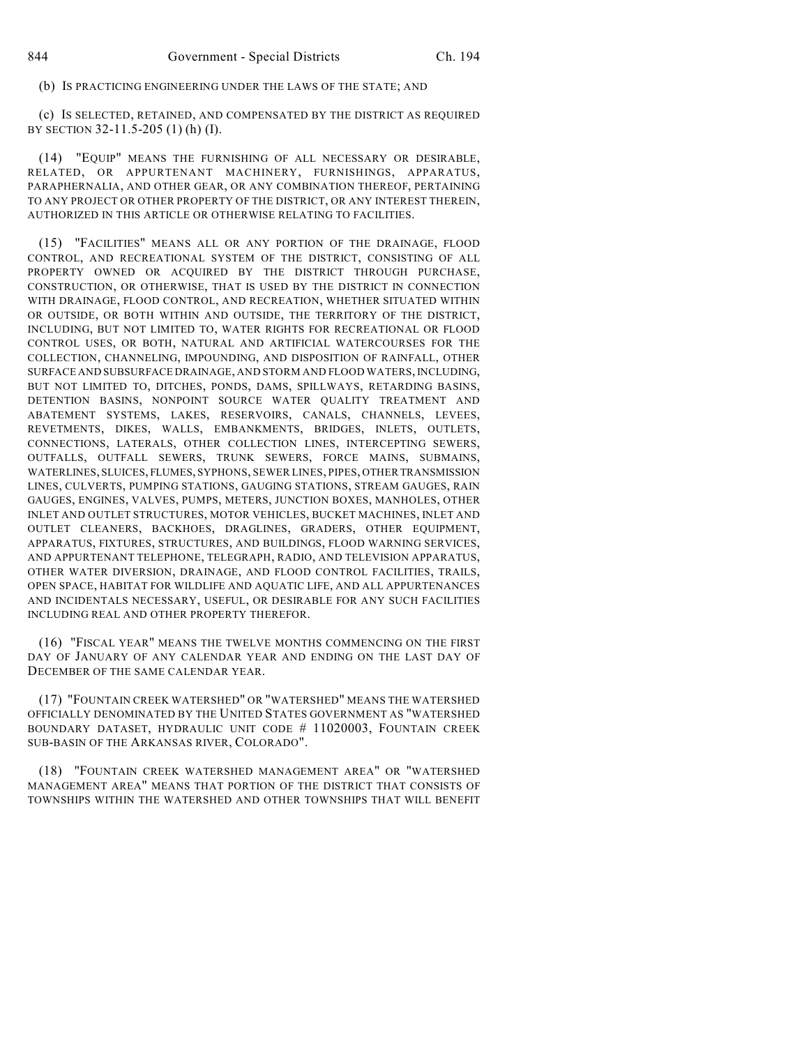(b) IS PRACTICING ENGINEERING UNDER THE LAWS OF THE STATE; AND

(c) IS SELECTED, RETAINED, AND COMPENSATED BY THE DISTRICT AS REQUIRED BY SECTION 32-11.5-205 (1) (h) (I).

(14) "EQUIP" MEANS THE FURNISHING OF ALL NECESSARY OR DESIRABLE, RELATED, OR APPURTENANT MACHINERY, FURNISHINGS, APPARATUS, PARAPHERNALIA, AND OTHER GEAR, OR ANY COMBINATION THEREOF, PERTAINING TO ANY PROJECT OR OTHER PROPERTY OF THE DISTRICT, OR ANY INTEREST THEREIN, AUTHORIZED IN THIS ARTICLE OR OTHERWISE RELATING TO FACILITIES.

(15) "FACILITIES" MEANS ALL OR ANY PORTION OF THE DRAINAGE, FLOOD CONTROL, AND RECREATIONAL SYSTEM OF THE DISTRICT, CONSISTING OF ALL PROPERTY OWNED OR ACQUIRED BY THE DISTRICT THROUGH PURCHASE, CONSTRUCTION, OR OTHERWISE, THAT IS USED BY THE DISTRICT IN CONNECTION WITH DRAINAGE, FLOOD CONTROL, AND RECREATION, WHETHER SITUATED WITHIN OR OUTSIDE, OR BOTH WITHIN AND OUTSIDE, THE TERRITORY OF THE DISTRICT, INCLUDING, BUT NOT LIMITED TO, WATER RIGHTS FOR RECREATIONAL OR FLOOD CONTROL USES, OR BOTH, NATURAL AND ARTIFICIAL WATERCOURSES FOR THE COLLECTION, CHANNELING, IMPOUNDING, AND DISPOSITION OF RAINFALL, OTHER SURFACE AND SUBSURFACE DRAINAGE, AND STORM AND FLOOD WATERS, INCLUDING, BUT NOT LIMITED TO, DITCHES, PONDS, DAMS, SPILLWAYS, RETARDING BASINS, DETENTION BASINS, NONPOINT SOURCE WATER QUALITY TREATMENT AND ABATEMENT SYSTEMS, LAKES, RESERVOIRS, CANALS, CHANNELS, LEVEES, REVETMENTS, DIKES, WALLS, EMBANKMENTS, BRIDGES, INLETS, OUTLETS, CONNECTIONS, LATERALS, OTHER COLLECTION LINES, INTERCEPTING SEWERS, OUTFALLS, OUTFALL SEWERS, TRUNK SEWERS, FORCE MAINS, SUBMAINS, WATERLINES, SLUICES, FLUMES, SYPHONS, SEWER LINES, PIPES, OTHER TRANSMISSION LINES, CULVERTS, PUMPING STATIONS, GAUGING STATIONS, STREAM GAUGES, RAIN GAUGES, ENGINES, VALVES, PUMPS, METERS, JUNCTION BOXES, MANHOLES, OTHER INLET AND OUTLET STRUCTURES, MOTOR VEHICLES, BUCKET MACHINES, INLET AND OUTLET CLEANERS, BACKHOES, DRAGLINES, GRADERS, OTHER EQUIPMENT, APPARATUS, FIXTURES, STRUCTURES, AND BUILDINGS, FLOOD WARNING SERVICES, AND APPURTENANT TELEPHONE, TELEGRAPH, RADIO, AND TELEVISION APPARATUS, OTHER WATER DIVERSION, DRAINAGE, AND FLOOD CONTROL FACILITIES, TRAILS, OPEN SPACE, HABITAT FOR WILDLIFE AND AQUATIC LIFE, AND ALL APPURTENANCES AND INCIDENTALS NECESSARY, USEFUL, OR DESIRABLE FOR ANY SUCH FACILITIES INCLUDING REAL AND OTHER PROPERTY THEREFOR.

(16) "FISCAL YEAR" MEANS THE TWELVE MONTHS COMMENCING ON THE FIRST DAY OF JANUARY OF ANY CALENDAR YEAR AND ENDING ON THE LAST DAY OF DECEMBER OF THE SAME CALENDAR YEAR.

(17) "FOUNTAIN CREEK WATERSHED" OR "WATERSHED" MEANS THE WATERSHED OFFICIALLY DENOMINATED BY THE UNITED STATES GOVERNMENT AS "WATERSHED BOUNDARY DATASET, HYDRAULIC UNIT CODE # 11020003, FOUNTAIN CREEK SUB-BASIN OF THE ARKANSAS RIVER, COLORADO".

(18) "FOUNTAIN CREEK WATERSHED MANAGEMENT AREA" OR "WATERSHED MANAGEMENT AREA" MEANS THAT PORTION OF THE DISTRICT THAT CONSISTS OF TOWNSHIPS WITHIN THE WATERSHED AND OTHER TOWNSHIPS THAT WILL BENEFIT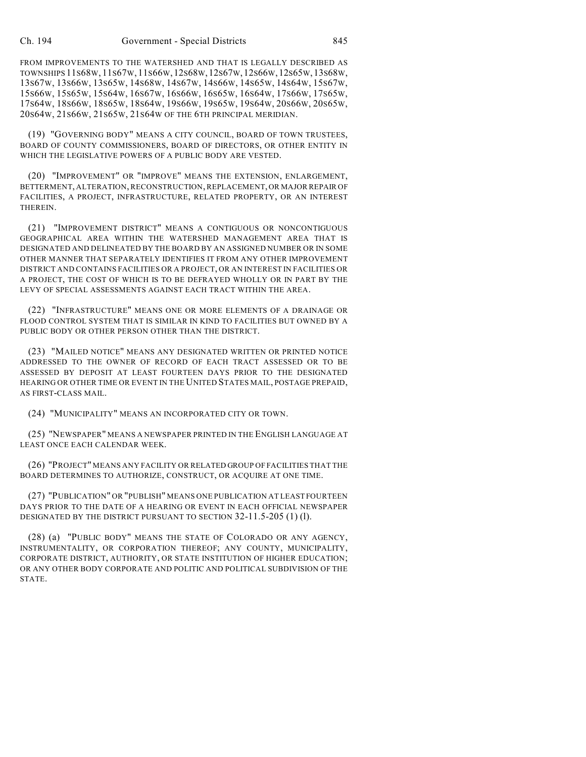FROM IMPROVEMENTS TO THE WATERSHED AND THAT IS LEGALLY DESCRIBED AS TOWNSHIPS 11S68W, 11S67W, 11S66W, 12S68W, 12S67W, 12S66W, 12S65W, 13S68W, 13S67W, 13S66W, 13S65W, 14S68W, 14S67W, 14S66W, 14S65W, 14S64W, 15S67W, 15S66W, 15S65W, 15S64W, 16S67W, 16S66W, 16S65W, 16S64W, 17S66W, 17S65W, 17S64W, 18S66W, 18S65W, 18S64W, 19S66W, 19S65W, 19S64W, 20S66W, 20S65W, 20S64W, 21S66W, 21S65W, 21S64W OF THE 6TH PRINCIPAL MERIDIAN.

(19) "GOVERNING BODY" MEANS A CITY COUNCIL, BOARD OF TOWN TRUSTEES, BOARD OF COUNTY COMMISSIONERS, BOARD OF DIRECTORS, OR OTHER ENTITY IN WHICH THE LEGISLATIVE POWERS OF A PUBLIC BODY ARE VESTED.

(20) "IMPROVEMENT" OR "IMPROVE" MEANS THE EXTENSION, ENLARGEMENT, BETTERMENT, ALTERATION, RECONSTRUCTION, REPLACEMENT, OR MAJOR REPAIR OF FACILITIES, A PROJECT, INFRASTRUCTURE, RELATED PROPERTY, OR AN INTEREST THEREIN.

(21) "IMPROVEMENT DISTRICT" MEANS A CONTIGUOUS OR NONCONTIGUOUS GEOGRAPHICAL AREA WITHIN THE WATERSHED MANAGEMENT AREA THAT IS DESIGNATED AND DELINEATED BY THE BOARD BY AN ASSIGNED NUMBER OR IN SOME OTHER MANNER THAT SEPARATELY IDENTIFIES IT FROM ANY OTHER IMPROVEMENT DISTRICT AND CONTAINS FACILITIES OR A PROJECT, OR AN INTEREST IN FACILITIES OR A PROJECT, THE COST OF WHICH IS TO BE DEFRAYED WHOLLY OR IN PART BY THE LEVY OF SPECIAL ASSESSMENTS AGAINST EACH TRACT WITHIN THE AREA.

(22) "INFRASTRUCTURE" MEANS ONE OR MORE ELEMENTS OF A DRAINAGE OR FLOOD CONTROL SYSTEM THAT IS SIMILAR IN KIND TO FACILITIES BUT OWNED BY A PUBLIC BODY OR OTHER PERSON OTHER THAN THE DISTRICT.

(23) "MAILED NOTICE" MEANS ANY DESIGNATED WRITTEN OR PRINTED NOTICE ADDRESSED TO THE OWNER OF RECORD OF EACH TRACT ASSESSED OR TO BE ASSESSED BY DEPOSIT AT LEAST FOURTEEN DAYS PRIOR TO THE DESIGNATED HEARING OR OTHER TIME OR EVENT IN THE UNITED STATES MAIL, POSTAGE PREPAID, AS FIRST-CLASS MAIL.

(24) "MUNICIPALITY" MEANS AN INCORPORATED CITY OR TOWN.

(25) "NEWSPAPER" MEANS A NEWSPAPER PRINTED IN THE ENGLISH LANGUAGE AT LEAST ONCE EACH CALENDAR WEEK.

(26) "PROJECT" MEANS ANY FACILITY OR RELATED GROUP OF FACILITIES THAT THE BOARD DETERMINES TO AUTHORIZE, CONSTRUCT, OR ACQUIRE AT ONE TIME.

(27) "PUBLICATION" OR "PUBLISH" MEANS ONE PUBLICATION AT LEAST FOURTEEN DAYS PRIOR TO THE DATE OF A HEARING OR EVENT IN EACH OFFICIAL NEWSPAPER DESIGNATED BY THE DISTRICT PURSUANT TO SECTION 32-11.5-205 (1) (l).

(28) (a) "PUBLIC BODY" MEANS THE STATE OF COLORADO OR ANY AGENCY, INSTRUMENTALITY, OR CORPORATION THEREOF; ANY COUNTY, MUNICIPALITY, CORPORATE DISTRICT, AUTHORITY, OR STATE INSTITUTION OF HIGHER EDUCATION; OR ANY OTHER BODY CORPORATE AND POLITIC AND POLITICAL SUBDIVISION OF THE STATE.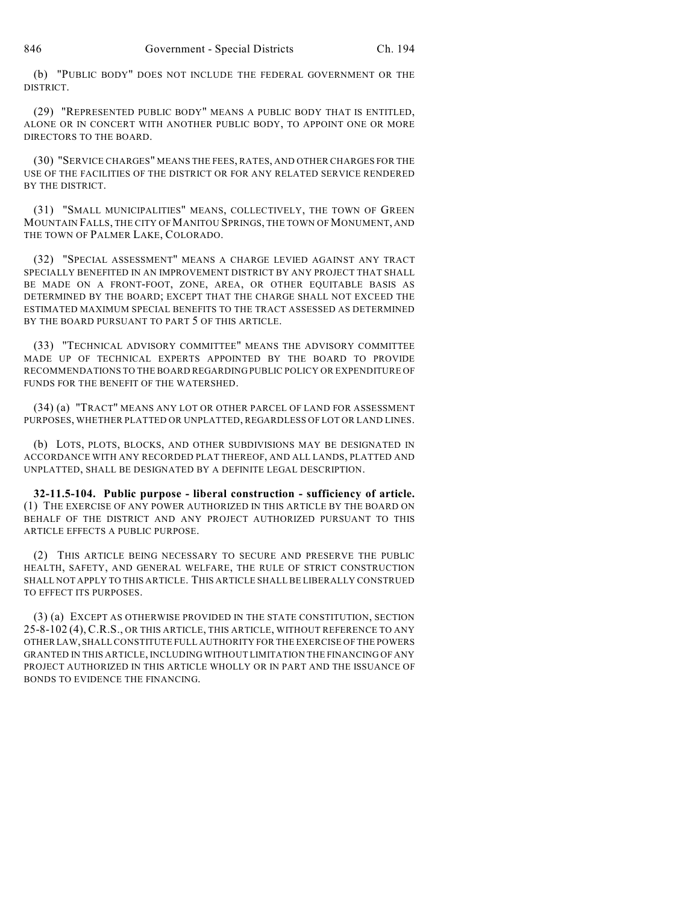(b) "PUBLIC BODY" DOES NOT INCLUDE THE FEDERAL GOVERNMENT OR THE DISTRICT.

(29) "REPRESENTED PUBLIC BODY" MEANS A PUBLIC BODY THAT IS ENTITLED, ALONE OR IN CONCERT WITH ANOTHER PUBLIC BODY, TO APPOINT ONE OR MORE DIRECTORS TO THE BOARD.

(30) "SERVICE CHARGES" MEANS THE FEES, RATES, AND OTHER CHARGES FOR THE USE OF THE FACILITIES OF THE DISTRICT OR FOR ANY RELATED SERVICE RENDERED BY THE DISTRICT.

(31) "SMALL MUNICIPALITIES" MEANS, COLLECTIVELY, THE TOWN OF GREEN MOUNTAIN FALLS, THE CITY OF MANITOU SPRINGS, THE TOWN OF MONUMENT, AND THE TOWN OF PALMER LAKE, COLORADO.

(32) "SPECIAL ASSESSMENT" MEANS A CHARGE LEVIED AGAINST ANY TRACT SPECIALLY BENEFITED IN AN IMPROVEMENT DISTRICT BY ANY PROJECT THAT SHALL BE MADE ON A FRONT-FOOT, ZONE, AREA, OR OTHER EQUITABLE BASIS AS DETERMINED BY THE BOARD; EXCEPT THAT THE CHARGE SHALL NOT EXCEED THE ESTIMATED MAXIMUM SPECIAL BENEFITS TO THE TRACT ASSESSED AS DETERMINED BY THE BOARD PURSUANT TO PART 5 OF THIS ARTICLE.

(33) "TECHNICAL ADVISORY COMMITTEE" MEANS THE ADVISORY COMMITTEE MADE UP OF TECHNICAL EXPERTS APPOINTED BY THE BOARD TO PROVIDE RECOMMENDATIONS TO THE BOARD REGARDING PUBLIC POLICY OR EXPENDITURE OF FUNDS FOR THE BENEFIT OF THE WATERSHED.

(34) (a) "TRACT" MEANS ANY LOT OR OTHER PARCEL OF LAND FOR ASSESSMENT PURPOSES, WHETHER PLATTED OR UNPLATTED, REGARDLESS OF LOT OR LAND LINES.

(b) LOTS, PLOTS, BLOCKS, AND OTHER SUBDIVISIONS MAY BE DESIGNATED IN ACCORDANCE WITH ANY RECORDED PLAT THEREOF, AND ALL LANDS, PLATTED AND UNPLATTED, SHALL BE DESIGNATED BY A DEFINITE LEGAL DESCRIPTION.

**32-11.5-104. Public purpose - liberal construction - sufficiency of article.** (1) THE EXERCISE OF ANY POWER AUTHORIZED IN THIS ARTICLE BY THE BOARD ON BEHALF OF THE DISTRICT AND ANY PROJECT AUTHORIZED PURSUANT TO THIS ARTICLE EFFECTS A PUBLIC PURPOSE.

(2) THIS ARTICLE BEING NECESSARY TO SECURE AND PRESERVE THE PUBLIC HEALTH, SAFETY, AND GENERAL WELFARE, THE RULE OF STRICT CONSTRUCTION SHALL NOT APPLY TO THIS ARTICLE. THIS ARTICLE SHALL BE LIBERALLY CONSTRUED TO EFFECT ITS PURPOSES.

(3) (a) EXCEPT AS OTHERWISE PROVIDED IN THE STATE CONSTITUTION, SECTION 25-8-102 (4), C.R.S., OR THIS ARTICLE, THIS ARTICLE, WITHOUT REFERENCE TO ANY OTHER LAW, SHALL CONSTITUTE FULL AUTHORITY FOR THE EXERCISE OF THE POWERS GRANTED IN THIS ARTICLE, INCLUDING WITHOUT LIMITATION THE FINANCING OF ANY PROJECT AUTHORIZED IN THIS ARTICLE WHOLLY OR IN PART AND THE ISSUANCE OF BONDS TO EVIDENCE THE FINANCING.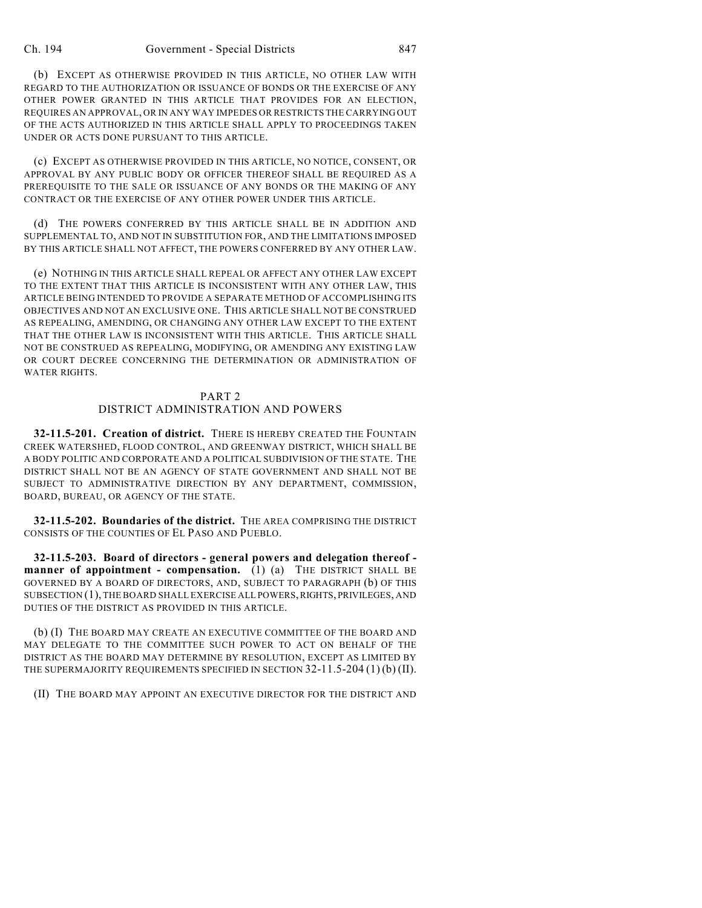(b) EXCEPT AS OTHERWISE PROVIDED IN THIS ARTICLE, NO OTHER LAW WITH REGARD TO THE AUTHORIZATION OR ISSUANCE OF BONDS OR THE EXERCISE OF ANY OTHER POWER GRANTED IN THIS ARTICLE THAT PROVIDES FOR AN ELECTION, REQUIRES AN APPROVAL, OR IN ANY WAY IMPEDES OR RESTRICTS THE CARRYING OUT OF THE ACTS AUTHORIZED IN THIS ARTICLE SHALL APPLY TO PROCEEDINGS TAKEN UNDER OR ACTS DONE PURSUANT TO THIS ARTICLE.

(c) EXCEPT AS OTHERWISE PROVIDED IN THIS ARTICLE, NO NOTICE, CONSENT, OR APPROVAL BY ANY PUBLIC BODY OR OFFICER THEREOF SHALL BE REQUIRED AS A PREREQUISITE TO THE SALE OR ISSUANCE OF ANY BONDS OR THE MAKING OF ANY CONTRACT OR THE EXERCISE OF ANY OTHER POWER UNDER THIS ARTICLE.

(d) THE POWERS CONFERRED BY THIS ARTICLE SHALL BE IN ADDITION AND SUPPLEMENTAL TO, AND NOT IN SUBSTITUTION FOR, AND THE LIMITATIONS IMPOSED BY THIS ARTICLE SHALL NOT AFFECT, THE POWERS CONFERRED BY ANY OTHER LAW.

(e) NOTHING IN THIS ARTICLE SHALL REPEAL OR AFFECT ANY OTHER LAW EXCEPT TO THE EXTENT THAT THIS ARTICLE IS INCONSISTENT WITH ANY OTHER LAW, THIS ARTICLE BEING INTENDED TO PROVIDE A SEPARATE METHOD OF ACCOMPLISHING ITS OBJECTIVES AND NOT AN EXCLUSIVE ONE. THIS ARTICLE SHALL NOT BE CONSTRUED AS REPEALING, AMENDING, OR CHANGING ANY OTHER LAW EXCEPT TO THE EXTENT THAT THE OTHER LAW IS INCONSISTENT WITH THIS ARTICLE. THIS ARTICLE SHALL NOT BE CONSTRUED AS REPEALING, MODIFYING, OR AMENDING ANY EXISTING LAW OR COURT DECREE CONCERNING THE DETERMINATION OR ADMINISTRATION OF WATER RIGHTS.

## PART 2
## DISTRICT ADMINISTRATION AND POWERS

**32-11.5-201. Creation of district.** THERE IS HEREBY CREATED THE FOUNTAIN CREEK WATERSHED, FLOOD CONTROL, AND GREENWAY DISTRICT, WHICH SHALL BE A BODY POLITIC AND CORPORATE AND A POLITICAL SUBDIVISION OF THE STATE. THE DISTRICT SHALL NOT BE AN AGENCY OF STATE GOVERNMENT AND SHALL NOT BE SUBJECT TO ADMINISTRATIVE DIRECTION BY ANY DEPARTMENT, COMMISSION, BOARD, BUREAU, OR AGENCY OF THE STATE.

**32-11.5-202. Boundaries of the district.** THE AREA COMPRISING THE DISTRICT CONSISTS OF THE COUNTIES OF EL PASO AND PUEBLO.

**32-11.5-203. Board of directors - general powers and delegation thereof - manner of appointment - compensation.** (1) (a) THE DISTRICT SHALL BE GOVERNED BY A BOARD OF DIRECTORS, AND, SUBJECT TO PARAGRAPH (b) OF THIS SUBSECTION (1), THE BOARD SHALL EXERCISE ALL POWERS, RIGHTS, PRIVILEGES, AND DUTIES OF THE DISTRICT AS PROVIDED IN THIS ARTICLE.

(b) (I) THE BOARD MAY CREATE AN EXECUTIVE COMMITTEE OF THE BOARD AND MAY DELEGATE TO THE COMMITTEE SUCH POWER TO ACT ON BEHALF OF THE DISTRICT AS THE BOARD MAY DETERMINE BY RESOLUTION, EXCEPT AS LIMITED BY THE SUPERMAJORITY REQUIREMENTS SPECIFIED IN SECTION 32-11.5-204 (1) (b) (II).

(II) THE BOARD MAY APPOINT AN EXECUTIVE DIRECTOR FOR THE DISTRICT AND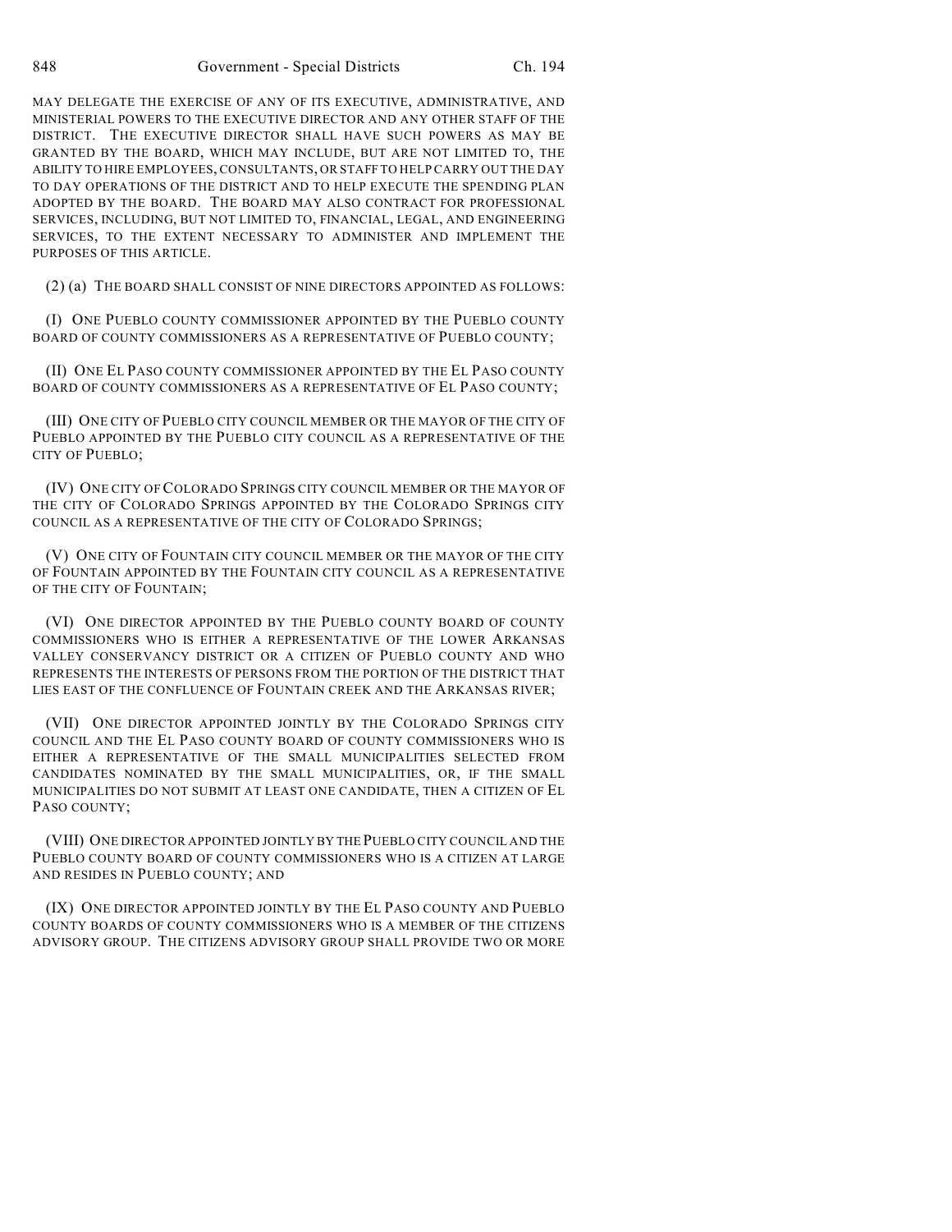MAY DELEGATE THE EXERCISE OF ANY OF ITS EXECUTIVE, ADMINISTRATIVE, AND MINISTERIAL POWERS TO THE EXECUTIVE DIRECTOR AND ANY OTHER STAFF OF THE DISTRICT. THE EXECUTIVE DIRECTOR SHALL HAVE SUCH POWERS AS MAY BE GRANTED BY THE BOARD, WHICH MAY INCLUDE, BUT ARE NOT LIMITED TO, THE ABILITY TO HIRE EMPLOYEES, CONSULTANTS, OR STAFF TO HELP CARRY OUT THE DAY TO DAY OPERATIONS OF THE DISTRICT AND TO HELP EXECUTE THE SPENDING PLAN ADOPTED BY THE BOARD. THE BOARD MAY ALSO CONTRACT FOR PROFESSIONAL SERVICES, INCLUDING, BUT NOT LIMITED TO, FINANCIAL, LEGAL, AND ENGINEERING SERVICES, TO THE EXTENT NECESSARY TO ADMINISTER AND IMPLEMENT THE PURPOSES OF THIS ARTICLE.

(2) (a) THE BOARD SHALL CONSIST OF NINE DIRECTORS APPOINTED AS FOLLOWS:

(I) ONE PUEBLO COUNTY COMMISSIONER APPOINTED BY THE PUEBLO COUNTY BOARD OF COUNTY COMMISSIONERS AS A REPRESENTATIVE OF PUEBLO COUNTY;

(II) ONE EL PASO COUNTY COMMISSIONER APPOINTED BY THE EL PASO COUNTY BOARD OF COUNTY COMMISSIONERS AS A REPRESENTATIVE OF EL PASO COUNTY;

(III) ONE CITY OF PUEBLO CITY COUNCIL MEMBER OR THE MAYOR OF THE CITY OF PUEBLO APPOINTED BY THE PUEBLO CITY COUNCIL AS A REPRESENTATIVE OF THE CITY OF PUEBLO;

(IV) ONE CITY OF COLORADO SPRINGS CITY COUNCIL MEMBER OR THE MAYOR OF THE CITY OF COLORADO SPRINGS APPOINTED BY THE COLORADO SPRINGS CITY COUNCIL AS A REPRESENTATIVE OF THE CITY OF COLORADO SPRINGS;

(V) ONE CITY OF FOUNTAIN CITY COUNCIL MEMBER OR THE MAYOR OF THE CITY OF FOUNTAIN APPOINTED BY THE FOUNTAIN CITY COUNCIL AS A REPRESENTATIVE OF THE CITY OF FOUNTAIN;

(VI) ONE DIRECTOR APPOINTED BY THE PUEBLO COUNTY BOARD OF COUNTY COMMISSIONERS WHO IS EITHER A REPRESENTATIVE OF THE LOWER ARKANSAS VALLEY CONSERVANCY DISTRICT OR A CITIZEN OF PUEBLO COUNTY AND WHO REPRESENTS THE INTERESTS OF PERSONS FROM THE PORTION OF THE DISTRICT THAT LIES EAST OF THE CONFLUENCE OF FOUNTAIN CREEK AND THE ARKANSAS RIVER;

(VII) ONE DIRECTOR APPOINTED JOINTLY BY THE COLORADO SPRINGS CITY COUNCIL AND THE EL PASO COUNTY BOARD OF COUNTY COMMISSIONERS WHO IS EITHER A REPRESENTATIVE OF THE SMALL MUNICIPALITIES SELECTED FROM CANDIDATES NOMINATED BY THE SMALL MUNICIPALITIES, OR, IF THE SMALL MUNICIPALITIES DO NOT SUBMIT AT LEAST ONE CANDIDATE, THEN A CITIZEN OF EL PASO COUNTY;

(VIII) ONE DIRECTOR APPOINTED JOINTLY BY THE PUEBLO CITY COUNCIL AND THE PUEBLO COUNTY BOARD OF COUNTY COMMISSIONERS WHO IS A CITIZEN AT LARGE AND RESIDES IN PUEBLO COUNTY; AND

(IX) ONE DIRECTOR APPOINTED JOINTLY BY THE EL PASO COUNTY AND PUEBLO COUNTY BOARDS OF COUNTY COMMISSIONERS WHO IS A MEMBER OF THE CITIZENS ADVISORY GROUP. THE CITIZENS ADVISORY GROUP SHALL PROVIDE TWO OR MORE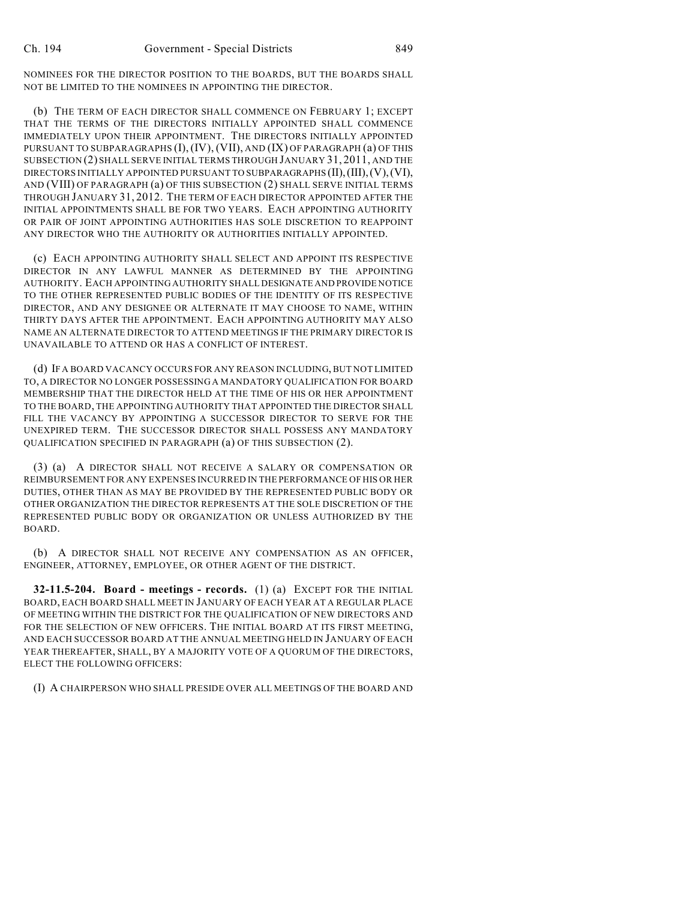NOMINEES FOR THE DIRECTOR POSITION TO THE BOARDS, BUT THE BOARDS SHALL NOT BE LIMITED TO THE NOMINEES IN APPOINTING THE DIRECTOR.

(b) THE TERM OF EACH DIRECTOR SHALL COMMENCE ON FEBRUARY 1; EXCEPT THAT THE TERMS OF THE DIRECTORS INITIALLY APPOINTED SHALL COMMENCE IMMEDIATELY UPON THEIR APPOINTMENT. THE DIRECTORS INITIALLY APPOINTED PURSUANT TO SUBPARAGRAPHS (I), (IV), (VII), AND (IX) OF PARAGRAPH (a) OF THIS SUBSECTION (2) SHALL SERVE INITIAL TERMS THROUGH JANUARY 31, 2011, AND THE DIRECTORS INITIALLY APPOINTED PURSUANT TO SUBPARAGRAPHS (II), (III), (V), (VI), AND (VIII) OF PARAGRAPH (a) OF THIS SUBSECTION (2) SHALL SERVE INITIAL TERMS THROUGH JANUARY 31, 2012. THE TERM OF EACH DIRECTOR APPOINTED AFTER THE INITIAL APPOINTMENTS SHALL BE FOR TWO YEARS. EACH APPOINTING AUTHORITY OR PAIR OF JOINT APPOINTING AUTHORITIES HAS SOLE DISCRETION TO REAPPOINT ANY DIRECTOR WHO THE AUTHORITY OR AUTHORITIES INITIALLY APPOINTED.

(c) EACH APPOINTING AUTHORITY SHALL SELECT AND APPOINT ITS RESPECTIVE DIRECTOR IN ANY LAWFUL MANNER AS DETERMINED BY THE APPOINTING AUTHORITY. EACH APPOINTING AUTHORITY SHALL DESIGNATE AND PROVIDE NOTICE TO THE OTHER REPRESENTED PUBLIC BODIES OF THE IDENTITY OF ITS RESPECTIVE DIRECTOR, AND ANY DESIGNEE OR ALTERNATE IT MAY CHOOSE TO NAME, WITHIN THIRTY DAYS AFTER THE APPOINTMENT. EACH APPOINTING AUTHORITY MAY ALSO NAME AN ALTERNATE DIRECTOR TO ATTEND MEETINGS IF THE PRIMARY DIRECTOR IS UNAVAILABLE TO ATTEND OR HAS A CONFLICT OF INTEREST.

(d) IF A BOARD VACANCY OCCURS FOR ANY REASON INCLUDING, BUT NOT LIMITED TO, A DIRECTOR NO LONGER POSSESSING A MANDATORY QUALIFICATION FOR BOARD MEMBERSHIP THAT THE DIRECTOR HELD AT THE TIME OF HIS OR HER APPOINTMENT TO THE BOARD, THE APPOINTING AUTHORITY THAT APPOINTED THE DIRECTOR SHALL FILL THE VACANCY BY APPOINTING A SUCCESSOR DIRECTOR TO SERVE FOR THE UNEXPIRED TERM. THE SUCCESSOR DIRECTOR SHALL POSSESS ANY MANDATORY QUALIFICATION SPECIFIED IN PARAGRAPH (a) OF THIS SUBSECTION (2).

(3) (a) A DIRECTOR SHALL NOT RECEIVE A SALARY OR COMPENSATION OR REIMBURSEMENT FOR ANY EXPENSES INCURRED IN THE PERFORMANCE OF HIS OR HER DUTIES, OTHER THAN AS MAY BE PROVIDED BY THE REPRESENTED PUBLIC BODY OR OTHER ORGANIZATION THE DIRECTOR REPRESENTS AT THE SOLE DISCRETION OF THE REPRESENTED PUBLIC BODY OR ORGANIZATION OR UNLESS AUTHORIZED BY THE BOARD.

(b) A DIRECTOR SHALL NOT RECEIVE ANY COMPENSATION AS AN OFFICER, ENGINEER, ATTORNEY, EMPLOYEE, OR OTHER AGENT OF THE DISTRICT.

**32-11.5-204. Board - meetings - records.** (1) (a) EXCEPT FOR THE INITIAL BOARD, EACH BOARD SHALL MEET IN JANUARY OF EACH YEAR AT A REGULAR PLACE OF MEETING WITHIN THE DISTRICT FOR THE QUALIFICATION OF NEW DIRECTORS AND FOR THE SELECTION OF NEW OFFICERS. THE INITIAL BOARD AT ITS FIRST MEETING, AND EACH SUCCESSOR BOARD AT THE ANNUAL MEETING HELD IN JANUARY OF EACH YEAR THEREAFTER, SHALL, BY A MAJORITY VOTE OF A QUORUM OF THE DIRECTORS, ELECT THE FOLLOWING OFFICERS:

(I) A CHAIRPERSON WHO SHALL PRESIDE OVER ALL MEETINGS OF THE BOARD AND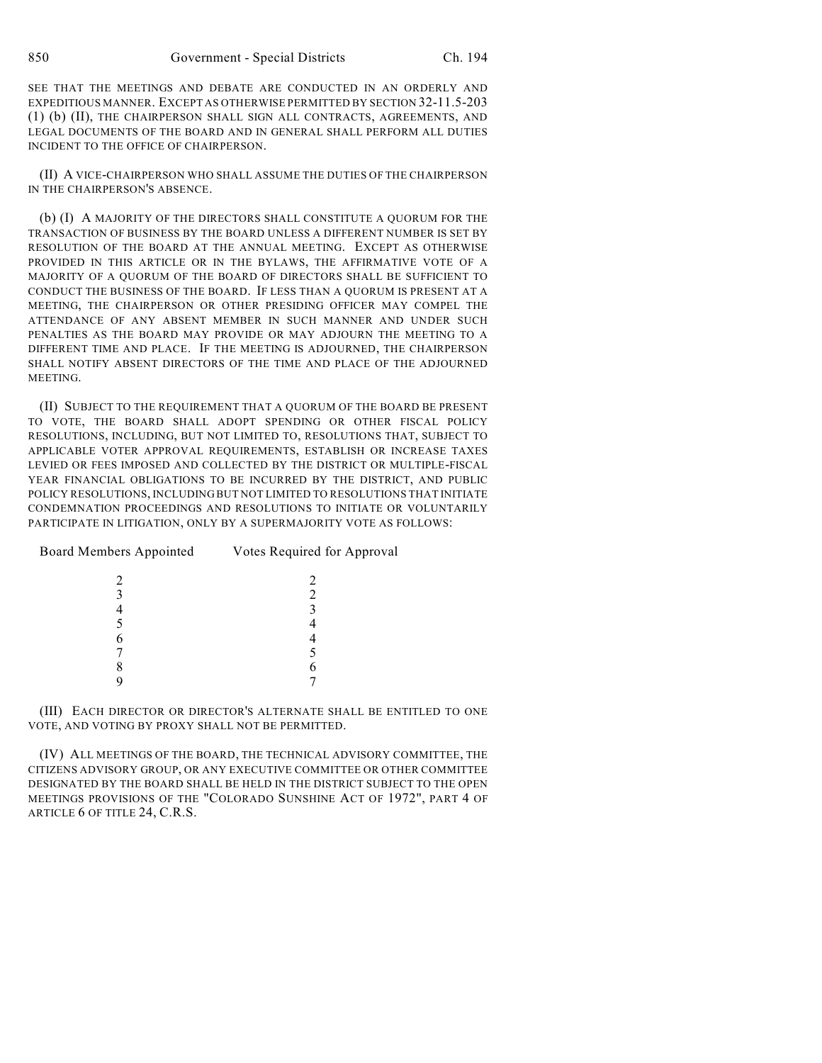SEE THAT THE MEETINGS AND DEBATE ARE CONDUCTED IN AN ORDERLY AND EXPEDITIOUS MANNER. EXCEPT AS OTHERWISE PERMITTED BY SECTION 32-11.5-203 (1) (b) (II), THE CHAIRPERSON SHALL SIGN ALL CONTRACTS, AGREEMENTS, AND LEGAL DOCUMENTS OF THE BOARD AND IN GENERAL SHALL PERFORM ALL DUTIES INCIDENT TO THE OFFICE OF CHAIRPERSON.

(II) A VICE-CHAIRPERSON WHO SHALL ASSUME THE DUTIES OF THE CHAIRPERSON IN THE CHAIRPERSON'S ABSENCE.

(b) (I) A MAJORITY OF THE DIRECTORS SHALL CONSTITUTE A QUORUM FOR THE TRANSACTION OF BUSINESS BY THE BOARD UNLESS A DIFFERENT NUMBER IS SET BY RESOLUTION OF THE BOARD AT THE ANNUAL MEETING. EXCEPT AS OTHERWISE PROVIDED IN THIS ARTICLE OR IN THE BYLAWS, THE AFFIRMATIVE VOTE OF A MAJORITY OF A QUORUM OF THE BOARD OF DIRECTORS SHALL BE SUFFICIENT TO CONDUCT THE BUSINESS OF THE BOARD. IF LESS THAN A QUORUM IS PRESENT AT A MEETING, THE CHAIRPERSON OR OTHER PRESIDING OFFICER MAY COMPEL THE ATTENDANCE OF ANY ABSENT MEMBER IN SUCH MANNER AND UNDER SUCH PENALTIES AS THE BOARD MAY PROVIDE OR MAY ADJOURN THE MEETING TO A DIFFERENT TIME AND PLACE. IF THE MEETING IS ADJOURNED, THE CHAIRPERSON SHALL NOTIFY ABSENT DIRECTORS OF THE TIME AND PLACE OF THE ADJOURNED MEETING.

(II) SUBJECT TO THE REQUIREMENT THAT A QUORUM OF THE BOARD BE PRESENT TO VOTE, THE BOARD SHALL ADOPT SPENDING OR OTHER FISCAL POLICY RESOLUTIONS, INCLUDING, BUT NOT LIMITED TO, RESOLUTIONS THAT, SUBJECT TO APPLICABLE VOTER APPROVAL REQUIREMENTS, ESTABLISH OR INCREASE TAXES LEVIED OR FEES IMPOSED AND COLLECTED BY THE DISTRICT OR MULTIPLE-FISCAL YEAR FINANCIAL OBLIGATIONS TO BE INCURRED BY THE DISTRICT, AND PUBLIC POLICY RESOLUTIONS, INCLUDING BUT NOT LIMITED TO RESOLUTIONS THAT INITIATE CONDEMNATION PROCEEDINGS AND RESOLUTIONS TO INITIATE OR VOLUNTARILY PARTICIPATE IN LITIGATION, ONLY BY A SUPERMAJORITY VOTE AS FOLLOWS:

| Board Members Appointed | Votes Required for Approval |
|---|---|
| 2 | 2 |
| 3 | 2 |
| 4 | 3 |
| 5 | 4 |
| 6 | 4 |
| 7 | 5 |
| 8 | 6 |
| 9 | 7 |

(III) EACH DIRECTOR OR DIRECTOR'S ALTERNATE SHALL BE ENTITLED TO ONE VOTE, AND VOTING BY PROXY SHALL NOT BE PERMITTED.

(IV) ALL MEETINGS OF THE BOARD, THE TECHNICAL ADVISORY COMMITTEE, THE CITIZENS ADVISORY GROUP, OR ANY EXECUTIVE COMMITTEE OR OTHER COMMITTEE DESIGNATED BY THE BOARD SHALL BE HELD IN THE DISTRICT SUBJECT TO THE OPEN MEETINGS PROVISIONS OF THE "COLORADO SUNSHINE ACT OF 1972", PART 4 OF ARTICLE 6 OF TITLE 24, C.R.S.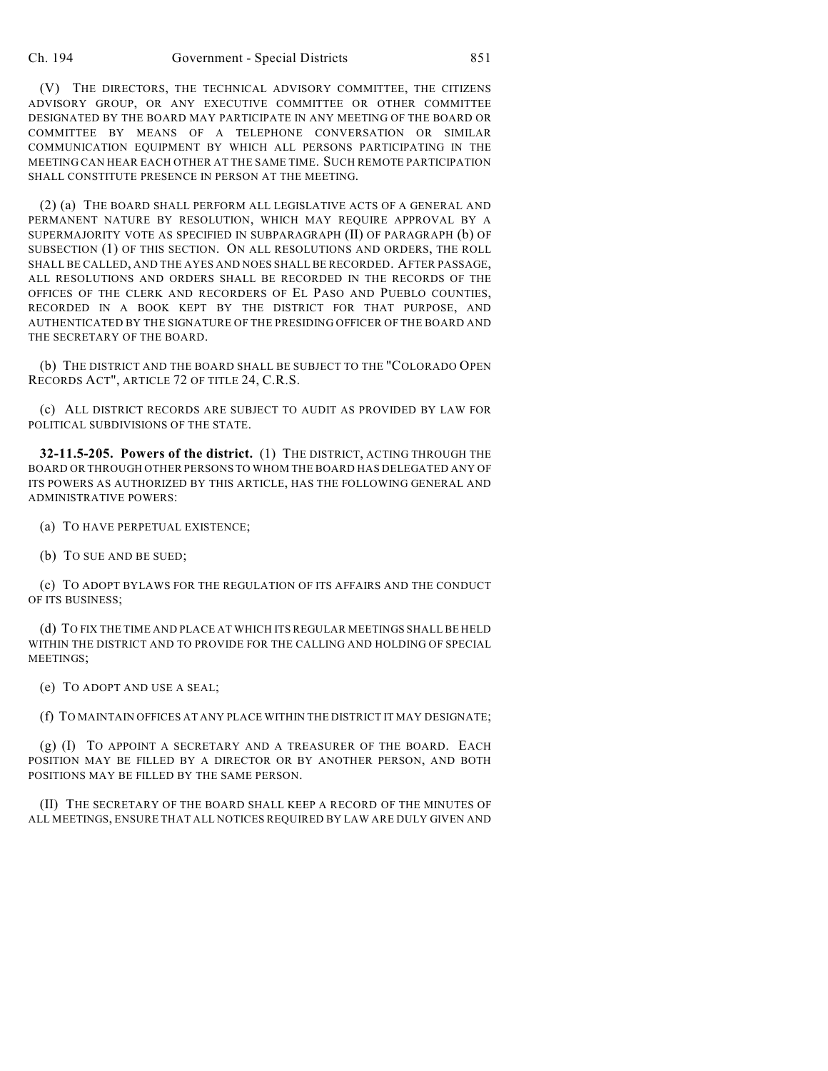(V) THE DIRECTORS, THE TECHNICAL ADVISORY COMMITTEE, THE CITIZENS ADVISORY GROUP, OR ANY EXECUTIVE COMMITTEE OR OTHER COMMITTEE DESIGNATED BY THE BOARD MAY PARTICIPATE IN ANY MEETING OF THE BOARD OR COMMITTEE BY MEANS OF A TELEPHONE CONVERSATION OR SIMILAR COMMUNICATION EQUIPMENT BY WHICH ALL PERSONS PARTICIPATING IN THE MEETING CAN HEAR EACH OTHER AT THE SAME TIME. SUCH REMOTE PARTICIPATION SHALL CONSTITUTE PRESENCE IN PERSON AT THE MEETING.

(2) (a) THE BOARD SHALL PERFORM ALL LEGISLATIVE ACTS OF A GENERAL AND PERMANENT NATURE BY RESOLUTION, WHICH MAY REQUIRE APPROVAL BY A SUPERMAJORITY VOTE AS SPECIFIED IN SUBPARAGRAPH (II) OF PARAGRAPH (b) OF SUBSECTION (1) OF THIS SECTION. ON ALL RESOLUTIONS AND ORDERS, THE ROLL SHALL BE CALLED, AND THE AYES AND NOES SHALL BE RECORDED. AFTER PASSAGE, ALL RESOLUTIONS AND ORDERS SHALL BE RECORDED IN THE RECORDS OF THE OFFICES OF THE CLERK AND RECORDERS OF EL PASO AND PUEBLO COUNTIES, RECORDED IN A BOOK KEPT BY THE DISTRICT FOR THAT PURPOSE, AND AUTHENTICATED BY THE SIGNATURE OF THE PRESIDING OFFICER OF THE BOARD AND THE SECRETARY OF THE BOARD.

(b) THE DISTRICT AND THE BOARD SHALL BE SUBJECT TO THE "COLORADO OPEN RECORDS ACT", ARTICLE 72 OF TITLE 24, C.R.S.

(c) ALL DISTRICT RECORDS ARE SUBJECT TO AUDIT AS PROVIDED BY LAW FOR POLITICAL SUBDIVISIONS OF THE STATE.

**32-11.5-205. Powers of the district.** (1) THE DISTRICT, ACTING THROUGH THE BOARD OR THROUGH OTHER PERSONS TO WHOM THE BOARD HAS DELEGATED ANY OF ITS POWERS AS AUTHORIZED BY THIS ARTICLE, HAS THE FOLLOWING GENERAL AND ADMINISTRATIVE POWERS:

(a) TO HAVE PERPETUAL EXISTENCE;

(b) TO SUE AND BE SUED;

(c) TO ADOPT BYLAWS FOR THE REGULATION OF ITS AFFAIRS AND THE CONDUCT OF ITS BUSINESS;

(d) TO FIX THE TIME AND PLACE AT WHICH ITS REGULAR MEETINGS SHALL BE HELD WITHIN THE DISTRICT AND TO PROVIDE FOR THE CALLING AND HOLDING OF SPECIAL MEETINGS;

(e) TO ADOPT AND USE A SEAL;

(f) TO MAINTAIN OFFICES AT ANY PLACE WITHIN THE DISTRICT IT MAY DESIGNATE;

(g) (I) TO APPOINT A SECRETARY AND A TREASURER OF THE BOARD. EACH POSITION MAY BE FILLED BY A DIRECTOR OR BY ANOTHER PERSON, AND BOTH POSITIONS MAY BE FILLED BY THE SAME PERSON.

(II) THE SECRETARY OF THE BOARD SHALL KEEP A RECORD OF THE MINUTES OF ALL MEETINGS, ENSURE THAT ALL NOTICES REQUIRED BY LAW ARE DULY GIVEN AND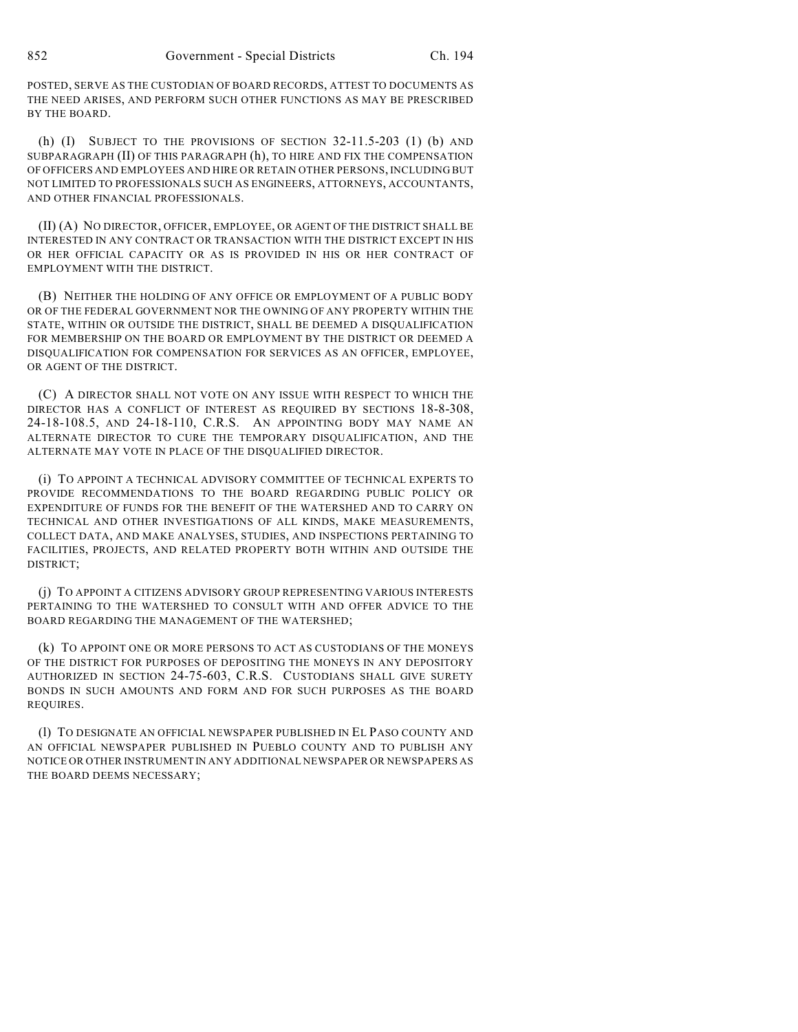POSTED, SERVE AS THE CUSTODIAN OF BOARD RECORDS, ATTEST TO DOCUMENTS AS THE NEED ARISES, AND PERFORM SUCH OTHER FUNCTIONS AS MAY BE PRESCRIBED BY THE BOARD.

(h) (I) SUBJECT TO THE PROVISIONS OF SECTION 32-11.5-203 (1) (b) AND SUBPARAGRAPH (II) OF THIS PARAGRAPH (h), TO HIRE AND FIX THE COMPENSATION OF OFFICERS AND EMPLOYEES AND HIRE OR RETAIN OTHER PERSONS, INCLUDING BUT NOT LIMITED TO PROFESSIONALS SUCH AS ENGINEERS, ATTORNEYS, ACCOUNTANTS, AND OTHER FINANCIAL PROFESSIONALS.

(II) (A) NO DIRECTOR, OFFICER, EMPLOYEE, OR AGENT OF THE DISTRICT SHALL BE INTERESTED IN ANY CONTRACT OR TRANSACTION WITH THE DISTRICT EXCEPT IN HIS OR HER OFFICIAL CAPACITY OR AS IS PROVIDED IN HIS OR HER CONTRACT OF EMPLOYMENT WITH THE DISTRICT.

(B) NEITHER THE HOLDING OF ANY OFFICE OR EMPLOYMENT OF A PUBLIC BODY OR OF THE FEDERAL GOVERNMENT NOR THE OWNING OF ANY PROPERTY WITHIN THE STATE, WITHIN OR OUTSIDE THE DISTRICT, SHALL BE DEEMED A DISQUALIFICATION FOR MEMBERSHIP ON THE BOARD OR EMPLOYMENT BY THE DISTRICT OR DEEMED A DISQUALIFICATION FOR COMPENSATION FOR SERVICES AS AN OFFICER, EMPLOYEE, OR AGENT OF THE DISTRICT.

(C) A DIRECTOR SHALL NOT VOTE ON ANY ISSUE WITH RESPECT TO WHICH THE DIRECTOR HAS A CONFLICT OF INTEREST AS REQUIRED BY SECTIONS 18-8-308, 24-18-108.5, AND 24-18-110, C.R.S. AN APPOINTING BODY MAY NAME AN ALTERNATE DIRECTOR TO CURE THE TEMPORARY DISQUALIFICATION, AND THE ALTERNATE MAY VOTE IN PLACE OF THE DISQUALIFIED DIRECTOR.

(i) TO APPOINT A TECHNICAL ADVISORY COMMITTEE OF TECHNICAL EXPERTS TO PROVIDE RECOMMENDATIONS TO THE BOARD REGARDING PUBLIC POLICY OR EXPENDITURE OF FUNDS FOR THE BENEFIT OF THE WATERSHED AND TO CARRY ON TECHNICAL AND OTHER INVESTIGATIONS OF ALL KINDS, MAKE MEASUREMENTS, COLLECT DATA, AND MAKE ANALYSES, STUDIES, AND INSPECTIONS PERTAINING TO FACILITIES, PROJECTS, AND RELATED PROPERTY BOTH WITHIN AND OUTSIDE THE DISTRICT;

(j) TO APPOINT A CITIZENS ADVISORY GROUP REPRESENTING VARIOUS INTERESTS PERTAINING TO THE WATERSHED TO CONSULT WITH AND OFFER ADVICE TO THE BOARD REGARDING THE MANAGEMENT OF THE WATERSHED;

(k) TO APPOINT ONE OR MORE PERSONS TO ACT AS CUSTODIANS OF THE MONEYS OF THE DISTRICT FOR PURPOSES OF DEPOSITING THE MONEYS IN ANY DEPOSITORY AUTHORIZED IN SECTION 24-75-603, C.R.S. CUSTODIANS SHALL GIVE SURETY BONDS IN SUCH AMOUNTS AND FORM AND FOR SUCH PURPOSES AS THE BOARD REQUIRES.

(l) TO DESIGNATE AN OFFICIAL NEWSPAPER PUBLISHED IN EL PASO COUNTY AND AN OFFICIAL NEWSPAPER PUBLISHED IN PUEBLO COUNTY AND TO PUBLISH ANY NOTICE OR OTHER INSTRUMENT IN ANY ADDITIONAL NEWSPAPER OR NEWSPAPERS AS THE BOARD DEEMS NECESSARY;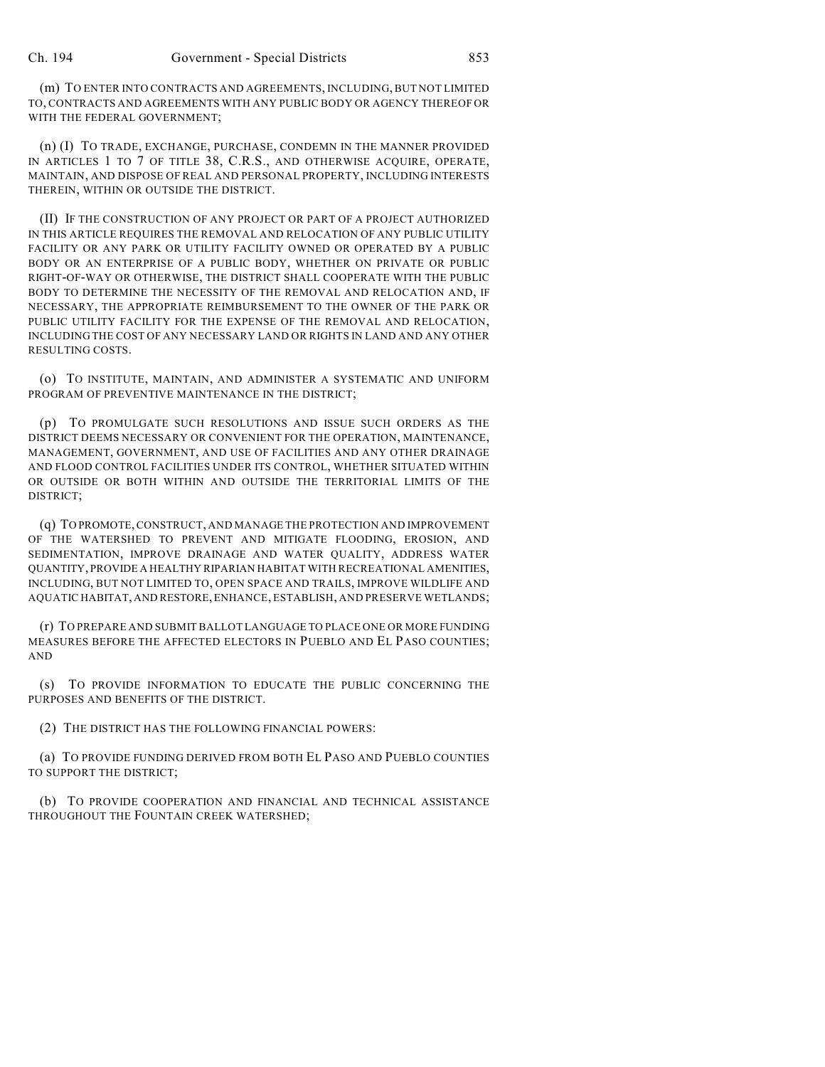(m) TO ENTER INTO CONTRACTS AND AGREEMENTS, INCLUDING, BUT NOT LIMITED TO, CONTRACTS AND AGREEMENTS WITH ANY PUBLIC BODY OR AGENCY THEREOF OR WITH THE FEDERAL GOVERNMENT;

(n) (I) TO TRADE, EXCHANGE, PURCHASE, CONDEMN IN THE MANNER PROVIDED IN ARTICLES 1 TO 7 OF TITLE 38, C.R.S., AND OTHERWISE ACQUIRE, OPERATE, MAINTAIN, AND DISPOSE OF REAL AND PERSONAL PROPERTY, INCLUDING INTERESTS THEREIN, WITHIN OR OUTSIDE THE DISTRICT.

(II) IF THE CONSTRUCTION OF ANY PROJECT OR PART OF A PROJECT AUTHORIZED IN THIS ARTICLE REQUIRES THE REMOVAL AND RELOCATION OF ANY PUBLIC UTILITY FACILITY OR ANY PARK OR UTILITY FACILITY OWNED OR OPERATED BY A PUBLIC BODY OR AN ENTERPRISE OF A PUBLIC BODY, WHETHER ON PRIVATE OR PUBLIC RIGHT-OF-WAY OR OTHERWISE, THE DISTRICT SHALL COOPERATE WITH THE PUBLIC BODY TO DETERMINE THE NECESSITY OF THE REMOVAL AND RELOCATION AND, IF NECESSARY, THE APPROPRIATE REIMBURSEMENT TO THE OWNER OF THE PARK OR PUBLIC UTILITY FACILITY FOR THE EXPENSE OF THE REMOVAL AND RELOCATION, INCLUDING THE COST OF ANY NECESSARY LAND OR RIGHTS IN LAND AND ANY OTHER RESULTING COSTS.

(o) TO INSTITUTE, MAINTAIN, AND ADMINISTER A SYSTEMATIC AND UNIFORM PROGRAM OF PREVENTIVE MAINTENANCE IN THE DISTRICT;

(p) TO PROMULGATE SUCH RESOLUTIONS AND ISSUE SUCH ORDERS AS THE DISTRICT DEEMS NECESSARY OR CONVENIENT FOR THE OPERATION, MAINTENANCE, MANAGEMENT, GOVERNMENT, AND USE OF FACILITIES AND ANY OTHER DRAINAGE AND FLOOD CONTROL FACILITIES UNDER ITS CONTROL, WHETHER SITUATED WITHIN OR OUTSIDE OR BOTH WITHIN AND OUTSIDE THE TERRITORIAL LIMITS OF THE DISTRICT;

(q) TO PROMOTE, CONSTRUCT, AND MANAGE THE PROTECTION AND IMPROVEMENT OF THE WATERSHED TO PREVENT AND MITIGATE FLOODING, EROSION, AND SEDIMENTATION, IMPROVE DRAINAGE AND WATER QUALITY, ADDRESS WATER QUANTITY, PROVIDE A HEALTHY RIPARIAN HABITAT WITH RECREATIONAL AMENITIES, INCLUDING, BUT NOT LIMITED TO, OPEN SPACE AND TRAILS, IMPROVE WILDLIFE AND AQUATIC HABITAT, AND RESTORE, ENHANCE, ESTABLISH, AND PRESERVE WETLANDS;

(r) TO PREPARE AND SUBMIT BALLOT LANGUAGE TO PLACE ONE OR MORE FUNDING MEASURES BEFORE THE AFFECTED ELECTORS IN PUEBLO AND EL PASO COUNTIES; AND

(s) TO PROVIDE INFORMATION TO EDUCATE THE PUBLIC CONCERNING THE PURPOSES AND BENEFITS OF THE DISTRICT.

(2) THE DISTRICT HAS THE FOLLOWING FINANCIAL POWERS:

(a) TO PROVIDE FUNDING DERIVED FROM BOTH EL PASO AND PUEBLO COUNTIES TO SUPPORT THE DISTRICT;

(b) TO PROVIDE COOPERATION AND FINANCIAL AND TECHNICAL ASSISTANCE THROUGHOUT THE FOUNTAIN CREEK WATERSHED;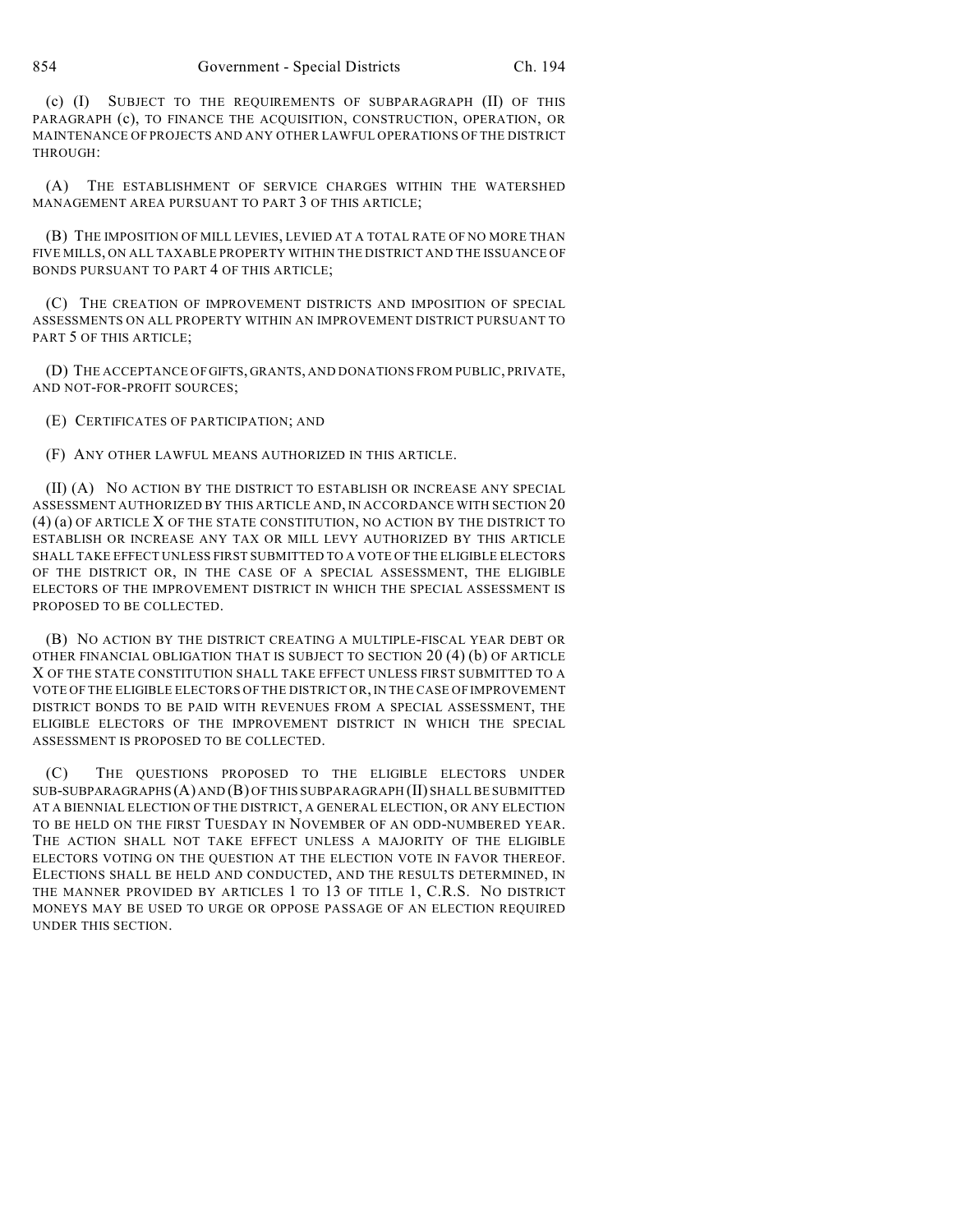(c) (I) SUBJECT TO THE REQUIREMENTS OF SUBPARAGRAPH (II) OF THIS PARAGRAPH (c), TO FINANCE THE ACQUISITION, CONSTRUCTION, OPERATION, OR MAINTENANCE OF PROJECTS AND ANY OTHER LAWFUL OPERATIONS OF THE DISTRICT THROUGH:

(A) THE ESTABLISHMENT OF SERVICE CHARGES WITHIN THE WATERSHED MANAGEMENT AREA PURSUANT TO PART 3 OF THIS ARTICLE;

(B) THE IMPOSITION OF MILL LEVIES, LEVIED AT A TOTAL RATE OF NO MORE THAN FIVE MILLS, ON ALL TAXABLE PROPERTY WITHIN THE DISTRICT AND THE ISSUANCE OF BONDS PURSUANT TO PART 4 OF THIS ARTICLE;

(C) THE CREATION OF IMPROVEMENT DISTRICTS AND IMPOSITION OF SPECIAL ASSESSMENTS ON ALL PROPERTY WITHIN AN IMPROVEMENT DISTRICT PURSUANT TO PART 5 OF THIS ARTICLE;

(D) THE ACCEPTANCE OF GIFTS, GRANTS, AND DONATIONS FROM PUBLIC, PRIVATE, AND NOT-FOR-PROFIT SOURCES;

(E) CERTIFICATES OF PARTICIPATION; AND

(F) ANY OTHER LAWFUL MEANS AUTHORIZED IN THIS ARTICLE.

(II) (A) NO ACTION BY THE DISTRICT TO ESTABLISH OR INCREASE ANY SPECIAL ASSESSMENT AUTHORIZED BY THIS ARTICLE AND, IN ACCORDANCE WITH SECTION 20 (4) (a) OF ARTICLE X OF THE STATE CONSTITUTION, NO ACTION BY THE DISTRICT TO ESTABLISH OR INCREASE ANY TAX OR MILL LEVY AUTHORIZED BY THIS ARTICLE SHALL TAKE EFFECT UNLESS FIRST SUBMITTED TO A VOTE OF THE ELIGIBLE ELECTORS OF THE DISTRICT OR, IN THE CASE OF A SPECIAL ASSESSMENT, THE ELIGIBLE ELECTORS OF THE IMPROVEMENT DISTRICT IN WHICH THE SPECIAL ASSESSMENT IS PROPOSED TO BE COLLECTED.

(B) NO ACTION BY THE DISTRICT CREATING A MULTIPLE-FISCAL YEAR DEBT OR OTHER FINANCIAL OBLIGATION THAT IS SUBJECT TO SECTION 20 (4) (b) OF ARTICLE X OF THE STATE CONSTITUTION SHALL TAKE EFFECT UNLESS FIRST SUBMITTED TO A VOTE OF THE ELIGIBLE ELECTORS OF THE DISTRICT OR, IN THE CASE OF IMPROVEMENT DISTRICT BONDS TO BE PAID WITH REVENUES FROM A SPECIAL ASSESSMENT, THE ELIGIBLE ELECTORS OF THE IMPROVEMENT DISTRICT IN WHICH THE SPECIAL ASSESSMENT IS PROPOSED TO BE COLLECTED.

(C) THE QUESTIONS PROPOSED TO THE ELIGIBLE ELECTORS UNDER SUB-SUBPARAGRAPHS (A) AND (B) OF THIS SUBPARAGRAPH (II) SHALL BE SUBMITTED AT A BIENNIAL ELECTION OF THE DISTRICT, A GENERAL ELECTION, OR ANY ELECTION TO BE HELD ON THE FIRST TUESDAY IN NOVEMBER OF AN ODD-NUMBERED YEAR. THE ACTION SHALL NOT TAKE EFFECT UNLESS A MAJORITY OF THE ELIGIBLE ELECTORS VOTING ON THE QUESTION AT THE ELECTION VOTE IN FAVOR THEREOF. ELECTIONS SHALL BE HELD AND CONDUCTED, AND THE RESULTS DETERMINED, IN THE MANNER PROVIDED BY ARTICLES 1 TO 13 OF TITLE 1, C.R.S. NO DISTRICT MONEYS MAY BE USED TO URGE OR OPPOSE PASSAGE OF AN ELECTION REQUIRED UNDER THIS SECTION.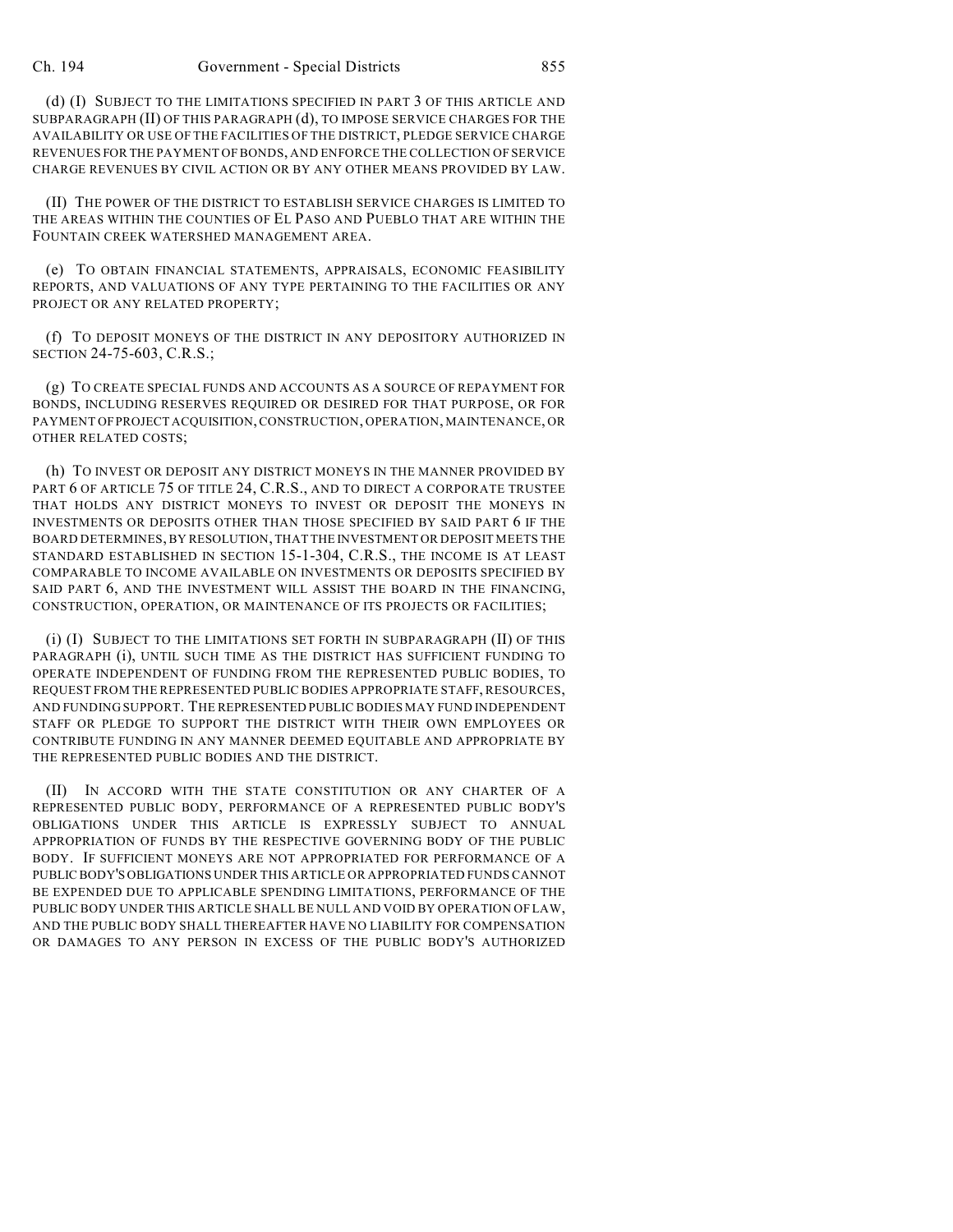(d) (I) SUBJECT TO THE LIMITATIONS SPECIFIED IN PART 3 OF THIS ARTICLE AND SUBPARAGRAPH (II) OF THIS PARAGRAPH (d), TO IMPOSE SERVICE CHARGES FOR THE AVAILABILITY OR USE OF THE FACILITIES OF THE DISTRICT, PLEDGE SERVICE CHARGE REVENUES FOR THE PAYMENT OF BONDS, AND ENFORCE THE COLLECTION OF SERVICE CHARGE REVENUES BY CIVIL ACTION OR BY ANY OTHER MEANS PROVIDED BY LAW.

(II) THE POWER OF THE DISTRICT TO ESTABLISH SERVICE CHARGES IS LIMITED TO THE AREAS WITHIN THE COUNTIES OF EL PASO AND PUEBLO THAT ARE WITHIN THE FOUNTAIN CREEK WATERSHED MANAGEMENT AREA.

(e) TO OBTAIN FINANCIAL STATEMENTS, APPRAISALS, ECONOMIC FEASIBILITY REPORTS, AND VALUATIONS OF ANY TYPE PERTAINING TO THE FACILITIES OR ANY PROJECT OR ANY RELATED PROPERTY;

(f) TO DEPOSIT MONEYS OF THE DISTRICT IN ANY DEPOSITORY AUTHORIZED IN SECTION 24-75-603, C.R.S.;

(g) TO CREATE SPECIAL FUNDS AND ACCOUNTS AS A SOURCE OF REPAYMENT FOR BONDS, INCLUDING RESERVES REQUIRED OR DESIRED FOR THAT PURPOSE, OR FOR PAYMENT OF PROJECT ACQUISITION, CONSTRUCTION, OPERATION, MAINTENANCE, OR OTHER RELATED COSTS;

(h) TO INVEST OR DEPOSIT ANY DISTRICT MONEYS IN THE MANNER PROVIDED BY PART 6 OF ARTICLE 75 OF TITLE 24, C.R.S., AND TO DIRECT A CORPORATE TRUSTEE THAT HOLDS ANY DISTRICT MONEYS TO INVEST OR DEPOSIT THE MONEYS IN INVESTMENTS OR DEPOSITS OTHER THAN THOSE SPECIFIED BY SAID PART 6 IF THE BOARD DETERMINES, BY RESOLUTION, THAT THE INVESTMENT OR DEPOSIT MEETS THE STANDARD ESTABLISHED IN SECTION 15-1-304, C.R.S., THE INCOME IS AT LEAST COMPARABLE TO INCOME AVAILABLE ON INVESTMENTS OR DEPOSITS SPECIFIED BY SAID PART 6, AND THE INVESTMENT WILL ASSIST THE BOARD IN THE FINANCING, CONSTRUCTION, OPERATION, OR MAINTENANCE OF ITS PROJECTS OR FACILITIES;

(i) (I) SUBJECT TO THE LIMITATIONS SET FORTH IN SUBPARAGRAPH (II) OF THIS PARAGRAPH (i), UNTIL SUCH TIME AS THE DISTRICT HAS SUFFICIENT FUNDING TO OPERATE INDEPENDENT OF FUNDING FROM THE REPRESENTED PUBLIC BODIES, TO REQUEST FROM THE REPRESENTED PUBLIC BODIES APPROPRIATE STAFF, RESOURCES, AND FUNDING SUPPORT. THE REPRESENTED PUBLIC BODIES MAY FUND INDEPENDENT STAFF OR PLEDGE TO SUPPORT THE DISTRICT WITH THEIR OWN EMPLOYEES OR CONTRIBUTE FUNDING IN ANY MANNER DEEMED EQUITABLE AND APPROPRIATE BY THE REPRESENTED PUBLIC BODIES AND THE DISTRICT.

(II) IN ACCORD WITH THE STATE CONSTITUTION OR ANY CHARTER OF A REPRESENTED PUBLIC BODY, PERFORMANCE OF A REPRESENTED PUBLIC BODY'S OBLIGATIONS UNDER THIS ARTICLE IS EXPRESSLY SUBJECT TO ANNUAL APPROPRIATION OF FUNDS BY THE RESPECTIVE GOVERNING BODY OF THE PUBLIC BODY. IF SUFFICIENT MONEYS ARE NOT APPROPRIATED FOR PERFORMANCE OF A PUBLIC BODY'S OBLIGATIONS UNDER THIS ARTICLE OR APPROPRIATED FUNDS CANNOT BE EXPENDED DUE TO APPLICABLE SPENDING LIMITATIONS, PERFORMANCE OF THE PUBLIC BODY UNDER THIS ARTICLE SHALL BE NULL AND VOID BY OPERATION OF LAW, AND THE PUBLIC BODY SHALL THEREAFTER HAVE NO LIABILITY FOR COMPENSATION OR DAMAGES TO ANY PERSON IN EXCESS OF THE PUBLIC BODY'S AUTHORIZED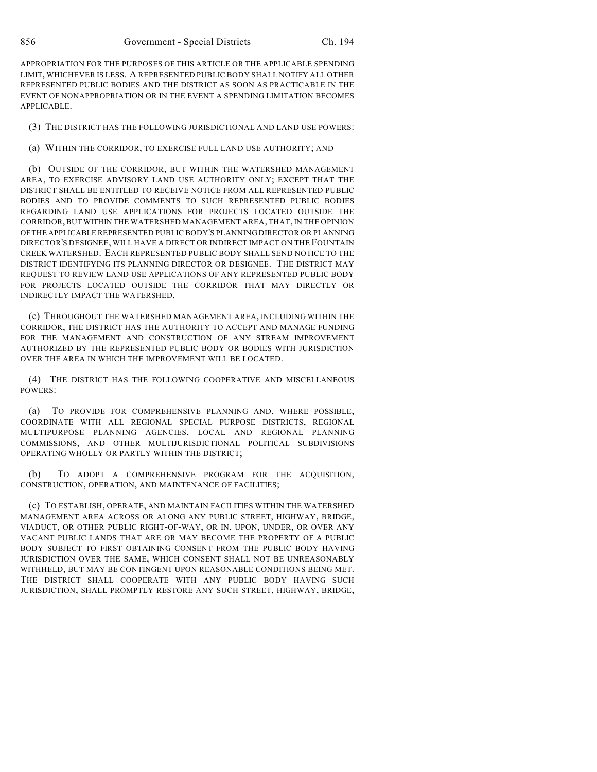APPROPRIATION FOR THE PURPOSES OF THIS ARTICLE OR THE APPLICABLE SPENDING LIMIT, WHICHEVER IS LESS. A REPRESENTED PUBLIC BODY SHALL NOTIFY ALL OTHER REPRESENTED PUBLIC BODIES AND THE DISTRICT AS SOON AS PRACTICABLE IN THE EVENT OF NONAPPROPRIATION OR IN THE EVENT A SPENDING LIMITATION BECOMES APPLICABLE.

(3) THE DISTRICT HAS THE FOLLOWING JURISDICTIONAL AND LAND USE POWERS:

(a) WITHIN THE CORRIDOR, TO EXERCISE FULL LAND USE AUTHORITY; AND

(b) OUTSIDE OF THE CORRIDOR, BUT WITHIN THE WATERSHED MANAGEMENT AREA, TO EXERCISE ADVISORY LAND USE AUTHORITY ONLY; EXCEPT THAT THE DISTRICT SHALL BE ENTITLED TO RECEIVE NOTICE FROM ALL REPRESENTED PUBLIC BODIES AND TO PROVIDE COMMENTS TO SUCH REPRESENTED PUBLIC BODIES REGARDING LAND USE APPLICATIONS FOR PROJECTS LOCATED OUTSIDE THE CORRIDOR, BUT WITHIN THE WATERSHED MANAGEMENT AREA, THAT, IN THE OPINION OF THE APPLICABLE REPRESENTED PUBLIC BODY'S PLANNING DIRECTOR OR PLANNING DIRECTOR'S DESIGNEE, WILL HAVE A DIRECT OR INDIRECT IMPACT ON THE FOUNTAIN CREEK WATERSHED. EACH REPRESENTED PUBLIC BODY SHALL SEND NOTICE TO THE DISTRICT IDENTIFYING ITS PLANNING DIRECTOR OR DESIGNEE. THE DISTRICT MAY REQUEST TO REVIEW LAND USE APPLICATIONS OF ANY REPRESENTED PUBLIC BODY FOR PROJECTS LOCATED OUTSIDE THE CORRIDOR THAT MAY DIRECTLY OR INDIRECTLY IMPACT THE WATERSHED.

(c) THROUGHOUT THE WATERSHED MANAGEMENT AREA, INCLUDING WITHIN THE CORRIDOR, THE DISTRICT HAS THE AUTHORITY TO ACCEPT AND MANAGE FUNDING FOR THE MANAGEMENT AND CONSTRUCTION OF ANY STREAM IMPROVEMENT AUTHORIZED BY THE REPRESENTED PUBLIC BODY OR BODIES WITH JURISDICTION OVER THE AREA IN WHICH THE IMPROVEMENT WILL BE LOCATED.

(4) THE DISTRICT HAS THE FOLLOWING COOPERATIVE AND MISCELLANEOUS POWERS:

(a) TO PROVIDE FOR COMPREHENSIVE PLANNING AND, WHERE POSSIBLE, COORDINATE WITH ALL REGIONAL SPECIAL PURPOSE DISTRICTS, REGIONAL MULTIPURPOSE PLANNING AGENCIES, LOCAL AND REGIONAL PLANNING COMMISSIONS, AND OTHER MULTIJURISDICTIONAL POLITICAL SUBDIVISIONS OPERATING WHOLLY OR PARTLY WITHIN THE DISTRICT;

(b) TO ADOPT A COMPREHENSIVE PROGRAM FOR THE ACQUISITION, CONSTRUCTION, OPERATION, AND MAINTENANCE OF FACILITIES;

(c) TO ESTABLISH, OPERATE, AND MAINTAIN FACILITIES WITHIN THE WATERSHED MANAGEMENT AREA ACROSS OR ALONG ANY PUBLIC STREET, HIGHWAY, BRIDGE, VIADUCT, OR OTHER PUBLIC RIGHT-OF-WAY, OR IN, UPON, UNDER, OR OVER ANY VACANT PUBLIC LANDS THAT ARE OR MAY BECOME THE PROPERTY OF A PUBLIC BODY SUBJECT TO FIRST OBTAINING CONSENT FROM THE PUBLIC BODY HAVING JURISDICTION OVER THE SAME, WHICH CONSENT SHALL NOT BE UNREASONABLY WITHHELD, BUT MAY BE CONTINGENT UPON REASONABLE CONDITIONS BEING MET. THE DISTRICT SHALL COOPERATE WITH ANY PUBLIC BODY HAVING SUCH JURISDICTION, SHALL PROMPTLY RESTORE ANY SUCH STREET, HIGHWAY, BRIDGE,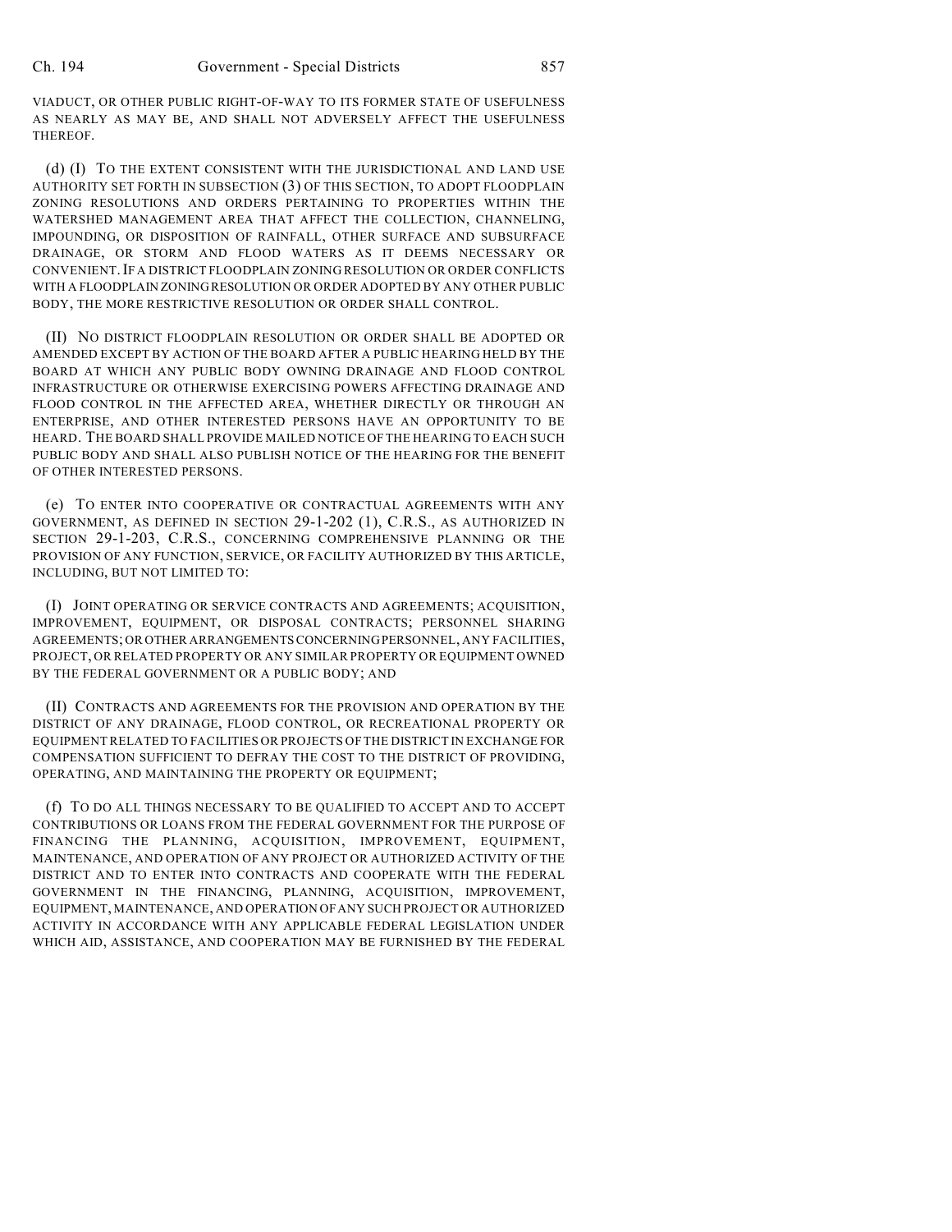VIADUCT, OR OTHER PUBLIC RIGHT-OF-WAY TO ITS FORMER STATE OF USEFULNESS AS NEARLY AS MAY BE, AND SHALL NOT ADVERSELY AFFECT THE USEFULNESS THEREOF.

(d) (I) TO THE EXTENT CONSISTENT WITH THE JURISDICTIONAL AND LAND USE AUTHORITY SET FORTH IN SUBSECTION (3) OF THIS SECTION, TO ADOPT FLOODPLAIN ZONING RESOLUTIONS AND ORDERS PERTAINING TO PROPERTIES WITHIN THE WATERSHED MANAGEMENT AREA THAT AFFECT THE COLLECTION, CHANNELING, IMPOUNDING, OR DISPOSITION OF RAINFALL, OTHER SURFACE AND SUBSURFACE DRAINAGE, OR STORM AND FLOOD WATERS AS IT DEEMS NECESSARY OR CONVENIENT. IF A DISTRICT FLOODPLAIN ZONING RESOLUTION OR ORDER CONFLICTS WITH A FLOODPLAIN ZONING RESOLUTION OR ORDER ADOPTED BY ANY OTHER PUBLIC BODY, THE MORE RESTRICTIVE RESOLUTION OR ORDER SHALL CONTROL.

(II) NO DISTRICT FLOODPLAIN RESOLUTION OR ORDER SHALL BE ADOPTED OR AMENDED EXCEPT BY ACTION OF THE BOARD AFTER A PUBLIC HEARING HELD BY THE BOARD AT WHICH ANY PUBLIC BODY OWNING DRAINAGE AND FLOOD CONTROL INFRASTRUCTURE OR OTHERWISE EXERCISING POWERS AFFECTING DRAINAGE AND FLOOD CONTROL IN THE AFFECTED AREA, WHETHER DIRECTLY OR THROUGH AN ENTERPRISE, AND OTHER INTERESTED PERSONS HAVE AN OPPORTUNITY TO BE HEARD. THE BOARD SHALL PROVIDE MAILED NOTICE OF THE HEARING TO EACH SUCH PUBLIC BODY AND SHALL ALSO PUBLISH NOTICE OF THE HEARING FOR THE BENEFIT OF OTHER INTERESTED PERSONS.

(e) TO ENTER INTO COOPERATIVE OR CONTRACTUAL AGREEMENTS WITH ANY GOVERNMENT, AS DEFINED IN SECTION 29-1-202 (1), C.R.S., AS AUTHORIZED IN SECTION 29-1-203, C.R.S., CONCERNING COMPREHENSIVE PLANNING OR THE PROVISION OF ANY FUNCTION, SERVICE, OR FACILITY AUTHORIZED BY THIS ARTICLE, INCLUDING, BUT NOT LIMITED TO:

(I) JOINT OPERATING OR SERVICE CONTRACTS AND AGREEMENTS; ACQUISITION, IMPROVEMENT, EQUIPMENT, OR DISPOSAL CONTRACTS; PERSONNEL SHARING AGREEMENTS; OR OTHER ARRANGEMENTS CONCERNING PERSONNEL, ANY FACILITIES, PROJECT, OR RELATED PROPERTY OR ANY SIMILAR PROPERTY OR EQUIPMENT OWNED BY THE FEDERAL GOVERNMENT OR A PUBLIC BODY; AND

(II) CONTRACTS AND AGREEMENTS FOR THE PROVISION AND OPERATION BY THE DISTRICT OF ANY DRAINAGE, FLOOD CONTROL, OR RECREATIONAL PROPERTY OR EQUIPMENT RELATED TO FACILITIES OR PROJECTS OF THE DISTRICT IN EXCHANGE FOR COMPENSATION SUFFICIENT TO DEFRAY THE COST TO THE DISTRICT OF PROVIDING, OPERATING, AND MAINTAINING THE PROPERTY OR EQUIPMENT;

(f) TO DO ALL THINGS NECESSARY TO BE QUALIFIED TO ACCEPT AND TO ACCEPT CONTRIBUTIONS OR LOANS FROM THE FEDERAL GOVERNMENT FOR THE PURPOSE OF FINANCING THE PLANNING, ACQUISITION, IMPROVEMENT, EQUIPMENT, MAINTENANCE, AND OPERATION OF ANY PROJECT OR AUTHORIZED ACTIVITY OF THE DISTRICT AND TO ENTER INTO CONTRACTS AND COOPERATE WITH THE FEDERAL GOVERNMENT IN THE FINANCING, PLANNING, ACQUISITION, IMPROVEMENT, EQUIPMENT, MAINTENANCE, AND OPERATION OF ANY SUCH PROJECT OR AUTHORIZED ACTIVITY IN ACCORDANCE WITH ANY APPLICABLE FEDERAL LEGISLATION UNDER WHICH AID, ASSISTANCE, AND COOPERATION MAY BE FURNISHED BY THE FEDERAL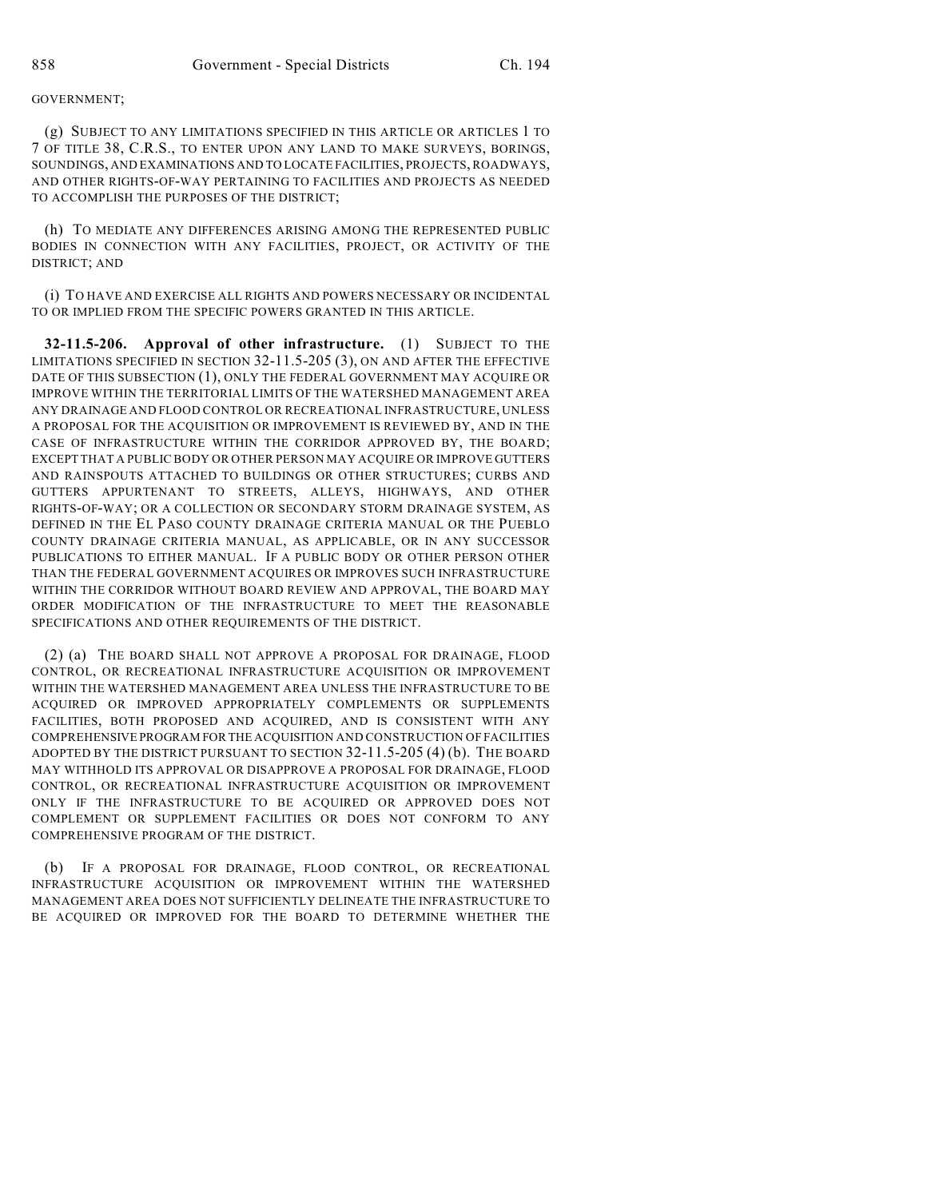GOVERNMENT;

(g) SUBJECT TO ANY LIMITATIONS SPECIFIED IN THIS ARTICLE OR ARTICLES 1 TO 7 OF TITLE 38, C.R.S., TO ENTER UPON ANY LAND TO MAKE SURVEYS, BORINGS, SOUNDINGS, AND EXAMINATIONS AND TO LOCATE FACILITIES, PROJECTS, ROADWAYS, AND OTHER RIGHTS-OF-WAY PERTAINING TO FACILITIES AND PROJECTS AS NEEDED TO ACCOMPLISH THE PURPOSES OF THE DISTRICT;

(h) TO MEDIATE ANY DIFFERENCES ARISING AMONG THE REPRESENTED PUBLIC BODIES IN CONNECTION WITH ANY FACILITIES, PROJECT, OR ACTIVITY OF THE DISTRICT; AND

(i) TO HAVE AND EXERCISE ALL RIGHTS AND POWERS NECESSARY OR INCIDENTAL TO OR IMPLIED FROM THE SPECIFIC POWERS GRANTED IN THIS ARTICLE.

**32-11.5-206. Approval of other infrastructure.** (1) SUBJECT TO THE LIMITATIONS SPECIFIED IN SECTION 32-11.5-205 (3), ON AND AFTER THE EFFECTIVE DATE OF THIS SUBSECTION (1), ONLY THE FEDERAL GOVERNMENT MAY ACQUIRE OR IMPROVE WITHIN THE TERRITORIAL LIMITS OF THE WATERSHED MANAGEMENT AREA ANY DRAINAGE AND FLOOD CONTROL OR RECREATIONAL INFRASTRUCTURE, UNLESS A PROPOSAL FOR THE ACQUISITION OR IMPROVEMENT IS REVIEWED BY, AND IN THE CASE OF INFRASTRUCTURE WITHIN THE CORRIDOR APPROVED BY, THE BOARD; EXCEPT THAT A PUBLIC BODY OR OTHER PERSON MAY ACQUIRE OR IMPROVE GUTTERS AND RAINSPOUTS ATTACHED TO BUILDINGS OR OTHER STRUCTURES; CURBS AND GUTTERS APPURTENANT TO STREETS, ALLEYS, HIGHWAYS, AND OTHER RIGHTS-OF-WAY; OR A COLLECTION OR SECONDARY STORM DRAINAGE SYSTEM, AS DEFINED IN THE EL PASO COUNTY DRAINAGE CRITERIA MANUAL OR THE PUEBLO COUNTY DRAINAGE CRITERIA MANUAL, AS APPLICABLE, OR IN ANY SUCCESSOR PUBLICATIONS TO EITHER MANUAL. IF A PUBLIC BODY OR OTHER PERSON OTHER THAN THE FEDERAL GOVERNMENT ACQUIRES OR IMPROVES SUCH INFRASTRUCTURE WITHIN THE CORRIDOR WITHOUT BOARD REVIEW AND APPROVAL, THE BOARD MAY ORDER MODIFICATION OF THE INFRASTRUCTURE TO MEET THE REASONABLE SPECIFICATIONS AND OTHER REQUIREMENTS OF THE DISTRICT.

(2) (a) THE BOARD SHALL NOT APPROVE A PROPOSAL FOR DRAINAGE, FLOOD CONTROL, OR RECREATIONAL INFRASTRUCTURE ACQUISITION OR IMPROVEMENT WITHIN THE WATERSHED MANAGEMENT AREA UNLESS THE INFRASTRUCTURE TO BE ACQUIRED OR IMPROVED APPROPRIATELY COMPLEMENTS OR SUPPLEMENTS FACILITIES, BOTH PROPOSED AND ACQUIRED, AND IS CONSISTENT WITH ANY COMPREHENSIVE PROGRAM FOR THE ACQUISITION AND CONSTRUCTION OF FACILITIES ADOPTED BY THE DISTRICT PURSUANT TO SECTION 32-11.5-205 (4) (b). THE BOARD MAY WITHHOLD ITS APPROVAL OR DISAPPROVE A PROPOSAL FOR DRAINAGE, FLOOD CONTROL, OR RECREATIONAL INFRASTRUCTURE ACQUISITION OR IMPROVEMENT ONLY IF THE INFRASTRUCTURE TO BE ACQUIRED OR APPROVED DOES NOT COMPLEMENT OR SUPPLEMENT FACILITIES OR DOES NOT CONFORM TO ANY COMPREHENSIVE PROGRAM OF THE DISTRICT.

(b) IF A PROPOSAL FOR DRAINAGE, FLOOD CONTROL, OR RECREATIONAL INFRASTRUCTURE ACQUISITION OR IMPROVEMENT WITHIN THE WATERSHED MANAGEMENT AREA DOES NOT SUFFICIENTLY DELINEATE THE INFRASTRUCTURE TO BE ACQUIRED OR IMPROVED FOR THE BOARD TO DETERMINE WHETHER THE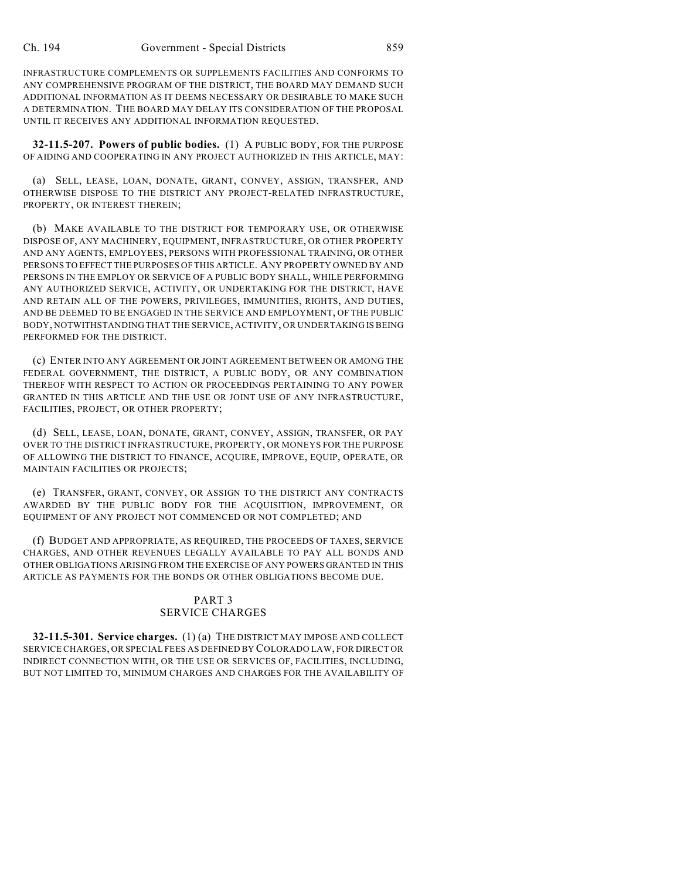INFRASTRUCTURE COMPLEMENTS OR SUPPLEMENTS FACILITIES AND CONFORMS TO ANY COMPREHENSIVE PROGRAM OF THE DISTRICT, THE BOARD MAY DEMAND SUCH ADDITIONAL INFORMATION AS IT DEEMS NECESSARY OR DESIRABLE TO MAKE SUCH A DETERMINATION. THE BOARD MAY DELAY ITS CONSIDERATION OF THE PROPOSAL UNTIL IT RECEIVES ANY ADDITIONAL INFORMATION REQUESTED.

**32-11.5-207. Powers of public bodies.** (1) A PUBLIC BODY, FOR THE PURPOSE OF AIDING AND COOPERATING IN ANY PROJECT AUTHORIZED IN THIS ARTICLE, MAY:

(a) SELL, LEASE, LOAN, DONATE, GRANT, CONVEY, ASSIGN, TRANSFER, AND OTHERWISE DISPOSE TO THE DISTRICT ANY PROJECT-RELATED INFRASTRUCTURE, PROPERTY, OR INTEREST THEREIN;

(b) MAKE AVAILABLE TO THE DISTRICT FOR TEMPORARY USE, OR OTHERWISE DISPOSE OF, ANY MACHINERY, EQUIPMENT, INFRASTRUCTURE, OR OTHER PROPERTY AND ANY AGENTS, EMPLOYEES, PERSONS WITH PROFESSIONAL TRAINING, OR OTHER PERSONS TO EFFECT THE PURPOSES OF THIS ARTICLE. ANY PROPERTY OWNED BY AND PERSONS IN THE EMPLOY OR SERVICE OF A PUBLIC BODY SHALL, WHILE PERFORMING ANY AUTHORIZED SERVICE, ACTIVITY, OR UNDERTAKING FOR THE DISTRICT, HAVE AND RETAIN ALL OF THE POWERS, PRIVILEGES, IMMUNITIES, RIGHTS, AND DUTIES, AND BE DEEMED TO BE ENGAGED IN THE SERVICE AND EMPLOYMENT, OF THE PUBLIC BODY, NOTWITHSTANDING THAT THE SERVICE, ACTIVITY, OR UNDERTAKING IS BEING PERFORMED FOR THE DISTRICT.

(c) ENTER INTO ANY AGREEMENT OR JOINT AGREEMENT BETWEEN OR AMONG THE FEDERAL GOVERNMENT, THE DISTRICT, A PUBLIC BODY, OR ANY COMBINATION THEREOF WITH RESPECT TO ACTION OR PROCEEDINGS PERTAINING TO ANY POWER GRANTED IN THIS ARTICLE AND THE USE OR JOINT USE OF ANY INFRASTRUCTURE, FACILITIES, PROJECT, OR OTHER PROPERTY;

(d) SELL, LEASE, LOAN, DONATE, GRANT, CONVEY, ASSIGN, TRANSFER, OR PAY OVER TO THE DISTRICT INFRASTRUCTURE, PROPERTY, OR MONEYS FOR THE PURPOSE OF ALLOWING THE DISTRICT TO FINANCE, ACQUIRE, IMPROVE, EQUIP, OPERATE, OR MAINTAIN FACILITIES OR PROJECTS;

(e) TRANSFER, GRANT, CONVEY, OR ASSIGN TO THE DISTRICT ANY CONTRACTS AWARDED BY THE PUBLIC BODY FOR THE ACQUISITION, IMPROVEMENT, OR EQUIPMENT OF ANY PROJECT NOT COMMENCED OR NOT COMPLETED; AND

(f) BUDGET AND APPROPRIATE, AS REQUIRED, THE PROCEEDS OF TAXES, SERVICE CHARGES, AND OTHER REVENUES LEGALLY AVAILABLE TO PAY ALL BONDS AND OTHER OBLIGATIONS ARISING FROM THE EXERCISE OF ANY POWERS GRANTED IN THIS ARTICLE AS PAYMENTS FOR THE BONDS OR OTHER OBLIGATIONS BECOME DUE.

## PART 3
## SERVICE CHARGES

**32-11.5-301. Service charges.** (1) (a) THE DISTRICT MAY IMPOSE AND COLLECT SERVICE CHARGES, OR SPECIAL FEES AS DEFINED BY COLORADO LAW, FOR DIRECT OR INDIRECT CONNECTION WITH, OR THE USE OR SERVICES OF, FACILITIES, INCLUDING, BUT NOT LIMITED TO, MINIMUM CHARGES AND CHARGES FOR THE AVAILABILITY OF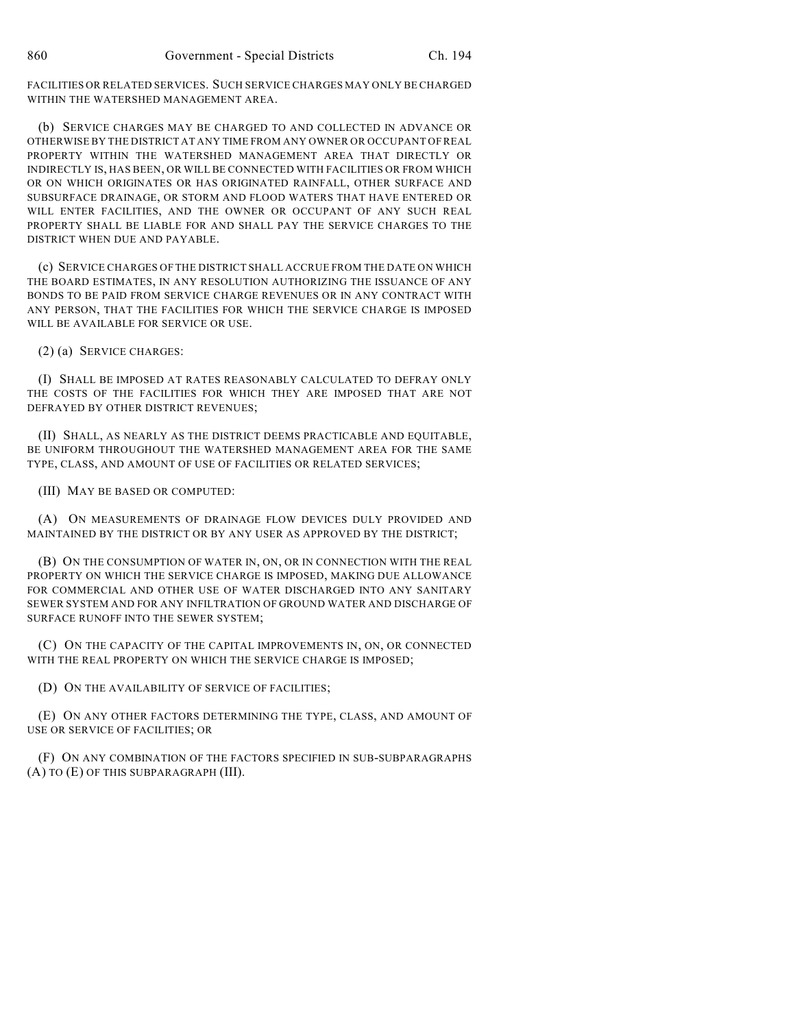FACILITIES OR RELATED SERVICES. SUCH SERVICE CHARGES MAY ONLY BE CHARGED WITHIN THE WATERSHED MANAGEMENT AREA.

(b) SERVICE CHARGES MAY BE CHARGED TO AND COLLECTED IN ADVANCE OR OTHERWISE BY THE DISTRICT AT ANY TIME FROM ANY OWNER OR OCCUPANT OF REAL PROPERTY WITHIN THE WATERSHED MANAGEMENT AREA THAT DIRECTLY OR INDIRECTLY IS, HAS BEEN, OR WILL BE CONNECTED WITH FACILITIES OR FROM WHICH OR ON WHICH ORIGINATES OR HAS ORIGINATED RAINFALL, OTHER SURFACE AND SUBSURFACE DRAINAGE, OR STORM AND FLOOD WATERS THAT HAVE ENTERED OR WILL ENTER FACILITIES, AND THE OWNER OR OCCUPANT OF ANY SUCH REAL PROPERTY SHALL BE LIABLE FOR AND SHALL PAY THE SERVICE CHARGES TO THE DISTRICT WHEN DUE AND PAYABLE.

(c) SERVICE CHARGES OF THE DISTRICT SHALL ACCRUE FROM THE DATE ON WHICH THE BOARD ESTIMATES, IN ANY RESOLUTION AUTHORIZING THE ISSUANCE OF ANY BONDS TO BE PAID FROM SERVICE CHARGE REVENUES OR IN ANY CONTRACT WITH ANY PERSON, THAT THE FACILITIES FOR WHICH THE SERVICE CHARGE IS IMPOSED WILL BE AVAILABLE FOR SERVICE OR USE.

(2) (a) SERVICE CHARGES:

(I) SHALL BE IMPOSED AT RATES REASONABLY CALCULATED TO DEFRAY ONLY THE COSTS OF THE FACILITIES FOR WHICH THEY ARE IMPOSED THAT ARE NOT DEFRAYED BY OTHER DISTRICT REVENUES;

(II) SHALL, AS NEARLY AS THE DISTRICT DEEMS PRACTICABLE AND EQUITABLE, BE UNIFORM THROUGHOUT THE WATERSHED MANAGEMENT AREA FOR THE SAME TYPE, CLASS, AND AMOUNT OF USE OF FACILITIES OR RELATED SERVICES;

(III) MAY BE BASED OR COMPUTED:

(A) ON MEASUREMENTS OF DRAINAGE FLOW DEVICES DULY PROVIDED AND MAINTAINED BY THE DISTRICT OR BY ANY USER AS APPROVED BY THE DISTRICT;

(B) ON THE CONSUMPTION OF WATER IN, ON, OR IN CONNECTION WITH THE REAL PROPERTY ON WHICH THE SERVICE CHARGE IS IMPOSED, MAKING DUE ALLOWANCE FOR COMMERCIAL AND OTHER USE OF WATER DISCHARGED INTO ANY SANITARY SEWER SYSTEM AND FOR ANY INFILTRATION OF GROUND WATER AND DISCHARGE OF SURFACE RUNOFF INTO THE SEWER SYSTEM;

(C) ON THE CAPACITY OF THE CAPITAL IMPROVEMENTS IN, ON, OR CONNECTED WITH THE REAL PROPERTY ON WHICH THE SERVICE CHARGE IS IMPOSED;

(D) ON THE AVAILABILITY OF SERVICE OF FACILITIES;

(E) ON ANY OTHER FACTORS DETERMINING THE TYPE, CLASS, AND AMOUNT OF USE OR SERVICE OF FACILITIES; OR

(F) ON ANY COMBINATION OF THE FACTORS SPECIFIED IN SUB-SUBPARAGRAPHS (A) TO (E) OF THIS SUBPARAGRAPH (III).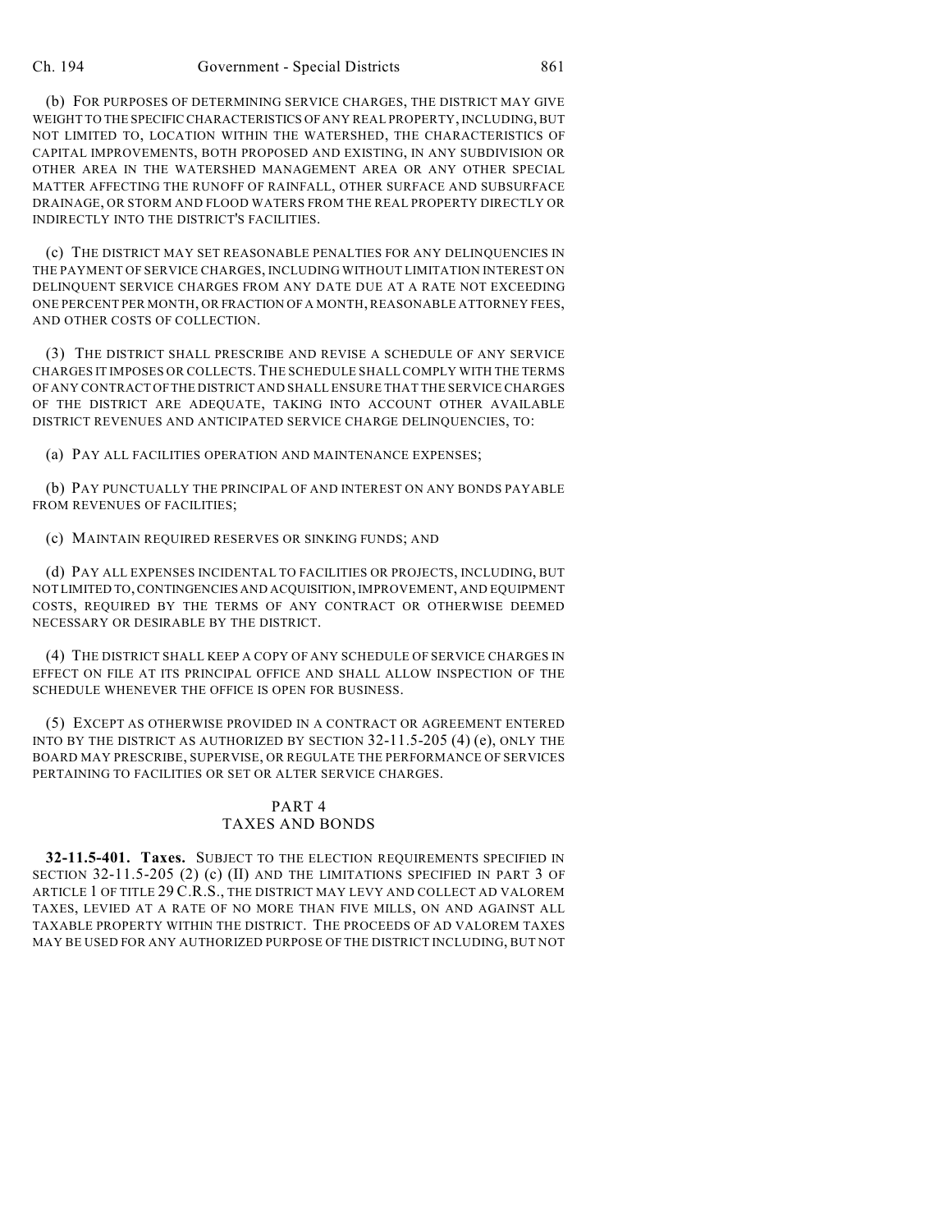(b) FOR PURPOSES OF DETERMINING SERVICE CHARGES, THE DISTRICT MAY GIVE WEIGHT TO THE SPECIFIC CHARACTERISTICS OF ANY REAL PROPERTY, INCLUDING, BUT NOT LIMITED TO, LOCATION WITHIN THE WATERSHED, THE CHARACTERISTICS OF CAPITAL IMPROVEMENTS, BOTH PROPOSED AND EXISTING, IN ANY SUBDIVISION OR OTHER AREA IN THE WATERSHED MANAGEMENT AREA OR ANY OTHER SPECIAL MATTER AFFECTING THE RUNOFF OF RAINFALL, OTHER SURFACE AND SUBSURFACE DRAINAGE, OR STORM AND FLOOD WATERS FROM THE REAL PROPERTY DIRECTLY OR INDIRECTLY INTO THE DISTRICT'S FACILITIES.

(c) THE DISTRICT MAY SET REASONABLE PENALTIES FOR ANY DELINQUENCIES IN THE PAYMENT OF SERVICE CHARGES, INCLUDING WITHOUT LIMITATION INTEREST ON DELINQUENT SERVICE CHARGES FROM ANY DATE DUE AT A RATE NOT EXCEEDING ONE PERCENT PER MONTH, OR FRACTION OF A MONTH, REASONABLE ATTORNEY FEES, AND OTHER COSTS OF COLLECTION.

(3) THE DISTRICT SHALL PRESCRIBE AND REVISE A SCHEDULE OF ANY SERVICE CHARGES IT IMPOSES OR COLLECTS. THE SCHEDULE SHALL COMPLY WITH THE TERMS OF ANY CONTRACT OF THE DISTRICT AND SHALL ENSURE THAT THE SERVICE CHARGES OF THE DISTRICT ARE ADEQUATE, TAKING INTO ACCOUNT OTHER AVAILABLE DISTRICT REVENUES AND ANTICIPATED SERVICE CHARGE DELINQUENCIES, TO:

(a) PAY ALL FACILITIES OPERATION AND MAINTENANCE EXPENSES;

(b) PAY PUNCTUALLY THE PRINCIPAL OF AND INTEREST ON ANY BONDS PAYABLE FROM REVENUES OF FACILITIES;

(c) MAINTAIN REQUIRED RESERVES OR SINKING FUNDS; AND

(d) PAY ALL EXPENSES INCIDENTAL TO FACILITIES OR PROJECTS, INCLUDING, BUT NOT LIMITED TO, CONTINGENCIES AND ACQUISITION, IMPROVEMENT, AND EQUIPMENT COSTS, REQUIRED BY THE TERMS OF ANY CONTRACT OR OTHERWISE DEEMED NECESSARY OR DESIRABLE BY THE DISTRICT.

(4) THE DISTRICT SHALL KEEP A COPY OF ANY SCHEDULE OF SERVICE CHARGES IN EFFECT ON FILE AT ITS PRINCIPAL OFFICE AND SHALL ALLOW INSPECTION OF THE SCHEDULE WHENEVER THE OFFICE IS OPEN FOR BUSINESS.

(5) EXCEPT AS OTHERWISE PROVIDED IN A CONTRACT OR AGREEMENT ENTERED INTO BY THE DISTRICT AS AUTHORIZED BY SECTION 32-11.5-205 (4) (e), ONLY THE BOARD MAY PRESCRIBE, SUPERVISE, OR REGULATE THE PERFORMANCE OF SERVICES PERTAINING TO FACILITIES OR SET OR ALTER SERVICE CHARGES.

## PART 4
## TAXES AND BONDS

**32-11.5-401. Taxes.** SUBJECT TO THE ELECTION REQUIREMENTS SPECIFIED IN SECTION 32-11.5-205 (2) (c) (II) AND THE LIMITATIONS SPECIFIED IN PART 3 OF ARTICLE 1 OF TITLE 29 C.R.S., THE DISTRICT MAY LEVY AND COLLECT AD VALOREM TAXES, LEVIED AT A RATE OF NO MORE THAN FIVE MILLS, ON AND AGAINST ALL TAXABLE PROPERTY WITHIN THE DISTRICT. THE PROCEEDS OF AD VALOREM TAXES MAY BE USED FOR ANY AUTHORIZED PURPOSE OF THE DISTRICT INCLUDING, BUT NOT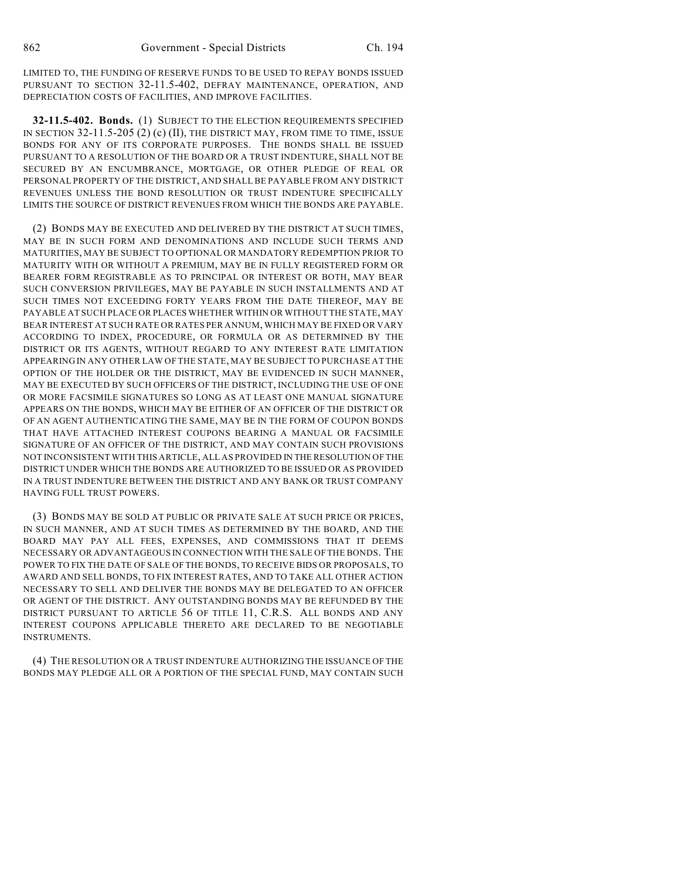LIMITED TO, THE FUNDING OF RESERVE FUNDS TO BE USED TO REPAY BONDS ISSUED PURSUANT TO SECTION 32-11.5-402, DEFRAY MAINTENANCE, OPERATION, AND DEPRECIATION COSTS OF FACILITIES, AND IMPROVE FACILITIES.

**32-11.5-402. Bonds.** (1) SUBJECT TO THE ELECTION REQUIREMENTS SPECIFIED IN SECTION 32-11.5-205 (2) (c) (II), THE DISTRICT MAY, FROM TIME TO TIME, ISSUE BONDS FOR ANY OF ITS CORPORATE PURPOSES. THE BONDS SHALL BE ISSUED PURSUANT TO A RESOLUTION OF THE BOARD OR A TRUST INDENTURE, SHALL NOT BE SECURED BY AN ENCUMBRANCE, MORTGAGE, OR OTHER PLEDGE OF REAL OR PERSONAL PROPERTY OF THE DISTRICT, AND SHALL BE PAYABLE FROM ANY DISTRICT REVENUES UNLESS THE BOND RESOLUTION OR TRUST INDENTURE SPECIFICALLY LIMITS THE SOURCE OF DISTRICT REVENUES FROM WHICH THE BONDS ARE PAYABLE.

(2) BONDS MAY BE EXECUTED AND DELIVERED BY THE DISTRICT AT SUCH TIMES, MAY BE IN SUCH FORM AND DENOMINATIONS AND INCLUDE SUCH TERMS AND MATURITIES, MAY BE SUBJECT TO OPTIONAL OR MANDATORY REDEMPTION PRIOR TO MATURITY WITH OR WITHOUT A PREMIUM, MAY BE IN FULLY REGISTERED FORM OR BEARER FORM REGISTRABLE AS TO PRINCIPAL OR INTEREST OR BOTH, MAY BEAR SUCH CONVERSION PRIVILEGES, MAY BE PAYABLE IN SUCH INSTALLMENTS AND AT SUCH TIMES NOT EXCEEDING FORTY YEARS FROM THE DATE THEREOF, MAY BE PAYABLE AT SUCH PLACE OR PLACES WHETHER WITHIN OR WITHOUT THE STATE, MAY BEAR INTEREST AT SUCH RATE OR RATES PER ANNUM, WHICH MAY BE FIXED OR VARY ACCORDING TO INDEX, PROCEDURE, OR FORMULA OR AS DETERMINED BY THE DISTRICT OR ITS AGENTS, WITHOUT REGARD TO ANY INTEREST RATE LIMITATION APPEARING IN ANY OTHER LAW OF THE STATE, MAY BE SUBJECT TO PURCHASE AT THE OPTION OF THE HOLDER OR THE DISTRICT, MAY BE EVIDENCED IN SUCH MANNER, MAY BE EXECUTED BY SUCH OFFICERS OF THE DISTRICT, INCLUDING THE USE OF ONE OR MORE FACSIMILE SIGNATURES SO LONG AS AT LEAST ONE MANUAL SIGNATURE APPEARS ON THE BONDS, WHICH MAY BE EITHER OF AN OFFICER OF THE DISTRICT OR OF AN AGENT AUTHENTICATING THE SAME, MAY BE IN THE FORM OF COUPON BONDS THAT HAVE ATTACHED INTEREST COUPONS BEARING A MANUAL OR FACSIMILE SIGNATURE OF AN OFFICER OF THE DISTRICT, AND MAY CONTAIN SUCH PROVISIONS NOT INCONSISTENT WITH THIS ARTICLE, ALL AS PROVIDED IN THE RESOLUTION OF THE DISTRICT UNDER WHICH THE BONDS ARE AUTHORIZED TO BE ISSUED OR AS PROVIDED IN A TRUST INDENTURE BETWEEN THE DISTRICT AND ANY BANK OR TRUST COMPANY HAVING FULL TRUST POWERS.

(3) BONDS MAY BE SOLD AT PUBLIC OR PRIVATE SALE AT SUCH PRICE OR PRICES, IN SUCH MANNER, AND AT SUCH TIMES AS DETERMINED BY THE BOARD, AND THE BOARD MAY PAY ALL FEES, EXPENSES, AND COMMISSIONS THAT IT DEEMS NECESSARY OR ADVANTAGEOUS IN CONNECTION WITH THE SALE OF THE BONDS. THE POWER TO FIX THE DATE OF SALE OF THE BONDS, TO RECEIVE BIDS OR PROPOSALS, TO AWARD AND SELL BONDS, TO FIX INTEREST RATES, AND TO TAKE ALL OTHER ACTION NECESSARY TO SELL AND DELIVER THE BONDS MAY BE DELEGATED TO AN OFFICER OR AGENT OF THE DISTRICT. ANY OUTSTANDING BONDS MAY BE REFUNDED BY THE DISTRICT PURSUANT TO ARTICLE 56 OF TITLE 11, C.R.S. ALL BONDS AND ANY INTEREST COUPONS APPLICABLE THERETO ARE DECLARED TO BE NEGOTIABLE INSTRUMENTS.

(4) THE RESOLUTION OR A TRUST INDENTURE AUTHORIZING THE ISSUANCE OF THE BONDS MAY PLEDGE ALL OR A PORTION OF THE SPECIAL FUND, MAY CONTAIN SUCH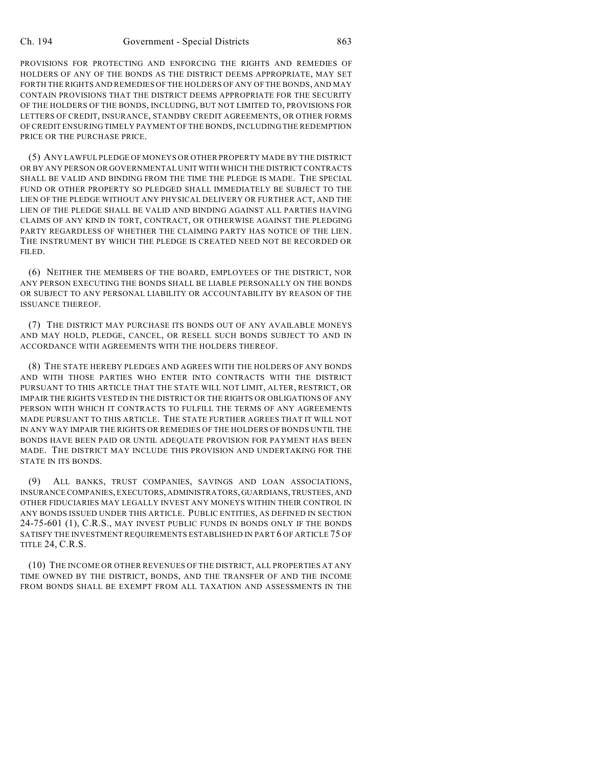PROVISIONS FOR PROTECTING AND ENFORCING THE RIGHTS AND REMEDIES OF HOLDERS OF ANY OF THE BONDS AS THE DISTRICT DEEMS APPROPRIATE, MAY SET FORTH THE RIGHTS AND REMEDIES OF THE HOLDERS OF ANY OF THE BONDS, AND MAY CONTAIN PROVISIONS THAT THE DISTRICT DEEMS APPROPRIATE FOR THE SECURITY OF THE HOLDERS OF THE BONDS, INCLUDING, BUT NOT LIMITED TO, PROVISIONS FOR LETTERS OF CREDIT, INSURANCE, STANDBY CREDIT AGREEMENTS, OR OTHER FORMS OF CREDIT ENSURING TIMELY PAYMENT OF THE BONDS, INCLUDING THE REDEMPTION PRICE OR THE PURCHASE PRICE.

(5) ANY LAWFUL PLEDGE OF MONEYS OR OTHER PROPERTY MADE BY THE DISTRICT OR BY ANY PERSON OR GOVERNMENTAL UNIT WITH WHICH THE DISTRICT CONTRACTS SHALL BE VALID AND BINDING FROM THE TIME THE PLEDGE IS MADE. THE SPECIAL FUND OR OTHER PROPERTY SO PLEDGED SHALL IMMEDIATELY BE SUBJECT TO THE LIEN OF THE PLEDGE WITHOUT ANY PHYSICAL DELIVERY OR FURTHER ACT, AND THE LIEN OF THE PLEDGE SHALL BE VALID AND BINDING AGAINST ALL PARTIES HAVING CLAIMS OF ANY KIND IN TORT, CONTRACT, OR OTHERWISE AGAINST THE PLEDGING PARTY REGARDLESS OF WHETHER THE CLAIMING PARTY HAS NOTICE OF THE LIEN. THE INSTRUMENT BY WHICH THE PLEDGE IS CREATED NEED NOT BE RECORDED OR FILED.

(6) NEITHER THE MEMBERS OF THE BOARD, EMPLOYEES OF THE DISTRICT, NOR ANY PERSON EXECUTING THE BONDS SHALL BE LIABLE PERSONALLY ON THE BONDS OR SUBJECT TO ANY PERSONAL LIABILITY OR ACCOUNTABILITY BY REASON OF THE ISSUANCE THEREOF.

(7) THE DISTRICT MAY PURCHASE ITS BONDS OUT OF ANY AVAILABLE MONEYS AND MAY HOLD, PLEDGE, CANCEL, OR RESELL SUCH BONDS SUBJECT TO AND IN ACCORDANCE WITH AGREEMENTS WITH THE HOLDERS THEREOF.

(8) THE STATE HEREBY PLEDGES AND AGREES WITH THE HOLDERS OF ANY BONDS AND WITH THOSE PARTIES WHO ENTER INTO CONTRACTS WITH THE DISTRICT PURSUANT TO THIS ARTICLE THAT THE STATE WILL NOT LIMIT, ALTER, RESTRICT, OR IMPAIR THE RIGHTS VESTED IN THE DISTRICT OR THE RIGHTS OR OBLIGATIONS OF ANY PERSON WITH WHICH IT CONTRACTS TO FULFILL THE TERMS OF ANY AGREEMENTS MADE PURSUANT TO THIS ARTICLE. THE STATE FURTHER AGREES THAT IT WILL NOT IN ANY WAY IMPAIR THE RIGHTS OR REMEDIES OF THE HOLDERS OF BONDS UNTIL THE BONDS HAVE BEEN PAID OR UNTIL ADEQUATE PROVISION FOR PAYMENT HAS BEEN MADE. THE DISTRICT MAY INCLUDE THIS PROVISION AND UNDERTAKING FOR THE STATE IN ITS BONDS.

(9) ALL BANKS, TRUST COMPANIES, SAVINGS AND LOAN ASSOCIATIONS, INSURANCE COMPANIES, EXECUTORS, ADMINISTRATORS, GUARDIANS, TRUSTEES, AND OTHER FIDUCIARIES MAY LEGALLY INVEST ANY MONEYS WITHIN THEIR CONTROL IN ANY BONDS ISSUED UNDER THIS ARTICLE. PUBLIC ENTITIES, AS DEFINED IN SECTION 24-75-601 (1), C.R.S., MAY INVEST PUBLIC FUNDS IN BONDS ONLY IF THE BONDS SATISFY THE INVESTMENT REQUIREMENTS ESTABLISHED IN PART 6 OF ARTICLE 75 OF TITLE 24, C.R.S.

(10) THE INCOME OR OTHER REVENUES OF THE DISTRICT, ALL PROPERTIES AT ANY TIME OWNED BY THE DISTRICT, BONDS, AND THE TRANSFER OF AND THE INCOME FROM BONDS SHALL BE EXEMPT FROM ALL TAXATION AND ASSESSMENTS IN THE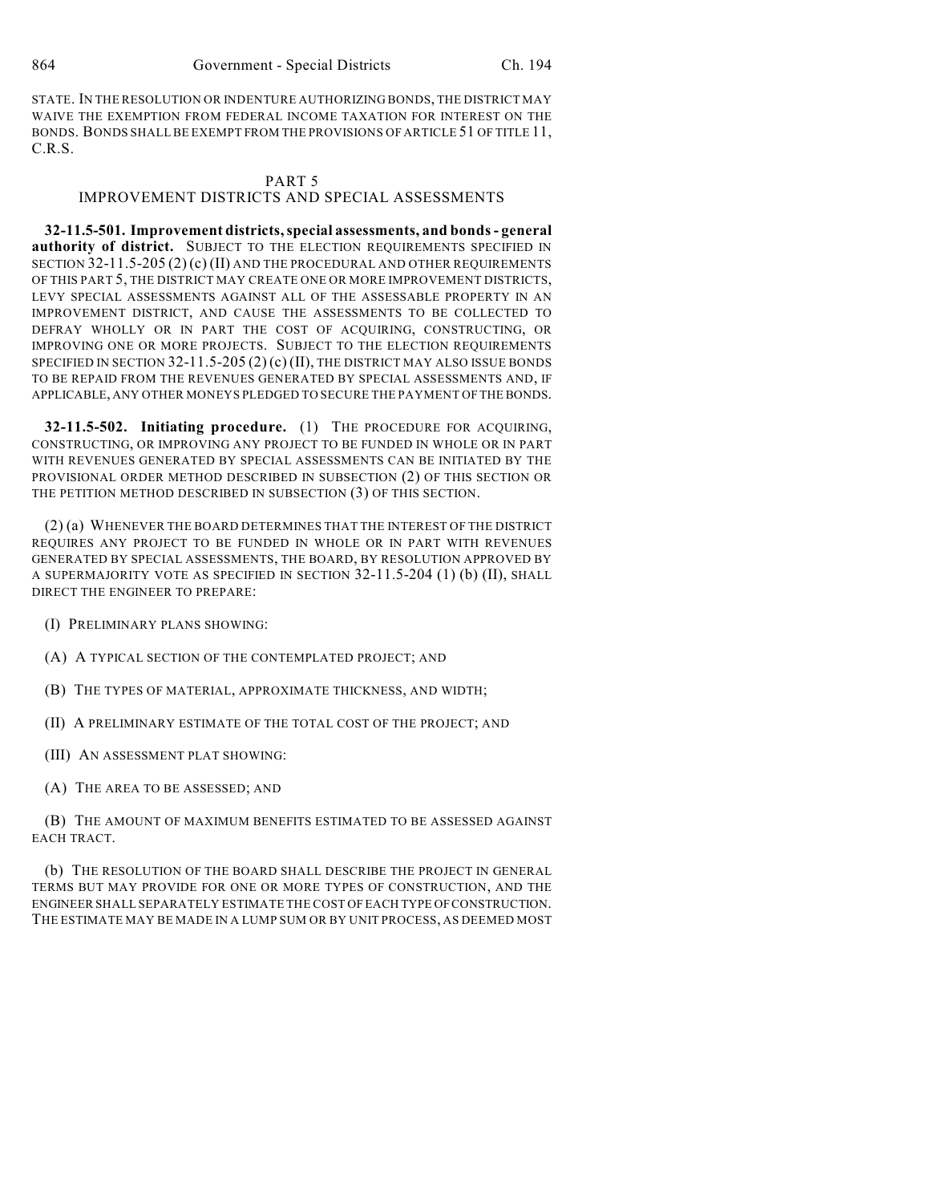STATE. IN THE RESOLUTION OR INDENTURE AUTHORIZING BONDS, THE DISTRICT MAY WAIVE THE EXEMPTION FROM FEDERAL INCOME TAXATION FOR INTEREST ON THE BONDS. BONDS SHALL BE EXEMPT FROM THE PROVISIONS OF ARTICLE 51 OF TITLE 11, C.R.S.

## PART 5
## IMPROVEMENT DISTRICTS AND SPECIAL ASSESSMENTS

**32-11.5-501. Improvement districts, special assessments, and bonds - general authority of district.** SUBJECT TO THE ELECTION REQUIREMENTS SPECIFIED IN SECTION 32-11.5-205 (2) (c) (II) AND THE PROCEDURAL AND OTHER REQUIREMENTS OF THIS PART 5, THE DISTRICT MAY CREATE ONE OR MORE IMPROVEMENT DISTRICTS, LEVY SPECIAL ASSESSMENTS AGAINST ALL OF THE ASSESSABLE PROPERTY IN AN IMPROVEMENT DISTRICT, AND CAUSE THE ASSESSMENTS TO BE COLLECTED TO DEFRAY WHOLLY OR IN PART THE COST OF ACQUIRING, CONSTRUCTING, OR IMPROVING ONE OR MORE PROJECTS. SUBJECT TO THE ELECTION REQUIREMENTS SPECIFIED IN SECTION 32-11.5-205 (2) (c) (II), THE DISTRICT MAY ALSO ISSUE BONDS TO BE REPAID FROM THE REVENUES GENERATED BY SPECIAL ASSESSMENTS AND, IF APPLICABLE, ANY OTHER MONEYS PLEDGED TO SECURE THE PAYMENT OF THE BONDS.

**32-11.5-502. Initiating procedure.** (1) THE PROCEDURE FOR ACQUIRING, CONSTRUCTING, OR IMPROVING ANY PROJECT TO BE FUNDED IN WHOLE OR IN PART WITH REVENUES GENERATED BY SPECIAL ASSESSMENTS CAN BE INITIATED BY THE PROVISIONAL ORDER METHOD DESCRIBED IN SUBSECTION (2) OF THIS SECTION OR THE PETITION METHOD DESCRIBED IN SUBSECTION (3) OF THIS SECTION.

(2) (a) WHENEVER THE BOARD DETERMINES THAT THE INTEREST OF THE DISTRICT REQUIRES ANY PROJECT TO BE FUNDED IN WHOLE OR IN PART WITH REVENUES GENERATED BY SPECIAL ASSESSMENTS, THE BOARD, BY RESOLUTION APPROVED BY A SUPERMAJORITY VOTE AS SPECIFIED IN SECTION 32-11.5-204 (1) (b) (II), SHALL DIRECT THE ENGINEER TO PREPARE:

(I) PRELIMINARY PLANS SHOWING:

(A) A TYPICAL SECTION OF THE CONTEMPLATED PROJECT; AND

(B) THE TYPES OF MATERIAL, APPROXIMATE THICKNESS, AND WIDTH;

(II) A PRELIMINARY ESTIMATE OF THE TOTAL COST OF THE PROJECT; AND

(III) AN ASSESSMENT PLAT SHOWING:

(A) THE AREA TO BE ASSESSED; AND

(B) THE AMOUNT OF MAXIMUM BENEFITS ESTIMATED TO BE ASSESSED AGAINST EACH TRACT.

(b) THE RESOLUTION OF THE BOARD SHALL DESCRIBE THE PROJECT IN GENERAL TERMS BUT MAY PROVIDE FOR ONE OR MORE TYPES OF CONSTRUCTION, AND THE ENGINEER SHALL SEPARATELY ESTIMATE THE COST OF EACH TYPE OF CONSTRUCTION. THE ESTIMATE MAY BE MADE IN A LUMP SUM OR BY UNIT PROCESS, AS DEEMED MOST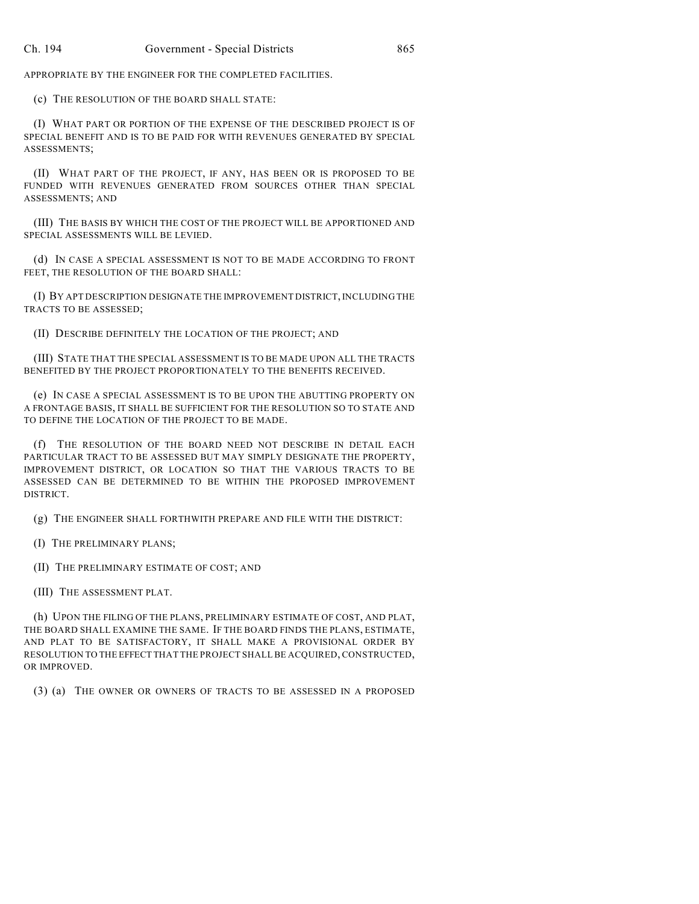APPROPRIATE BY THE ENGINEER FOR THE COMPLETED FACILITIES.

(c) THE RESOLUTION OF THE BOARD SHALL STATE:

(I) WHAT PART OR PORTION OF THE EXPENSE OF THE DESCRIBED PROJECT IS OF SPECIAL BENEFIT AND IS TO BE PAID FOR WITH REVENUES GENERATED BY SPECIAL ASSESSMENTS;

(II) WHAT PART OF THE PROJECT, IF ANY, HAS BEEN OR IS PROPOSED TO BE FUNDED WITH REVENUES GENERATED FROM SOURCES OTHER THAN SPECIAL ASSESSMENTS; AND

(III) THE BASIS BY WHICH THE COST OF THE PROJECT WILL BE APPORTIONED AND SPECIAL ASSESSMENTS WILL BE LEVIED.

(d) IN CASE A SPECIAL ASSESSMENT IS NOT TO BE MADE ACCORDING TO FRONT FEET, THE RESOLUTION OF THE BOARD SHALL:

(I) BY APT DESCRIPTION DESIGNATE THE IMPROVEMENT DISTRICT, INCLUDING THE TRACTS TO BE ASSESSED;

(II) DESCRIBE DEFINITELY THE LOCATION OF THE PROJECT; AND

(III) STATE THAT THE SPECIAL ASSESSMENT IS TO BE MADE UPON ALL THE TRACTS BENEFITED BY THE PROJECT PROPORTIONATELY TO THE BENEFITS RECEIVED.

(e) IN CASE A SPECIAL ASSESSMENT IS TO BE UPON THE ABUTTING PROPERTY ON A FRONTAGE BASIS, IT SHALL BE SUFFICIENT FOR THE RESOLUTION SO TO STATE AND TO DEFINE THE LOCATION OF THE PROJECT TO BE MADE.

(f) THE RESOLUTION OF THE BOARD NEED NOT DESCRIBE IN DETAIL EACH PARTICULAR TRACT TO BE ASSESSED BUT MAY SIMPLY DESIGNATE THE PROPERTY, IMPROVEMENT DISTRICT, OR LOCATION SO THAT THE VARIOUS TRACTS TO BE ASSESSED CAN BE DETERMINED TO BE WITHIN THE PROPOSED IMPROVEMENT DISTRICT.

(g) THE ENGINEER SHALL FORTHWITH PREPARE AND FILE WITH THE DISTRICT:

(I) THE PRELIMINARY PLANS;

(II) THE PRELIMINARY ESTIMATE OF COST; AND

(III) THE ASSESSMENT PLAT.

(h) UPON THE FILING OF THE PLANS, PRELIMINARY ESTIMATE OF COST, AND PLAT, THE BOARD SHALL EXAMINE THE SAME. IF THE BOARD FINDS THE PLANS, ESTIMATE, AND PLAT TO BE SATISFACTORY, IT SHALL MAKE A PROVISIONAL ORDER BY RESOLUTION TO THE EFFECT THAT THE PROJECT SHALL BE ACQUIRED, CONSTRUCTED, OR IMPROVED.

(3) (a) THE OWNER OR OWNERS OF TRACTS TO BE ASSESSED IN A PROPOSED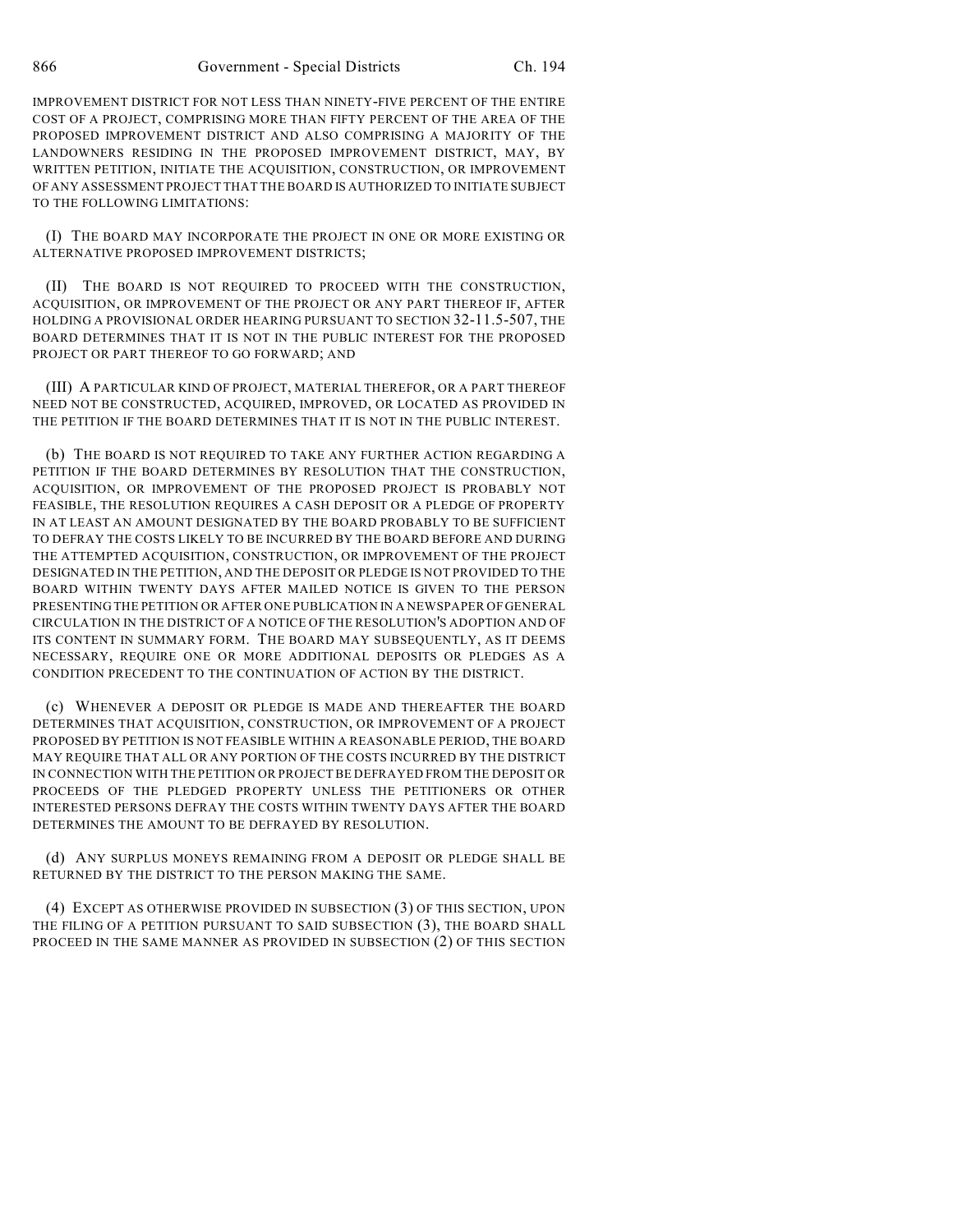IMPROVEMENT DISTRICT FOR NOT LESS THAN NINETY-FIVE PERCENT OF THE ENTIRE COST OF A PROJECT, COMPRISING MORE THAN FIFTY PERCENT OF THE AREA OF THE PROPOSED IMPROVEMENT DISTRICT AND ALSO COMPRISING A MAJORITY OF THE LANDOWNERS RESIDING IN THE PROPOSED IMPROVEMENT DISTRICT, MAY, BY WRITTEN PETITION, INITIATE THE ACQUISITION, CONSTRUCTION, OR IMPROVEMENT OF ANY ASSESSMENT PROJECT THAT THE BOARD IS AUTHORIZED TO INITIATE SUBJECT TO THE FOLLOWING LIMITATIONS:

(I) THE BOARD MAY INCORPORATE THE PROJECT IN ONE OR MORE EXISTING OR ALTERNATIVE PROPOSED IMPROVEMENT DISTRICTS;

(II) THE BOARD IS NOT REQUIRED TO PROCEED WITH THE CONSTRUCTION, ACQUISITION, OR IMPROVEMENT OF THE PROJECT OR ANY PART THEREOF IF, AFTER HOLDING A PROVISIONAL ORDER HEARING PURSUANT TO SECTION 32-11.5-507, THE BOARD DETERMINES THAT IT IS NOT IN THE PUBLIC INTEREST FOR THE PROPOSED PROJECT OR PART THEREOF TO GO FORWARD; AND

(III) A PARTICULAR KIND OF PROJECT, MATERIAL THEREFOR, OR A PART THEREOF NEED NOT BE CONSTRUCTED, ACQUIRED, IMPROVED, OR LOCATED AS PROVIDED IN THE PETITION IF THE BOARD DETERMINES THAT IT IS NOT IN THE PUBLIC INTEREST.

(b) THE BOARD IS NOT REQUIRED TO TAKE ANY FURTHER ACTION REGARDING A PETITION IF THE BOARD DETERMINES BY RESOLUTION THAT THE CONSTRUCTION, ACQUISITION, OR IMPROVEMENT OF THE PROPOSED PROJECT IS PROBABLY NOT FEASIBLE, THE RESOLUTION REQUIRES A CASH DEPOSIT OR A PLEDGE OF PROPERTY IN AT LEAST AN AMOUNT DESIGNATED BY THE BOARD PROBABLY TO BE SUFFICIENT TO DEFRAY THE COSTS LIKELY TO BE INCURRED BY THE BOARD BEFORE AND DURING THE ATTEMPTED ACQUISITION, CONSTRUCTION, OR IMPROVEMENT OF THE PROJECT DESIGNATED IN THE PETITION, AND THE DEPOSIT OR PLEDGE IS NOT PROVIDED TO THE BOARD WITHIN TWENTY DAYS AFTER MAILED NOTICE IS GIVEN TO THE PERSON PRESENTING THE PETITION OR AFTER ONE PUBLICATION IN A NEWSPAPER OF GENERAL CIRCULATION IN THE DISTRICT OF A NOTICE OF THE RESOLUTION'S ADOPTION AND OF ITS CONTENT IN SUMMARY FORM. THE BOARD MAY SUBSEQUENTLY, AS IT DEEMS NECESSARY, REQUIRE ONE OR MORE ADDITIONAL DEPOSITS OR PLEDGES AS A CONDITION PRECEDENT TO THE CONTINUATION OF ACTION BY THE DISTRICT.

(c) WHENEVER A DEPOSIT OR PLEDGE IS MADE AND THEREAFTER THE BOARD DETERMINES THAT ACQUISITION, CONSTRUCTION, OR IMPROVEMENT OF A PROJECT PROPOSED BY PETITION IS NOT FEASIBLE WITHIN A REASONABLE PERIOD, THE BOARD MAY REQUIRE THAT ALL OR ANY PORTION OF THE COSTS INCURRED BY THE DISTRICT IN CONNECTION WITH THE PETITION OR PROJECT BE DEFRAYED FROM THE DEPOSIT OR PROCEEDS OF THE PLEDGED PROPERTY UNLESS THE PETITIONERS OR OTHER INTERESTED PERSONS DEFRAY THE COSTS WITHIN TWENTY DAYS AFTER THE BOARD DETERMINES THE AMOUNT TO BE DEFRAYED BY RESOLUTION.

(d) ANY SURPLUS MONEYS REMAINING FROM A DEPOSIT OR PLEDGE SHALL BE RETURNED BY THE DISTRICT TO THE PERSON MAKING THE SAME.

(4) EXCEPT AS OTHERWISE PROVIDED IN SUBSECTION (3) OF THIS SECTION, UPON THE FILING OF A PETITION PURSUANT TO SAID SUBSECTION (3), THE BOARD SHALL PROCEED IN THE SAME MANNER AS PROVIDED IN SUBSECTION (2) OF THIS SECTION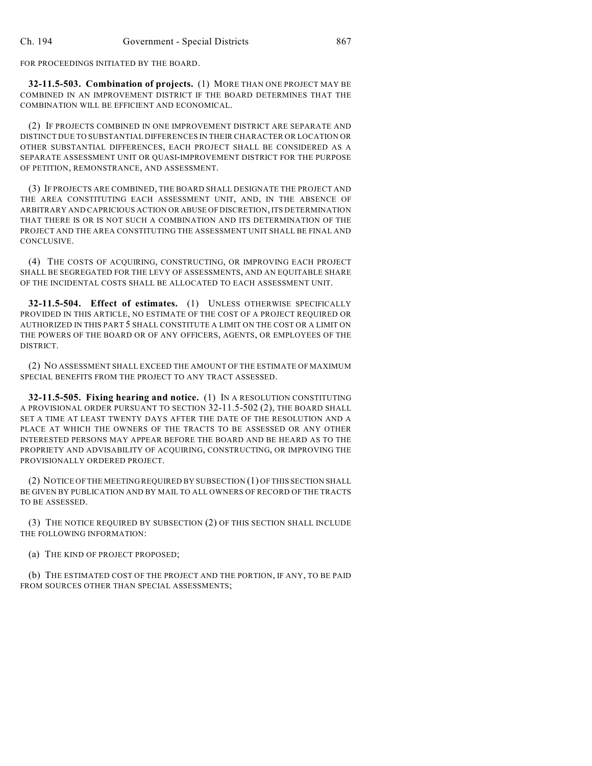FOR PROCEEDINGS INITIATED BY THE BOARD.

**32-11.5-503. Combination of projects.** (1) MORE THAN ONE PROJECT MAY BE COMBINED IN AN IMPROVEMENT DISTRICT IF THE BOARD DETERMINES THAT THE COMBINATION WILL BE EFFICIENT AND ECONOMICAL.

(2) IF PROJECTS COMBINED IN ONE IMPROVEMENT DISTRICT ARE SEPARATE AND DISTINCT DUE TO SUBSTANTIAL DIFFERENCES IN THEIR CHARACTER OR LOCATION OR OTHER SUBSTANTIAL DIFFERENCES, EACH PROJECT SHALL BE CONSIDERED AS A SEPARATE ASSESSMENT UNIT OR QUASI-IMPROVEMENT DISTRICT FOR THE PURPOSE OF PETITION, REMONSTRANCE, AND ASSESSMENT.

(3) IF PROJECTS ARE COMBINED, THE BOARD SHALL DESIGNATE THE PROJECT AND THE AREA CONSTITUTING EACH ASSESSMENT UNIT, AND, IN THE ABSENCE OF ARBITRARY AND CAPRICIOUS ACTION OR ABUSE OF DISCRETION, ITS DETERMINATION THAT THERE IS OR IS NOT SUCH A COMBINATION AND ITS DETERMINATION OF THE PROJECT AND THE AREA CONSTITUTING THE ASSESSMENT UNIT SHALL BE FINAL AND CONCLUSIVE.

(4) THE COSTS OF ACQUIRING, CONSTRUCTING, OR IMPROVING EACH PROJECT SHALL BE SEGREGATED FOR THE LEVY OF ASSESSMENTS, AND AN EQUITABLE SHARE OF THE INCIDENTAL COSTS SHALL BE ALLOCATED TO EACH ASSESSMENT UNIT.

**32-11.5-504. Effect of estimates.** (1) UNLESS OTHERWISE SPECIFICALLY PROVIDED IN THIS ARTICLE, NO ESTIMATE OF THE COST OF A PROJECT REQUIRED OR AUTHORIZED IN THIS PART 5 SHALL CONSTITUTE A LIMIT ON THE COST OR A LIMIT ON THE POWERS OF THE BOARD OR OF ANY OFFICERS, AGENTS, OR EMPLOYEES OF THE DISTRICT.

(2) NO ASSESSMENT SHALL EXCEED THE AMOUNT OF THE ESTIMATE OF MAXIMUM SPECIAL BENEFITS FROM THE PROJECT TO ANY TRACT ASSESSED.

**32-11.5-505. Fixing hearing and notice.** (1) IN A RESOLUTION CONSTITUTING A PROVISIONAL ORDER PURSUANT TO SECTION 32-11.5-502 (2), THE BOARD SHALL SET A TIME AT LEAST TWENTY DAYS AFTER THE DATE OF THE RESOLUTION AND A PLACE AT WHICH THE OWNERS OF THE TRACTS TO BE ASSESSED OR ANY OTHER INTERESTED PERSONS MAY APPEAR BEFORE THE BOARD AND BE HEARD AS TO THE PROPRIETY AND ADVISABILITY OF ACQUIRING, CONSTRUCTING, OR IMPROVING THE PROVISIONALLY ORDERED PROJECT.

(2) NOTICE OF THE MEETING REQUIRED BY SUBSECTION (1) OF THIS SECTION SHALL BE GIVEN BY PUBLICATION AND BY MAIL TO ALL OWNERS OF RECORD OF THE TRACTS TO BE ASSESSED.

(3) THE NOTICE REQUIRED BY SUBSECTION (2) OF THIS SECTION SHALL INCLUDE THE FOLLOWING INFORMATION:

(a) THE KIND OF PROJECT PROPOSED;

(b) THE ESTIMATED COST OF THE PROJECT AND THE PORTION, IF ANY, TO BE PAID FROM SOURCES OTHER THAN SPECIAL ASSESSMENTS;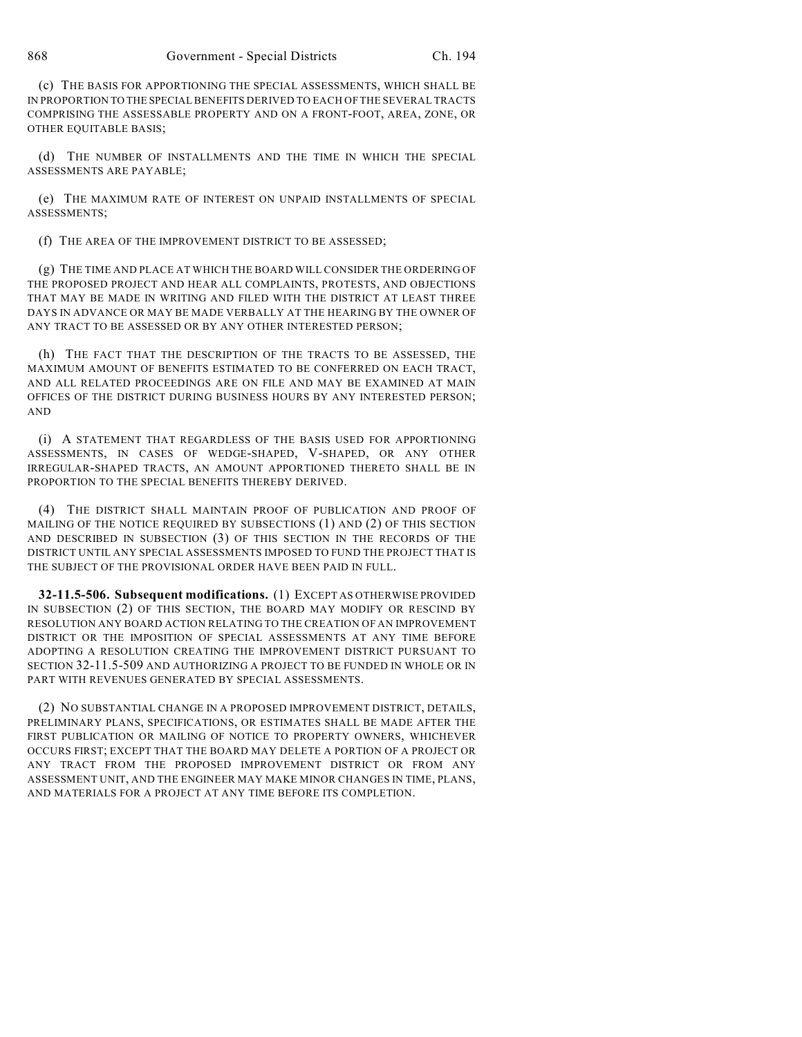(c) THE BASIS FOR APPORTIONING THE SPECIAL ASSESSMENTS, WHICH SHALL BE IN PROPORTION TO THE SPECIAL BENEFITS DERIVED TO EACH OF THE SEVERAL TRACTS COMPRISING THE ASSESSABLE PROPERTY AND ON A FRONT-FOOT, AREA, ZONE, OR OTHER EQUITABLE BASIS;

(d) THE NUMBER OF INSTALLMENTS AND THE TIME IN WHICH THE SPECIAL ASSESSMENTS ARE PAYABLE;

(e) THE MAXIMUM RATE OF INTEREST ON UNPAID INSTALLMENTS OF SPECIAL ASSESSMENTS;

(f) THE AREA OF THE IMPROVEMENT DISTRICT TO BE ASSESSED;

(g) THE TIME AND PLACE AT WHICH THE BOARD WILL CONSIDER THE ORDERING OF THE PROPOSED PROJECT AND HEAR ALL COMPLAINTS, PROTESTS, AND OBJECTIONS THAT MAY BE MADE IN WRITING AND FILED WITH THE DISTRICT AT LEAST THREE DAYS IN ADVANCE OR MAY BE MADE VERBALLY AT THE HEARING BY THE OWNER OF ANY TRACT TO BE ASSESSED OR BY ANY OTHER INTERESTED PERSON;

(h) THE FACT THAT THE DESCRIPTION OF THE TRACTS TO BE ASSESSED, THE MAXIMUM AMOUNT OF BENEFITS ESTIMATED TO BE CONFERRED ON EACH TRACT, AND ALL RELATED PROCEEDINGS ARE ON FILE AND MAY BE EXAMINED AT MAIN OFFICES OF THE DISTRICT DURING BUSINESS HOURS BY ANY INTERESTED PERSON; AND

(i) A STATEMENT THAT REGARDLESS OF THE BASIS USED FOR APPORTIONING ASSESSMENTS, IN CASES OF WEDGE-SHAPED, V-SHAPED, OR ANY OTHER IRREGULAR-SHAPED TRACTS, AN AMOUNT APPORTIONED THERETO SHALL BE IN PROPORTION TO THE SPECIAL BENEFITS THEREBY DERIVED.

(4) THE DISTRICT SHALL MAINTAIN PROOF OF PUBLICATION AND PROOF OF MAILING OF THE NOTICE REQUIRED BY SUBSECTIONS (1) AND (2) OF THIS SECTION AND DESCRIBED IN SUBSECTION (3) OF THIS SECTION IN THE RECORDS OF THE DISTRICT UNTIL ANY SPECIAL ASSESSMENTS IMPOSED TO FUND THE PROJECT THAT IS THE SUBJECT OF THE PROVISIONAL ORDER HAVE BEEN PAID IN FULL.

**32-11.5-506. Subsequent modifications.** (1) EXCEPT AS OTHERWISE PROVIDED IN SUBSECTION (2) OF THIS SECTION, THE BOARD MAY MODIFY OR RESCIND BY RESOLUTION ANY BOARD ACTION RELATING TO THE CREATION OF AN IMPROVEMENT DISTRICT OR THE IMPOSITION OF SPECIAL ASSESSMENTS AT ANY TIME BEFORE ADOPTING A RESOLUTION CREATING THE IMPROVEMENT DISTRICT PURSUANT TO SECTION 32-11.5-509 AND AUTHORIZING A PROJECT TO BE FUNDED IN WHOLE OR IN PART WITH REVENUES GENERATED BY SPECIAL ASSESSMENTS.

(2) NO SUBSTANTIAL CHANGE IN A PROPOSED IMPROVEMENT DISTRICT, DETAILS, PRELIMINARY PLANS, SPECIFICATIONS, OR ESTIMATES SHALL BE MADE AFTER THE FIRST PUBLICATION OR MAILING OF NOTICE TO PROPERTY OWNERS, WHICHEVER OCCURS FIRST; EXCEPT THAT THE BOARD MAY DELETE A PORTION OF A PROJECT OR ANY TRACT FROM THE PROPOSED IMPROVEMENT DISTRICT OR FROM ANY ASSESSMENT UNIT, AND THE ENGINEER MAY MAKE MINOR CHANGES IN TIME, PLANS, AND MATERIALS FOR A PROJECT AT ANY TIME BEFORE ITS COMPLETION.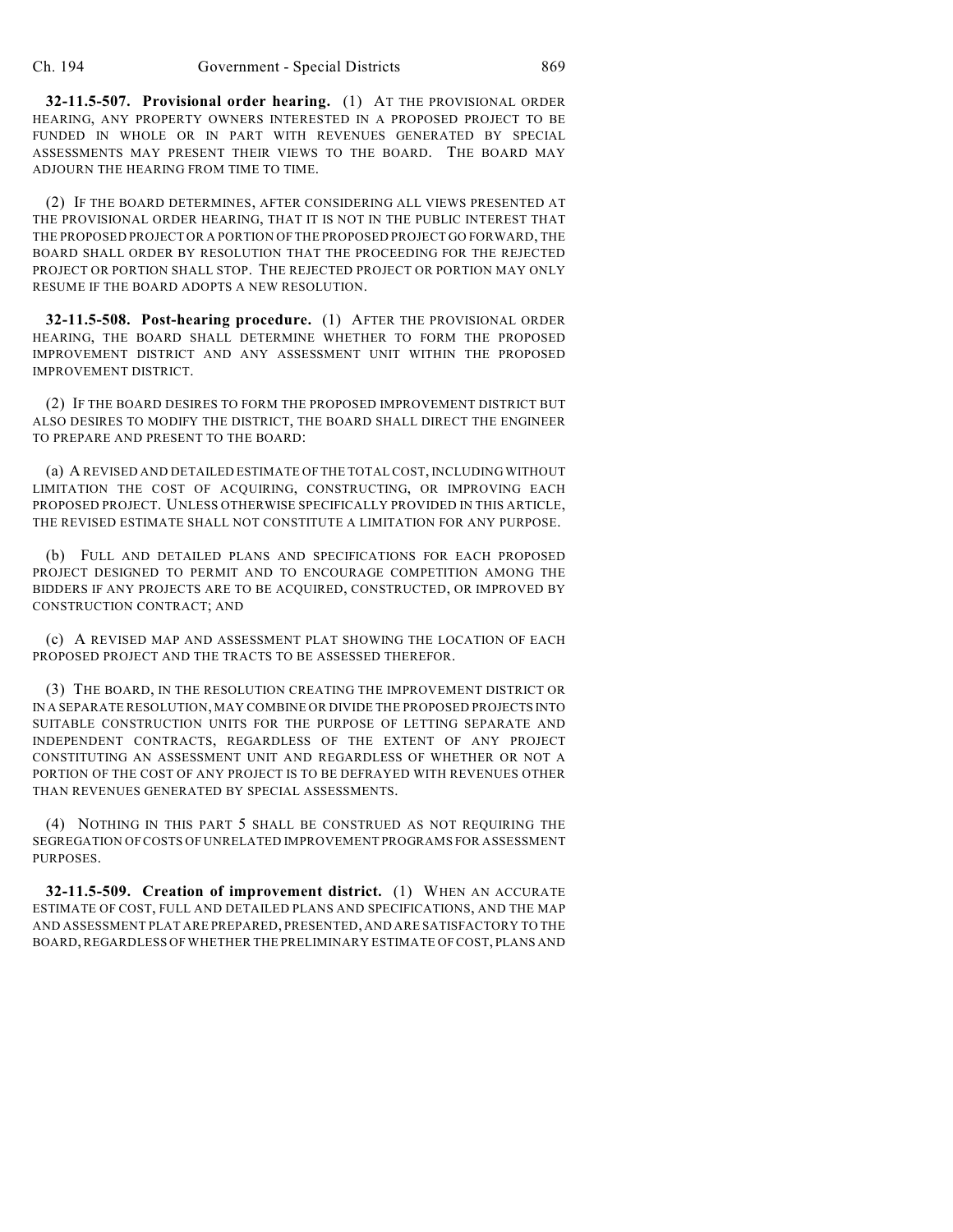**32-11.5-507. Provisional order hearing.** (1) AT THE PROVISIONAL ORDER HEARING, ANY PROPERTY OWNERS INTERESTED IN A PROPOSED PROJECT TO BE FUNDED IN WHOLE OR IN PART WITH REVENUES GENERATED BY SPECIAL ASSESSMENTS MAY PRESENT THEIR VIEWS TO THE BOARD. THE BOARD MAY ADJOURN THE HEARING FROM TIME TO TIME.

(2) IF THE BOARD DETERMINES, AFTER CONSIDERING ALL VIEWS PRESENTED AT THE PROVISIONAL ORDER HEARING, THAT IT IS NOT IN THE PUBLIC INTEREST THAT THE PROPOSED PROJECT OR A PORTION OF THE PROPOSED PROJECT GO FORWARD, THE BOARD SHALL ORDER BY RESOLUTION THAT THE PROCEEDING FOR THE REJECTED PROJECT OR PORTION SHALL STOP. THE REJECTED PROJECT OR PORTION MAY ONLY RESUME IF THE BOARD ADOPTS A NEW RESOLUTION.

**32-11.5-508. Post-hearing procedure.** (1) AFTER THE PROVISIONAL ORDER HEARING, THE BOARD SHALL DETERMINE WHETHER TO FORM THE PROPOSED IMPROVEMENT DISTRICT AND ANY ASSESSMENT UNIT WITHIN THE PROPOSED IMPROVEMENT DISTRICT.

(2) IF THE BOARD DESIRES TO FORM THE PROPOSED IMPROVEMENT DISTRICT BUT ALSO DESIRES TO MODIFY THE DISTRICT, THE BOARD SHALL DIRECT THE ENGINEER TO PREPARE AND PRESENT TO THE BOARD:

(a) A REVISED AND DETAILED ESTIMATE OF THE TOTAL COST, INCLUDING WITHOUT LIMITATION THE COST OF ACQUIRING, CONSTRUCTING, OR IMPROVING EACH PROPOSED PROJECT. UNLESS OTHERWISE SPECIFICALLY PROVIDED IN THIS ARTICLE, THE REVISED ESTIMATE SHALL NOT CONSTITUTE A LIMITATION FOR ANY PURPOSE.

(b) FULL AND DETAILED PLANS AND SPECIFICATIONS FOR EACH PROPOSED PROJECT DESIGNED TO PERMIT AND TO ENCOURAGE COMPETITION AMONG THE BIDDERS IF ANY PROJECTS ARE TO BE ACQUIRED, CONSTRUCTED, OR IMPROVED BY CONSTRUCTION CONTRACT; AND

(c) A REVISED MAP AND ASSESSMENT PLAT SHOWING THE LOCATION OF EACH PROPOSED PROJECT AND THE TRACTS TO BE ASSESSED THEREFOR.

(3) THE BOARD, IN THE RESOLUTION CREATING THE IMPROVEMENT DISTRICT OR IN A SEPARATE RESOLUTION, MAY COMBINE OR DIVIDE THE PROPOSED PROJECTS INTO SUITABLE CONSTRUCTION UNITS FOR THE PURPOSE OF LETTING SEPARATE AND INDEPENDENT CONTRACTS, REGARDLESS OF THE EXTENT OF ANY PROJECT CONSTITUTING AN ASSESSMENT UNIT AND REGARDLESS OF WHETHER OR NOT A PORTION OF THE COST OF ANY PROJECT IS TO BE DEFRAYED WITH REVENUES OTHER THAN REVENUES GENERATED BY SPECIAL ASSESSMENTS.

(4) NOTHING IN THIS PART 5 SHALL BE CONSTRUED AS NOT REQUIRING THE SEGREGATION OF COSTS OF UNRELATED IMPROVEMENT PROGRAMS FOR ASSESSMENT PURPOSES.

**32-11.5-509. Creation of improvement district.** (1) WHEN AN ACCURATE ESTIMATE OF COST, FULL AND DETAILED PLANS AND SPECIFICATIONS, AND THE MAP AND ASSESSMENT PLAT ARE PREPARED, PRESENTED, AND ARE SATISFACTORY TO THE BOARD, REGARDLESS OF WHETHER THE PRELIMINARY ESTIMATE OF COST, PLANS AND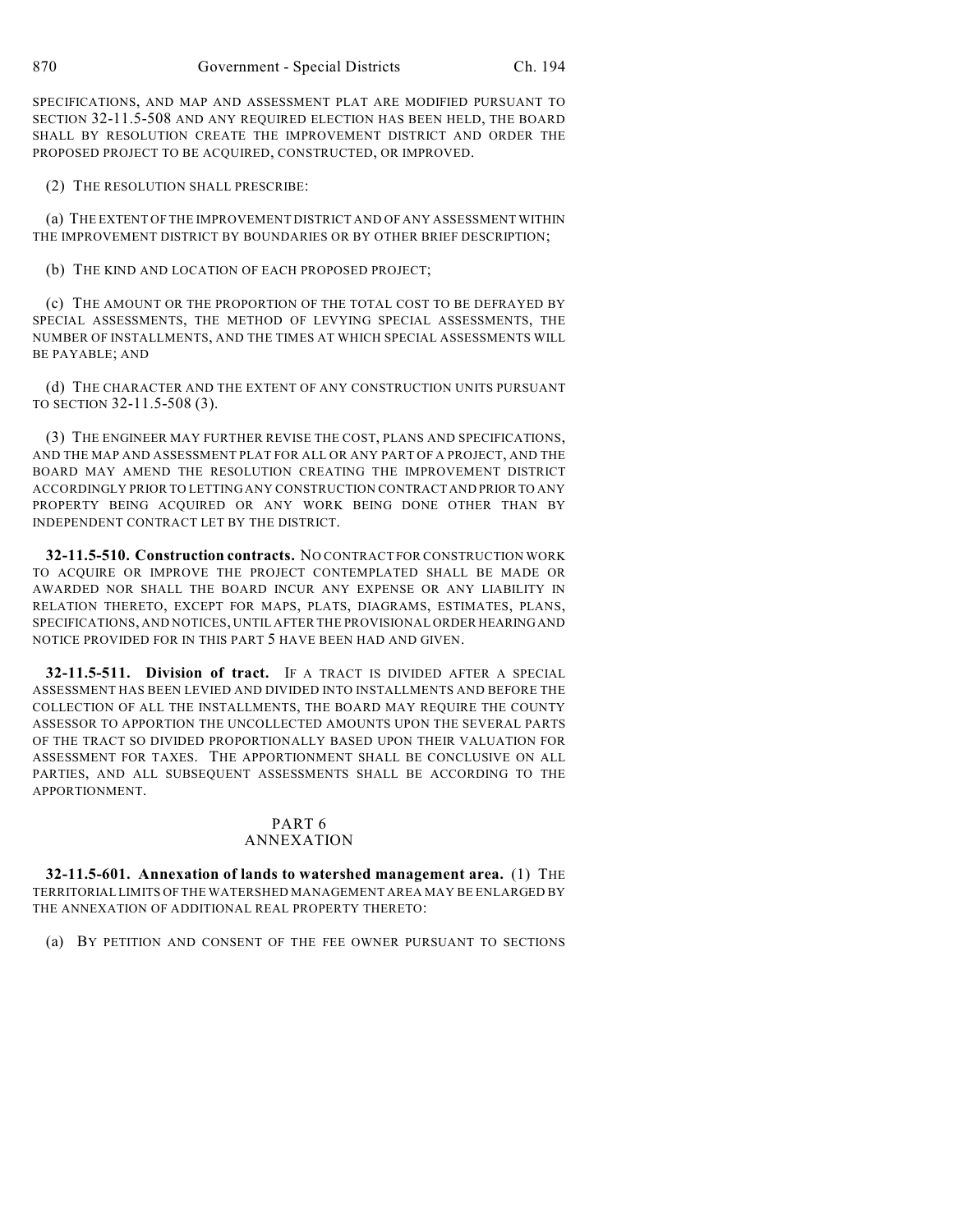SPECIFICATIONS, AND MAP AND ASSESSMENT PLAT ARE MODIFIED PURSUANT TO SECTION 32-11.5-508 AND ANY REQUIRED ELECTION HAS BEEN HELD, THE BOARD SHALL BY RESOLUTION CREATE THE IMPROVEMENT DISTRICT AND ORDER THE PROPOSED PROJECT TO BE ACQUIRED, CONSTRUCTED, OR IMPROVED.

(2) THE RESOLUTION SHALL PRESCRIBE:

(a) THE EXTENT OF THE IMPROVEMENT DISTRICT AND OF ANY ASSESSMENT WITHIN THE IMPROVEMENT DISTRICT BY BOUNDARIES OR BY OTHER BRIEF DESCRIPTION;

(b) THE KIND AND LOCATION OF EACH PROPOSED PROJECT;

(c) THE AMOUNT OR THE PROPORTION OF THE TOTAL COST TO BE DEFRAYED BY SPECIAL ASSESSMENTS, THE METHOD OF LEVYING SPECIAL ASSESSMENTS, THE NUMBER OF INSTALLMENTS, AND THE TIMES AT WHICH SPECIAL ASSESSMENTS WILL BE PAYABLE; AND

(d) THE CHARACTER AND THE EXTENT OF ANY CONSTRUCTION UNITS PURSUANT TO SECTION 32-11.5-508 (3).

(3) THE ENGINEER MAY FURTHER REVISE THE COST, PLANS AND SPECIFICATIONS, AND THE MAP AND ASSESSMENT PLAT FOR ALL OR ANY PART OF A PROJECT, AND THE BOARD MAY AMEND THE RESOLUTION CREATING THE IMPROVEMENT DISTRICT ACCORDINGLY PRIOR TO LETTING ANY CONSTRUCTION CONTRACT AND PRIOR TO ANY PROPERTY BEING ACQUIRED OR ANY WORK BEING DONE OTHER THAN BY INDEPENDENT CONTRACT LET BY THE DISTRICT.

**32-11.5-510. Construction contracts.** NO CONTRACT FOR CONSTRUCTION WORK TO ACQUIRE OR IMPROVE THE PROJECT CONTEMPLATED SHALL BE MADE OR AWARDED NOR SHALL THE BOARD INCUR ANY EXPENSE OR ANY LIABILITY IN RELATION THERETO, EXCEPT FOR MAPS, PLATS, DIAGRAMS, ESTIMATES, PLANS, SPECIFICATIONS, AND NOTICES, UNTIL AFTER THE PROVISIONAL ORDER HEARING AND NOTICE PROVIDED FOR IN THIS PART 5 HAVE BEEN HAD AND GIVEN.

**32-11.5-511. Division of tract.** IF A TRACT IS DIVIDED AFTER A SPECIAL ASSESSMENT HAS BEEN LEVIED AND DIVIDED INTO INSTALLMENTS AND BEFORE THE COLLECTION OF ALL THE INSTALLMENTS, THE BOARD MAY REQUIRE THE COUNTY ASSESSOR TO APPORTION THE UNCOLLECTED AMOUNTS UPON THE SEVERAL PARTS OF THE TRACT SO DIVIDED PROPORTIONALLY BASED UPON THEIR VALUATION FOR ASSESSMENT FOR TAXES. THE APPORTIONMENT SHALL BE CONCLUSIVE ON ALL PARTIES, AND ALL SUBSEQUENT ASSESSMENTS SHALL BE ACCORDING TO THE APPORTIONMENT.

## PART 6
## ANNEXATION

**32-11.5-601. Annexation of lands to watershed management area.** (1) THE TERRITORIAL LIMITS OF THE WATERSHED MANAGEMENT AREA MAY BE ENLARGED BY THE ANNEXATION OF ADDITIONAL REAL PROPERTY THERETO:

(a) BY PETITION AND CONSENT OF THE FEE OWNER PURSUANT TO SECTIONS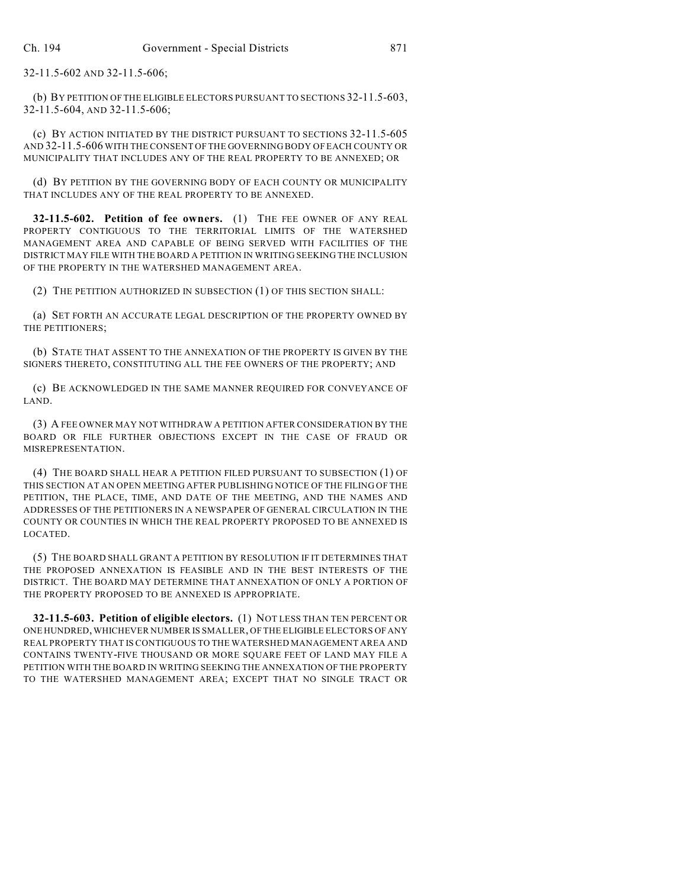32-11.5-602 AND 32-11.5-606;

(b) BY PETITION OF THE ELIGIBLE ELECTORS PURSUANT TO SECTIONS 32-11.5-603, 32-11.5-604, AND 32-11.5-606;

(c) BY ACTION INITIATED BY THE DISTRICT PURSUANT TO SECTIONS 32-11.5-605 AND 32-11.5-606 WITH THE CONSENT OF THE GOVERNING BODY OF EACH COUNTY OR MUNICIPALITY THAT INCLUDES ANY OF THE REAL PROPERTY TO BE ANNEXED; OR

(d) BY PETITION BY THE GOVERNING BODY OF EACH COUNTY OR MUNICIPALITY THAT INCLUDES ANY OF THE REAL PROPERTY TO BE ANNEXED.

**32-11.5-602. Petition of fee owners.** (1) THE FEE OWNER OF ANY REAL PROPERTY CONTIGUOUS TO THE TERRITORIAL LIMITS OF THE WATERSHED MANAGEMENT AREA AND CAPABLE OF BEING SERVED WITH FACILITIES OF THE DISTRICT MAY FILE WITH THE BOARD A PETITION IN WRITING SEEKING THE INCLUSION OF THE PROPERTY IN THE WATERSHED MANAGEMENT AREA.

(2) THE PETITION AUTHORIZED IN SUBSECTION (1) OF THIS SECTION SHALL:

(a) SET FORTH AN ACCURATE LEGAL DESCRIPTION OF THE PROPERTY OWNED BY THE PETITIONERS;

(b) STATE THAT ASSENT TO THE ANNEXATION OF THE PROPERTY IS GIVEN BY THE SIGNERS THERETO, CONSTITUTING ALL THE FEE OWNERS OF THE PROPERTY; AND

(c) BE ACKNOWLEDGED IN THE SAME MANNER REQUIRED FOR CONVEYANCE OF LAND.

(3) A FEE OWNER MAY NOT WITHDRAW A PETITION AFTER CONSIDERATION BY THE BOARD OR FILE FURTHER OBJECTIONS EXCEPT IN THE CASE OF FRAUD OR MISREPRESENTATION.

(4) THE BOARD SHALL HEAR A PETITION FILED PURSUANT TO SUBSECTION (1) OF THIS SECTION AT AN OPEN MEETING AFTER PUBLISHING NOTICE OF THE FILING OF THE PETITION, THE PLACE, TIME, AND DATE OF THE MEETING, AND THE NAMES AND ADDRESSES OF THE PETITIONERS IN A NEWSPAPER OF GENERAL CIRCULATION IN THE COUNTY OR COUNTIES IN WHICH THE REAL PROPERTY PROPOSED TO BE ANNEXED IS LOCATED.

(5) THE BOARD SHALL GRANT A PETITION BY RESOLUTION IF IT DETERMINES THAT THE PROPOSED ANNEXATION IS FEASIBLE AND IN THE BEST INTERESTS OF THE DISTRICT. THE BOARD MAY DETERMINE THAT ANNEXATION OF ONLY A PORTION OF THE PROPERTY PROPOSED TO BE ANNEXED IS APPROPRIATE.

**32-11.5-603. Petition of eligible electors.** (1) NOT LESS THAN TEN PERCENT OR ONE HUNDRED, WHICHEVER NUMBER IS SMALLER, OF THE ELIGIBLE ELECTORS OF ANY REAL PROPERTY THAT IS CONTIGUOUS TO THE WATERSHED MANAGEMENT AREA AND CONTAINS TWENTY-FIVE THOUSAND OR MORE SQUARE FEET OF LAND MAY FILE A PETITION WITH THE BOARD IN WRITING SEEKING THE ANNEXATION OF THE PROPERTY TO THE WATERSHED MANAGEMENT AREA; EXCEPT THAT NO SINGLE TRACT OR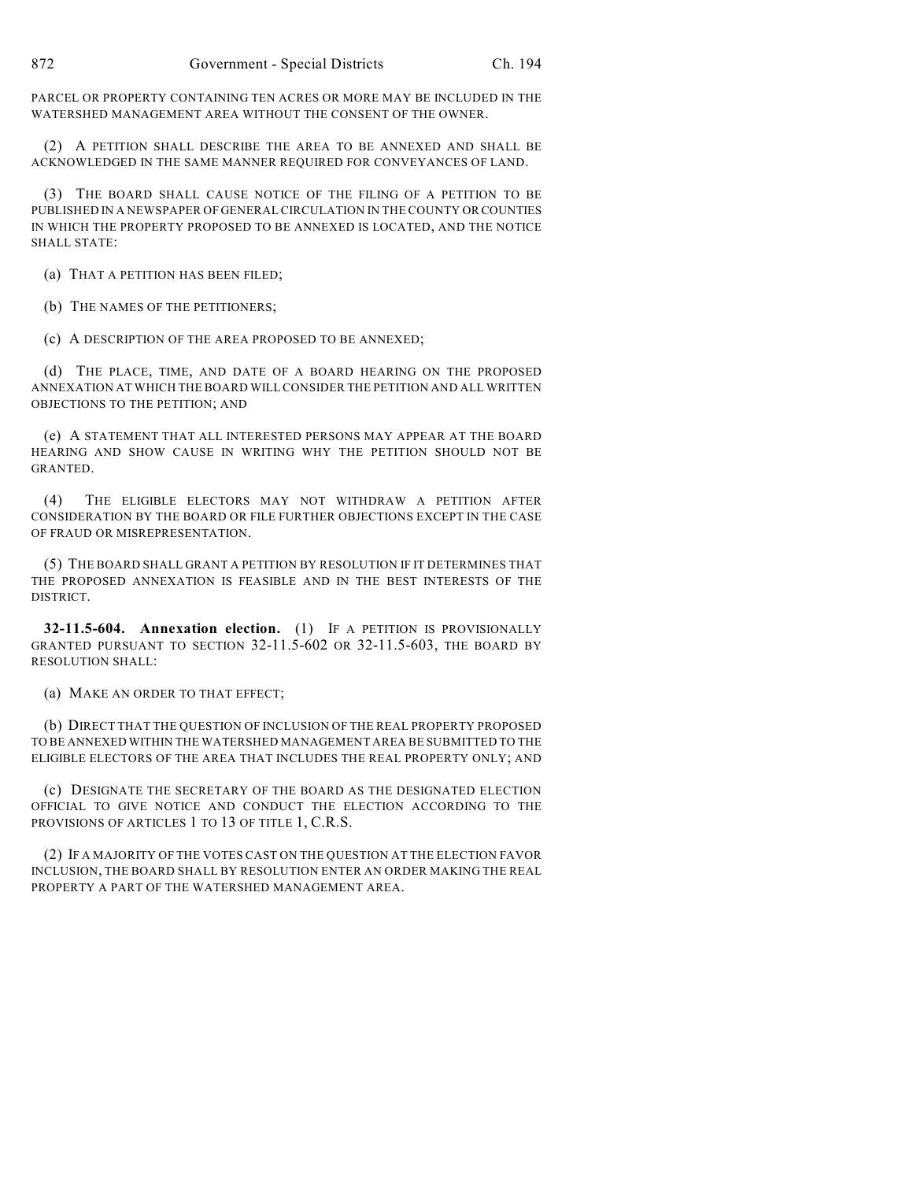PARCEL OR PROPERTY CONTAINING TEN ACRES OR MORE MAY BE INCLUDED IN THE WATERSHED MANAGEMENT AREA WITHOUT THE CONSENT OF THE OWNER.

(2) A PETITION SHALL DESCRIBE THE AREA TO BE ANNEXED AND SHALL BE ACKNOWLEDGED IN THE SAME MANNER REQUIRED FOR CONVEYANCES OF LAND.

(3) THE BOARD SHALL CAUSE NOTICE OF THE FILING OF A PETITION TO BE PUBLISHED IN A NEWSPAPER OF GENERAL CIRCULATION IN THE COUNTY OR COUNTIES IN WHICH THE PROPERTY PROPOSED TO BE ANNEXED IS LOCATED, AND THE NOTICE SHALL STATE:

(a) THAT A PETITION HAS BEEN FILED;

(b) THE NAMES OF THE PETITIONERS;

(c) A DESCRIPTION OF THE AREA PROPOSED TO BE ANNEXED;

(d) THE PLACE, TIME, AND DATE OF A BOARD HEARING ON THE PROPOSED ANNEXATION AT WHICH THE BOARD WILL CONSIDER THE PETITION AND ALL WRITTEN OBJECTIONS TO THE PETITION; AND

(e) A STATEMENT THAT ALL INTERESTED PERSONS MAY APPEAR AT THE BOARD HEARING AND SHOW CAUSE IN WRITING WHY THE PETITION SHOULD NOT BE GRANTED.

(4) THE ELIGIBLE ELECTORS MAY NOT WITHDRAW A PETITION AFTER CONSIDERATION BY THE BOARD OR FILE FURTHER OBJECTIONS EXCEPT IN THE CASE OF FRAUD OR MISREPRESENTATION.

(5) THE BOARD SHALL GRANT A PETITION BY RESOLUTION IF IT DETERMINES THAT THE PROPOSED ANNEXATION IS FEASIBLE AND IN THE BEST INTERESTS OF THE DISTRICT.

**32-11.5-604. Annexation election.** (1) IF A PETITION IS PROVISIONALLY GRANTED PURSUANT TO SECTION 32-11.5-602 OR 32-11.5-603, THE BOARD BY RESOLUTION SHALL:

(a) MAKE AN ORDER TO THAT EFFECT;

(b) DIRECT THAT THE QUESTION OF INCLUSION OF THE REAL PROPERTY PROPOSED TO BE ANNEXED WITHIN THE WATERSHED MANAGEMENT AREA BE SUBMITTED TO THE ELIGIBLE ELECTORS OF THE AREA THAT INCLUDES THE REAL PROPERTY ONLY; AND

(c) DESIGNATE THE SECRETARY OF THE BOARD AS THE DESIGNATED ELECTION OFFICIAL TO GIVE NOTICE AND CONDUCT THE ELECTION ACCORDING TO THE PROVISIONS OF ARTICLES 1 TO 13 OF TITLE 1, C.R.S.

(2) IF A MAJORITY OF THE VOTES CAST ON THE QUESTION AT THE ELECTION FAVOR INCLUSION, THE BOARD SHALL BY RESOLUTION ENTER AN ORDER MAKING THE REAL PROPERTY A PART OF THE WATERSHED MANAGEMENT AREA.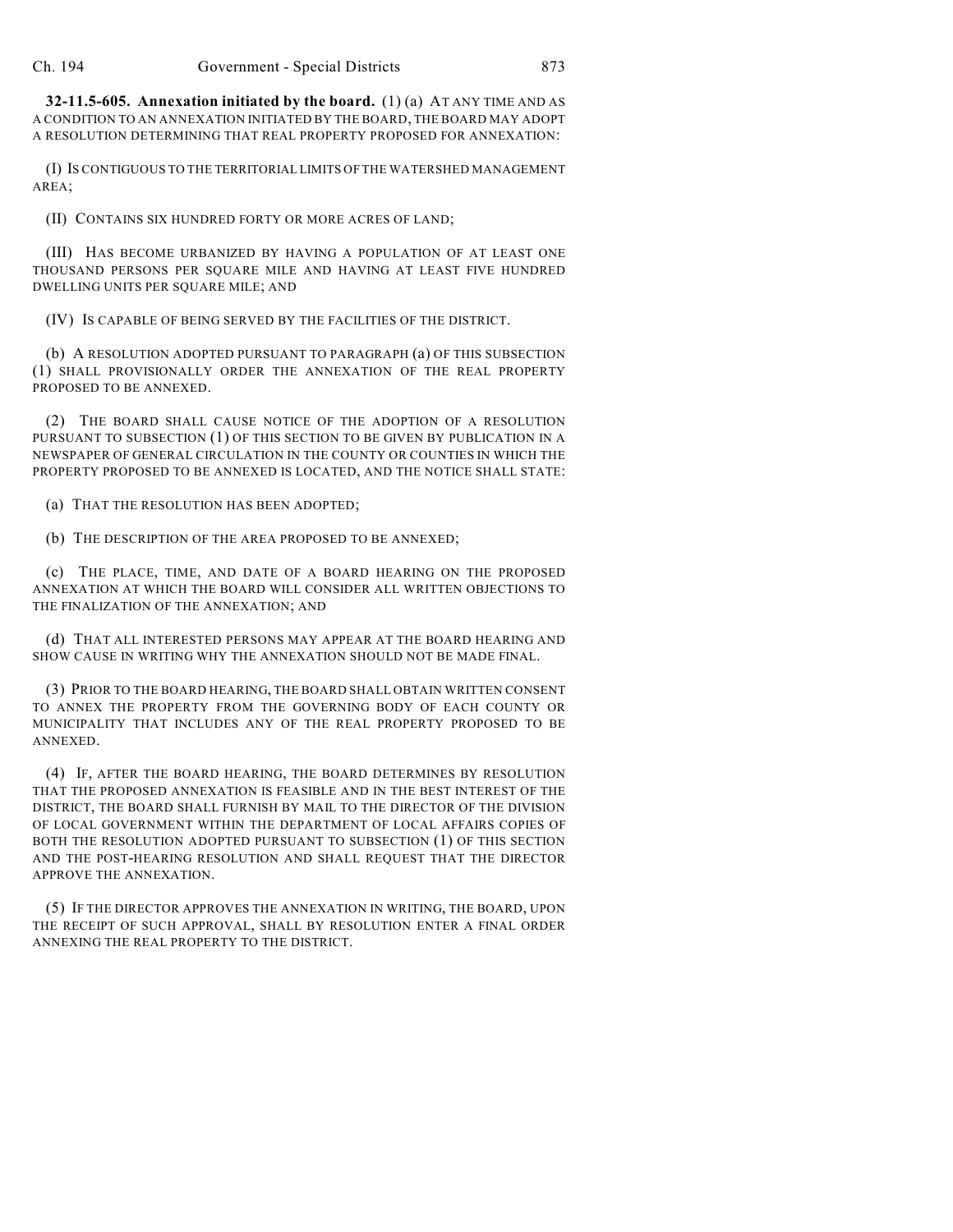**32-11.5-605. Annexation initiated by the board.** (1) (a) AT ANY TIME AND AS A CONDITION TO AN ANNEXATION INITIATED BY THE BOARD, THE BOARD MAY ADOPT A RESOLUTION DETERMINING THAT REAL PROPERTY PROPOSED FOR ANNEXATION:

(I) IS CONTIGUOUS TO THE TERRITORIAL LIMITS OF THE WATERSHED MANAGEMENT AREA;

(II) CONTAINS SIX HUNDRED FORTY OR MORE ACRES OF LAND;

(III) HAS BECOME URBANIZED BY HAVING A POPULATION OF AT LEAST ONE THOUSAND PERSONS PER SQUARE MILE AND HAVING AT LEAST FIVE HUNDRED DWELLING UNITS PER SQUARE MILE; AND

(IV) IS CAPABLE OF BEING SERVED BY THE FACILITIES OF THE DISTRICT.

(b) A RESOLUTION ADOPTED PURSUANT TO PARAGRAPH (a) OF THIS SUBSECTION (1) SHALL PROVISIONALLY ORDER THE ANNEXATION OF THE REAL PROPERTY PROPOSED TO BE ANNEXED.

(2) THE BOARD SHALL CAUSE NOTICE OF THE ADOPTION OF A RESOLUTION PURSUANT TO SUBSECTION (1) OF THIS SECTION TO BE GIVEN BY PUBLICATION IN A NEWSPAPER OF GENERAL CIRCULATION IN THE COUNTY OR COUNTIES IN WHICH THE PROPERTY PROPOSED TO BE ANNEXED IS LOCATED, AND THE NOTICE SHALL STATE:

(a) THAT THE RESOLUTION HAS BEEN ADOPTED;

(b) THE DESCRIPTION OF THE AREA PROPOSED TO BE ANNEXED;

(c) THE PLACE, TIME, AND DATE OF A BOARD HEARING ON THE PROPOSED ANNEXATION AT WHICH THE BOARD WILL CONSIDER ALL WRITTEN OBJECTIONS TO THE FINALIZATION OF THE ANNEXATION; AND

(d) THAT ALL INTERESTED PERSONS MAY APPEAR AT THE BOARD HEARING AND SHOW CAUSE IN WRITING WHY THE ANNEXATION SHOULD NOT BE MADE FINAL.

(3) PRIOR TO THE BOARD HEARING, THE BOARD SHALL OBTAIN WRITTEN CONSENT TO ANNEX THE PROPERTY FROM THE GOVERNING BODY OF EACH COUNTY OR MUNICIPALITY THAT INCLUDES ANY OF THE REAL PROPERTY PROPOSED TO BE ANNEXED.

(4) IF, AFTER THE BOARD HEARING, THE BOARD DETERMINES BY RESOLUTION THAT THE PROPOSED ANNEXATION IS FEASIBLE AND IN THE BEST INTEREST OF THE DISTRICT, THE BOARD SHALL FURNISH BY MAIL TO THE DIRECTOR OF THE DIVISION OF LOCAL GOVERNMENT WITHIN THE DEPARTMENT OF LOCAL AFFAIRS COPIES OF BOTH THE RESOLUTION ADOPTED PURSUANT TO SUBSECTION (1) OF THIS SECTION AND THE POST-HEARING RESOLUTION AND SHALL REQUEST THAT THE DIRECTOR APPROVE THE ANNEXATION.

(5) IF THE DIRECTOR APPROVES THE ANNEXATION IN WRITING, THE BOARD, UPON THE RECEIPT OF SUCH APPROVAL, SHALL BY RESOLUTION ENTER A FINAL ORDER ANNEXING THE REAL PROPERTY TO THE DISTRICT.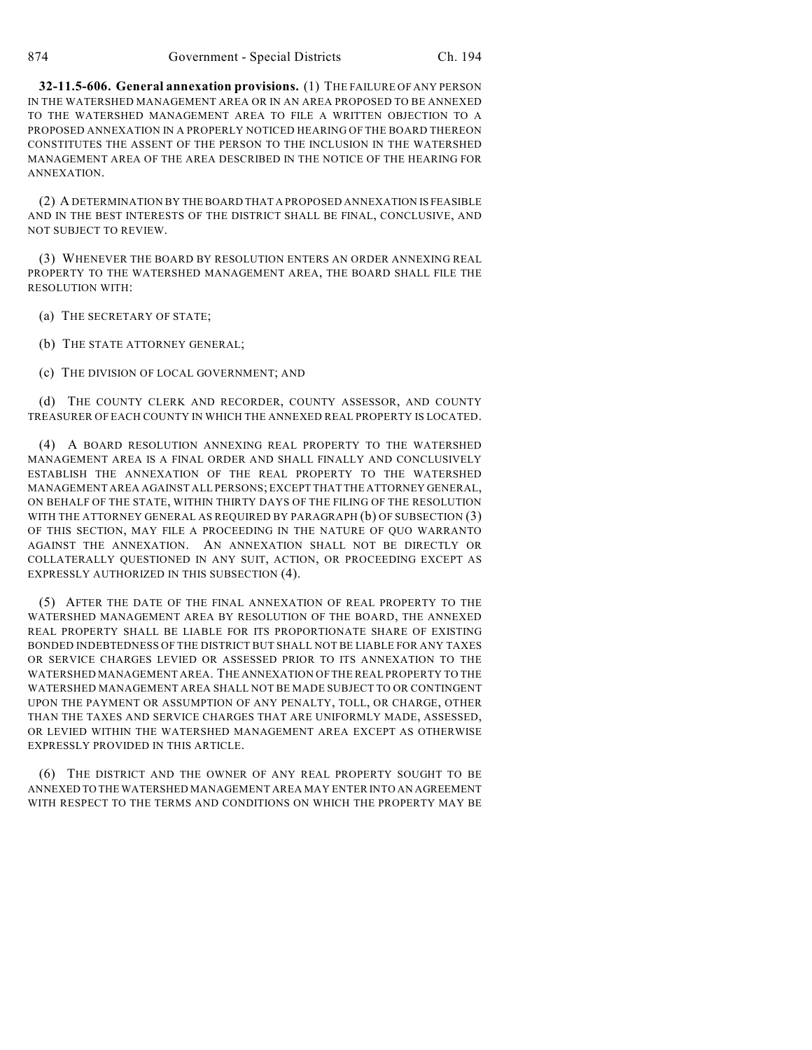**32-11.5-606. General annexation provisions.** (1) THE FAILURE OF ANY PERSON IN THE WATERSHED MANAGEMENT AREA OR IN AN AREA PROPOSED TO BE ANNEXED TO THE WATERSHED MANAGEMENT AREA TO FILE A WRITTEN OBJECTION TO A PROPOSED ANNEXATION IN A PROPERLY NOTICED HEARING OF THE BOARD THEREON CONSTITUTES THE ASSENT OF THE PERSON TO THE INCLUSION IN THE WATERSHED MANAGEMENT AREA OF THE AREA DESCRIBED IN THE NOTICE OF THE HEARING FOR ANNEXATION.

(2) A DETERMINATION BY THE BOARD THAT A PROPOSED ANNEXATION IS FEASIBLE AND IN THE BEST INTERESTS OF THE DISTRICT SHALL BE FINAL, CONCLUSIVE, AND NOT SUBJECT TO REVIEW.

(3) WHENEVER THE BOARD BY RESOLUTION ENTERS AN ORDER ANNEXING REAL PROPERTY TO THE WATERSHED MANAGEMENT AREA, THE BOARD SHALL FILE THE RESOLUTION WITH:

(a) THE SECRETARY OF STATE;

(b) THE STATE ATTORNEY GENERAL;

(c) THE DIVISION OF LOCAL GOVERNMENT; AND

(d) THE COUNTY CLERK AND RECORDER, COUNTY ASSESSOR, AND COUNTY TREASURER OF EACH COUNTY IN WHICH THE ANNEXED REAL PROPERTY IS LOCATED.

(4) A BOARD RESOLUTION ANNEXING REAL PROPERTY TO THE WATERSHED MANAGEMENT AREA IS A FINAL ORDER AND SHALL FINALLY AND CONCLUSIVELY ESTABLISH THE ANNEXATION OF THE REAL PROPERTY TO THE WATERSHED MANAGEMENT AREA AGAINST ALL PERSONS; EXCEPT THAT THE ATTORNEY GENERAL, ON BEHALF OF THE STATE, WITHIN THIRTY DAYS OF THE FILING OF THE RESOLUTION WITH THE ATTORNEY GENERAL AS REQUIRED BY PARAGRAPH (b) OF SUBSECTION (3) OF THIS SECTION, MAY FILE A PROCEEDING IN THE NATURE OF QUO WARRANTO AGAINST THE ANNEXATION. AN ANNEXATION SHALL NOT BE DIRECTLY OR COLLATERALLY QUESTIONED IN ANY SUIT, ACTION, OR PROCEEDING EXCEPT AS EXPRESSLY AUTHORIZED IN THIS SUBSECTION (4).

(5) AFTER THE DATE OF THE FINAL ANNEXATION OF REAL PROPERTY TO THE WATERSHED MANAGEMENT AREA BY RESOLUTION OF THE BOARD, THE ANNEXED REAL PROPERTY SHALL BE LIABLE FOR ITS PROPORTIONATE SHARE OF EXISTING BONDED INDEBTEDNESS OF THE DISTRICT BUT SHALL NOT BE LIABLE FOR ANY TAXES OR SERVICE CHARGES LEVIED OR ASSESSED PRIOR TO ITS ANNEXATION TO THE WATERSHED MANAGEMENT AREA. THE ANNEXATION OF THE REAL PROPERTY TO THE WATERSHED MANAGEMENT AREA SHALL NOT BE MADE SUBJECT TO OR CONTINGENT UPON THE PAYMENT OR ASSUMPTION OF ANY PENALTY, TOLL, OR CHARGE, OTHER THAN THE TAXES AND SERVICE CHARGES THAT ARE UNIFORMLY MADE, ASSESSED, OR LEVIED WITHIN THE WATERSHED MANAGEMENT AREA EXCEPT AS OTHERWISE EXPRESSLY PROVIDED IN THIS ARTICLE.

(6) THE DISTRICT AND THE OWNER OF ANY REAL PROPERTY SOUGHT TO BE ANNEXED TO THE WATERSHED MANAGEMENT AREA MAY ENTER INTO AN AGREEMENT WITH RESPECT TO THE TERMS AND CONDITIONS ON WHICH THE PROPERTY MAY BE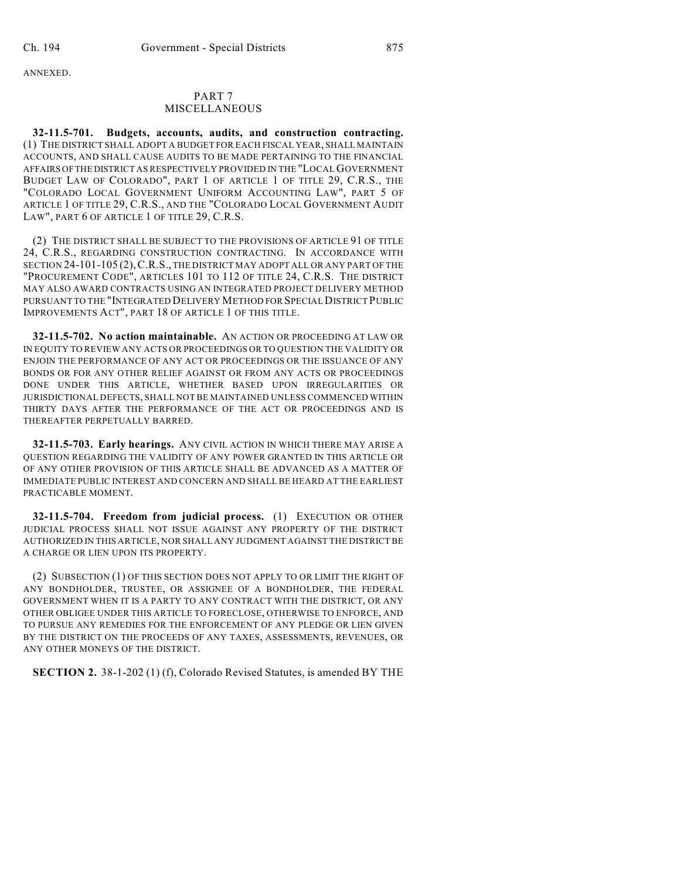ANNEXED.

## PART 7
## MISCELLANEOUS

**32-11.5-701. Budgets, accounts, audits, and construction contracting.** (1) THE DISTRICT SHALL ADOPT A BUDGET FOR EACH FISCAL YEAR, SHALL MAINTAIN ACCOUNTS, AND SHALL CAUSE AUDITS TO BE MADE PERTAINING TO THE FINANCIAL AFFAIRS OF THE DISTRICT AS RESPECTIVELY PROVIDED IN THE "LOCAL GOVERNMENT BUDGET LAW OF COLORADO", PART 1 OF ARTICLE 1 OF TITLE 29, C.R.S., THE "COLORADO LOCAL GOVERNMENT UNIFORM ACCOUNTING LAW", PART 5 OF ARTICLE 1 OF TITLE 29, C.R.S., AND THE "COLORADO LOCAL GOVERNMENT AUDIT LAW", PART 6 OF ARTICLE 1 OF TITLE 29, C.R.S.

(2) THE DISTRICT SHALL BE SUBJECT TO THE PROVISIONS OF ARTICLE 91 OF TITLE 24, C.R.S., REGARDING CONSTRUCTION CONTRACTING. IN ACCORDANCE WITH SECTION 24-101-105 (2), C.R.S., THE DISTRICT MAY ADOPT ALL OR ANY PART OF THE "PROCUREMENT CODE", ARTICLES 101 TO 112 OF TITLE 24, C.R.S. THE DISTRICT MAY ALSO AWARD CONTRACTS USING AN INTEGRATED PROJECT DELIVERY METHOD PURSUANT TO THE "INTEGRATED DELIVERY METHOD FOR SPECIAL DISTRICT PUBLIC IMPROVEMENTS ACT", PART 18 OF ARTICLE 1 OF THIS TITLE.

**32-11.5-702. No action maintainable.** AN ACTION OR PROCEEDING AT LAW OR IN EQUITY TO REVIEW ANY ACTS OR PROCEEDINGS OR TO QUESTION THE VALIDITY OR ENJOIN THE PERFORMANCE OF ANY ACT OR PROCEEDINGS OR THE ISSUANCE OF ANY BONDS OR FOR ANY OTHER RELIEF AGAINST OR FROM ANY ACTS OR PROCEEDINGS DONE UNDER THIS ARTICLE, WHETHER BASED UPON IRREGULARITIES OR JURISDICTIONAL DEFECTS, SHALL NOT BE MAINTAINED UNLESS COMMENCED WITHIN THIRTY DAYS AFTER THE PERFORMANCE OF THE ACT OR PROCEEDINGS AND IS THEREAFTER PERPETUALLY BARRED.

**32-11.5-703. Early hearings.** ANY CIVIL ACTION IN WHICH THERE MAY ARISE A QUESTION REGARDING THE VALIDITY OF ANY POWER GRANTED IN THIS ARTICLE OR OF ANY OTHER PROVISION OF THIS ARTICLE SHALL BE ADVANCED AS A MATTER OF IMMEDIATE PUBLIC INTEREST AND CONCERN AND SHALL BE HEARD AT THE EARLIEST PRACTICABLE MOMENT.

**32-11.5-704. Freedom from judicial process.** (1) EXECUTION OR OTHER JUDICIAL PROCESS SHALL NOT ISSUE AGAINST ANY PROPERTY OF THE DISTRICT AUTHORIZED IN THIS ARTICLE, NOR SHALL ANY JUDGMENT AGAINST THE DISTRICT BE A CHARGE OR LIEN UPON ITS PROPERTY.

(2) SUBSECTION (1) OF THIS SECTION DOES NOT APPLY TO OR LIMIT THE RIGHT OF ANY BONDHOLDER, TRUSTEE, OR ASSIGNEE OF A BONDHOLDER, THE FEDERAL GOVERNMENT WHEN IT IS A PARTY TO ANY CONTRACT WITH THE DISTRICT, OR ANY OTHER OBLIGEE UNDER THIS ARTICLE TO FORECLOSE, OTHERWISE TO ENFORCE, AND TO PURSUE ANY REMEDIES FOR THE ENFORCEMENT OF ANY PLEDGE OR LIEN GIVEN BY THE DISTRICT ON THE PROCEEDS OF ANY TAXES, ASSESSMENTS, REVENUES, OR ANY OTHER MONEYS OF THE DISTRICT.

**SECTION 2.** 38-1-202 (1) (f), Colorado Revised Statutes, is amended BY THE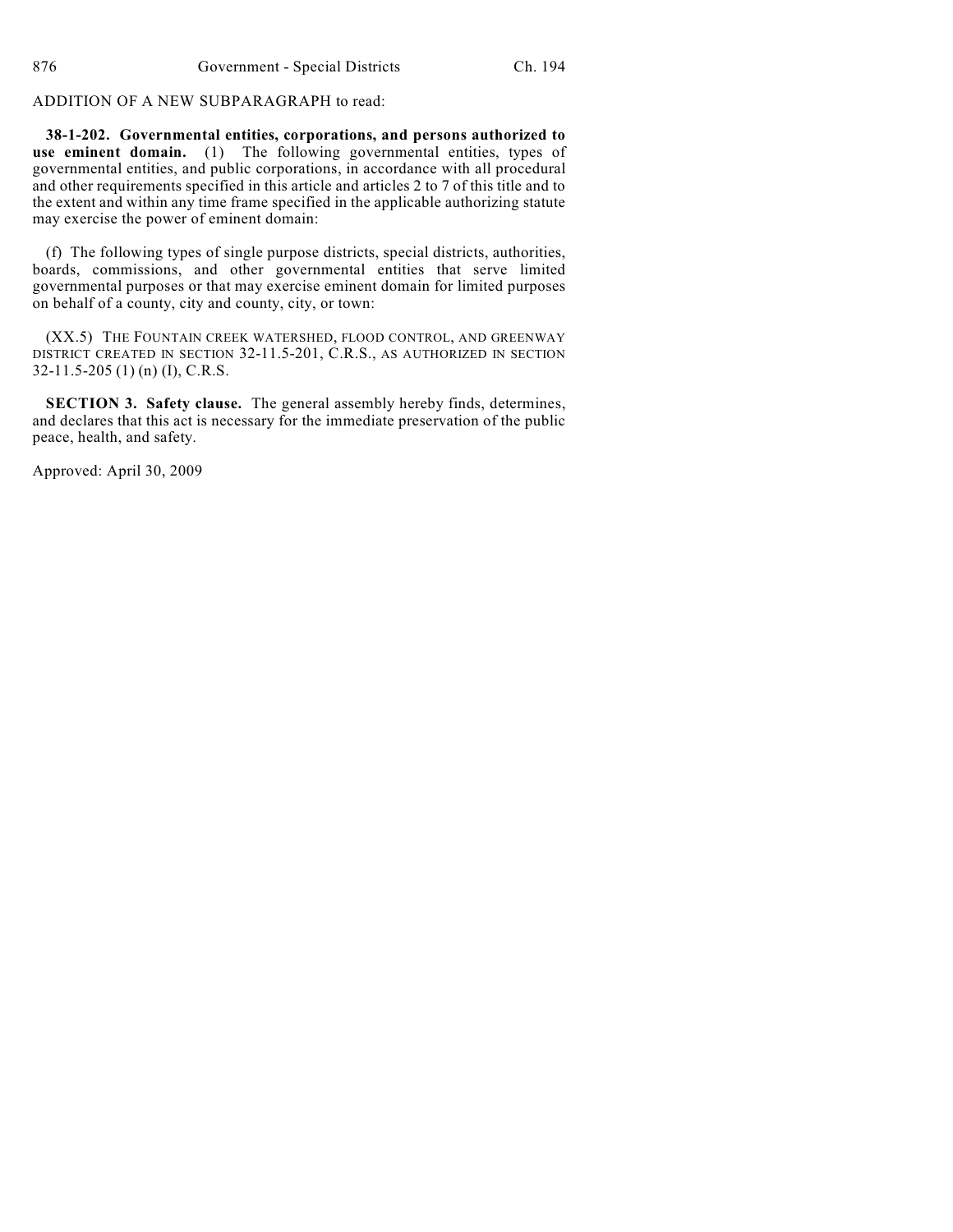ADDITION OF A NEW SUBPARAGRAPH to read:

**38-1-202. Governmental entities, corporations, and persons authorized to use eminent domain.** (1) The following governmental entities, types of governmental entities, and public corporations, in accordance with all procedural and other requirements specified in this article and articles 2 to 7 of this title and to the extent and within any time frame specified in the applicable authorizing statute may exercise the power of eminent domain:

(f) The following types of single purpose districts, special districts, authorities, boards, commissions, and other governmental entities that serve limited governmental purposes or that may exercise eminent domain for limited purposes on behalf of a county, city and county, city, or town:

(XX.5) THE FOUNTAIN CREEK WATERSHED, FLOOD CONTROL, AND GREENWAY DISTRICT CREATED IN SECTION 32-11.5-201, C.R.S., AS AUTHORIZED IN SECTION 32-11.5-205 (1) (n) (I), C.R.S.

**SECTION 3. Safety clause.** The general assembly hereby finds, determines, and declares that this act is necessary for the immediate preservation of the public peace, health, and safety.

Approved: April 30, 2009